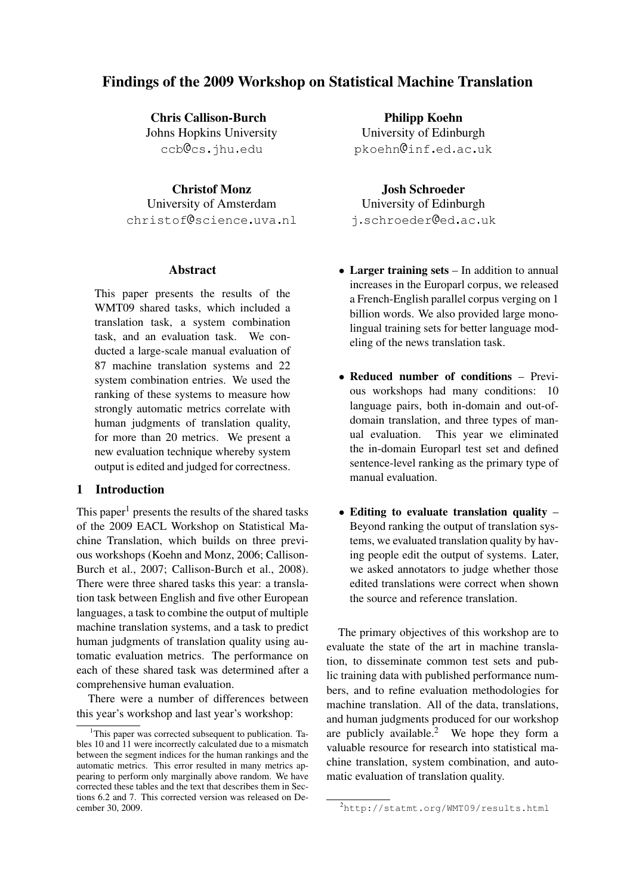# Findings of the 2009 Workshop on Statistical Machine Translation

**Chris Callison-Burch**
Johns Hopkins University
ccb@cs.jhu.edu

**Philipp Koehn**
University of Edinburgh
pkoehn@inf.ed.ac.uk

**Christof Monz**
University of Amsterdam
christof@science.uva.nl

**Josh Schroeder**
University of Edinburgh
j.schroeder@ed.ac.uk

## Abstract

This paper presents the results of the WMT09 shared tasks, which included a translation task, a system combination task, and an evaluation task. We conducted a large-scale manual evaluation of 87 machine translation systems and 22 system combination entries. We used the ranking of these systems to measure how strongly automatic metrics correlate with human judgments of translation quality, for more than 20 metrics. We present a new evaluation technique whereby system output is edited and judged for correctness.

## 1 Introduction

This paper[1] presents the results of the shared tasks of the 2009 EACL Workshop on Statistical Machine Translation, which builds on three previous workshops (Koehn and Monz, 2006; Callison-Burch et al., 2007; Callison-Burch et al., 2008). There were three shared tasks this year: a translation task between English and five other European languages, a task to combine the output of multiple machine translation systems, and a task to predict human judgments of translation quality using automatic evaluation metrics. The performance on each of these shared task was determined after a comprehensive human evaluation.

There were a number of differences between this year's workshop and last year's workshop:

- **Larger training sets** – In addition to annual increases in the Europarl corpus, we released a French-English parallel corpus verging on 1 billion words. We also provided large monolingual training sets for better language modeling of the news translation task.
- **Reduced number of conditions** – Previous workshops had many conditions: 10 language pairs, both in-domain and out-of-domain translation, and three types of manual evaluation. This year we eliminated the in-domain Europarl test set and defined sentence-level ranking as the primary type of manual evaluation.
- **Editing to evaluate translation quality** – Beyond ranking the output of translation systems, we evaluated translation quality by having people edit the output of systems. Later, we asked annotators to judge whether those edited translations were correct when shown the source and reference translation.

The primary objectives of this workshop are to evaluate the state of the art in machine translation, to disseminate common test sets and public training data with published performance numbers, and to refine evaluation methodologies for machine translation. All of the data, translations, and human judgments produced for our workshop are publicly available.[2] We hope they form a valuable resource for research into statistical machine translation, system combination, and automatic evaluation of translation quality.

[1] This paper was corrected subsequent to publication. Tables 10 and 11 were incorrectly calculated due to a mismatch between the segment indices for the human rankings and the automatic metrics. This error resulted in many metrics appearing to perform only marginally above random. We have corrected these tables and the text that describes them in Sections 6.2 and 7. This corrected version was released on December 30, 2009.

[2] http://statmt.org/WMT09/results.html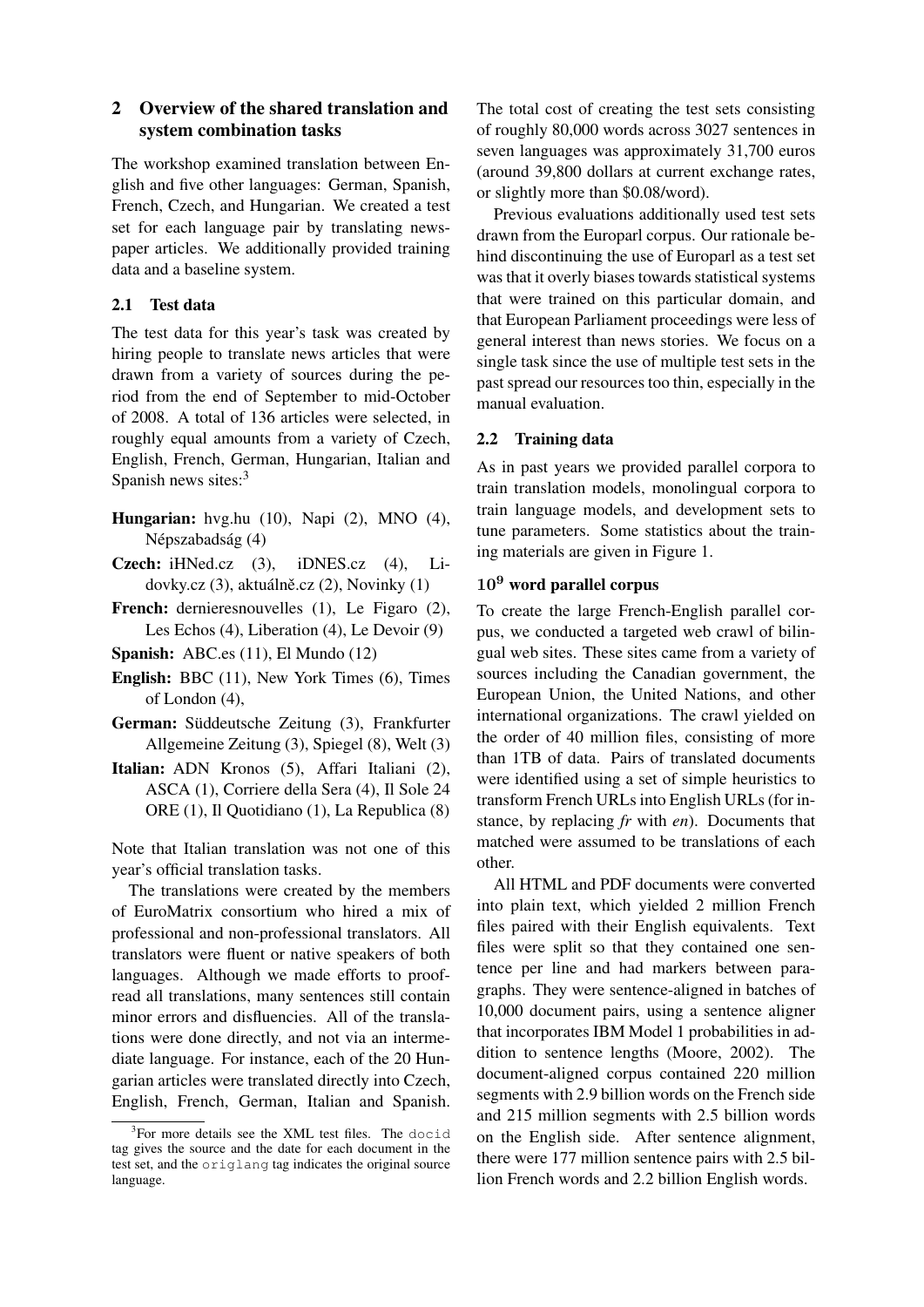## 2 Overview of the shared translation and system combination tasks

The workshop examined translation between English and five other languages: German, Spanish, French, Czech, and Hungarian. We created a test set for each language pair by translating newspaper articles. We additionally provided training data and a baseline system.

### 2.1 Test data

The test data for this year's task was created by hiring people to translate news articles that were drawn from a variety of sources during the period from the end of September to mid-October of 2008. A total of 136 articles were selected, in roughly equal amounts from a variety of Czech, English, French, German, Hungarian, Italian and Spanish news sites:[3]

- **Hungarian:** hvg.hu (10), Napi (2), MNO (4), Népszabadság (4)
- **Czech:** iHNed.cz (3), iDNES.cz (4), Lidovky.cz (3), aktuálně.cz (2), Novinky (1)
- **French:** dernieresnouvelles (1), Le Figaro (2), Les Echos (4), Liberation (4), Le Devoir (9)
- **Spanish:** ABC.es (11), El Mundo (12)
- **English:** BBC (11), New York Times (6), Times of London (4),
- **German:** Süddeutsche Zeitung (3), Frankfurter Allgemeine Zeitung (3), Spiegel (8), Welt (3)
- **Italian:** ADN Kronos (5), Affari Italiani (2), ASCA (1), Corriere della Sera (4), Il Sole 24 ORE (1), Il Quotidiano (1), La Republica (8)

Note that Italian translation was not one of this year's official translation tasks.

The translations were created by the members of EuroMatrix consortium who hired a mix of professional and non-professional translators. All translators were fluent or native speakers of both languages. Although we made efforts to proofread all translations, many sentences still contain minor errors and disfluencies. All of the translations were done directly, and not via an intermediate language. For instance, each of the 20 Hungarian articles were translated directly into Czech, English, French, German, Italian and Spanish. The total cost of creating the test sets consisting of roughly 80,000 words across 3027 sentences in seven languages was approximately 31,700 euros (around 39,800 dollars at current exchange rates, or slightly more than \$0.08/word).

Previous evaluations additionally used test sets drawn from the Europarl corpus. Our rationale behind discontinuing the use of Europarl as a test set was that it overly biases towards statistical systems that were trained on this particular domain, and that European Parliament proceedings were less of general interest than news stories. We focus on a single task since the use of multiple test sets in the past spread our resources too thin, especially in the manual evaluation.

[3]For more details see the XML test files. The `docid` tag gives the source and the date for each document in the test set, and the `origlang` tag indicates the original source language.

### 2.2 Training data

As in past years we provided parallel corpora to train translation models, monolingual corpora to train language models, and development sets to tune parameters. Some statistics about the training materials are given in Figure 1.

#### $10^9$ word parallel corpus

To create the large French-English parallel corpus, we conducted a targeted web crawl of bilingual web sites. These sites came from a variety of sources including the Canadian government, the European Union, the United Nations, and other international organizations. The crawl yielded on the order of 40 million files, consisting of more than 1TB of data. Pairs of translated documents were identified using a set of simple heuristics to transform French URLs into English URLs (for instance, by replacing *fr* with *en*). Documents that matched were assumed to be translations of each other.

All HTML and PDF documents were converted into plain text, which yielded 2 million French files paired with their English equivalents. Text files were split so that they contained one sentence per line and had markers between paragraphs. They were sentence-aligned in batches of 10,000 document pairs, using a sentence aligner that incorporates IBM Model 1 probabilities in addition to sentence lengths (Moore, 2002). The document-aligned corpus contained 220 million segments with 2.9 billion words on the French side and 215 million segments with 2.5 billion words on the English side. After sentence alignment, there were 177 million sentence pairs with 2.5 billion French words and 2.2 billion English words.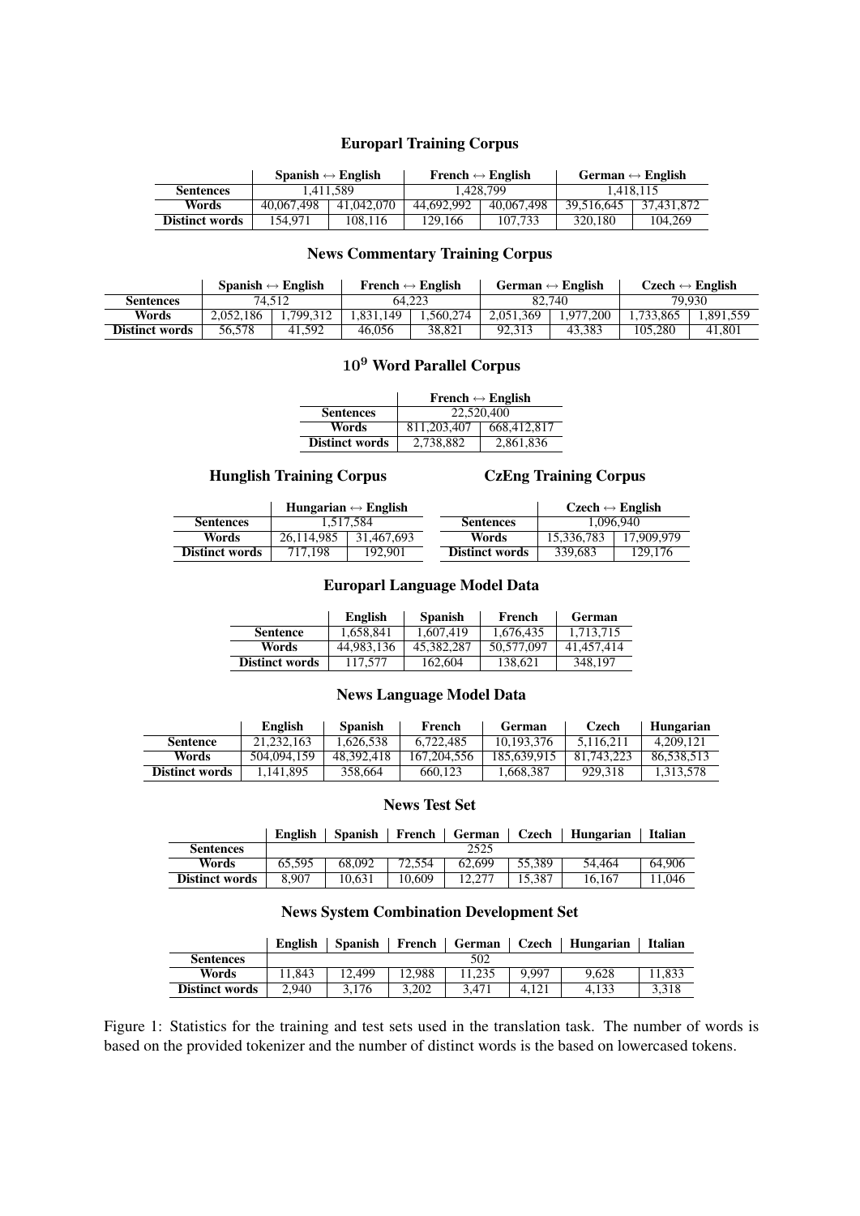### Europarl Training Corpus

| | Spanish ↔ English | | French ↔ English | | German ↔ English | |
|---|---|---|---|---|---|---|
| **Sentences** | 1,411,589 | | 1,428,799 | | 1,418,115 | |
| **Words** | 40,067,498 | 41,042,070 | 44,692,992 | 40,067,498 | 39,516,645 | 37,431,872 |
| **Distinct words** | 154,971 | 108,116 | 129,166 | 107,733 | 320,180 | 104,269 |

### News Commentary Training Corpus

| | Spanish ↔ English | | French ↔ English | | German ↔ English | | Czech ↔ English | |
|---|---|---|---|---|---|---|---|---|
| **Sentences** | 74,512 | | 64,223 | | 82,740 | | 79,930 | |
| **Words** | 2,052,186 | 1,799,312 | 1,831,149 | 1,560,274 | 2,051,369 | 1,977,200 | 1,733,865 | 1,891,559 |
| **Distinct words** | 56,578 | 41,592 | 46,056 | 38,821 | 92,313 | 43,383 | 105,280 | 41,801 |

### $10^9$ Word Parallel Corpus

| | French ↔ English | |
|---|---|---|
| **Sentences** | 22,520,400 | |
| **Words** | 811,203,407 | 668,412,817 |
| **Distinct words** | 2,738,882 | 2,861,836 |

### Hunglish Training Corpus

| | Hungarian ↔ English | |
|---|---|---|
| **Sentences** | 1,517,584 | |
| **Words** | 26,114,985 | 31,467,693 |
| **Distinct words** | 717,198 | 192,901 |

### CzEng Training Corpus

| | Czech ↔ English | |
|---|---|---|
| **Sentences** | 1,096,940 | |
| **Words** | 15,336,783 | 17,909,979 |
| **Distinct words** | 339,683 | 129,176 |

### Europarl Language Model Data

| | English | Spanish | French | German |
|---|---|---|---|---|
| **Sentence** | 1,658,841 | 1,607,419 | 1,676,435 | 1,713,715 |
| **Words** | 44,983,136 | 45,382,287 | 50,577,097 | 41,457,414 |
| **Distinct words** | 117,577 | 162,604 | 138,621 | 348,197 |

### News Language Model Data

| | English | Spanish | French | German | Czech | Hungarian |
|---|---|---|---|---|---|---|
| **Sentence** | 21,232,163 | 1,626,538 | 6,722,485 | 10,193,376 | 5,116,211 | 4,209,121 |
| **Words** | 504,094,159 | 48,392,418 | 167,204,556 | 185,639,915 | 81,743,223 | 86,538,513 |
| **Distinct words** | 1,141,895 | 358,664 | 660,123 | 1,668,387 | 929,318 | 1,313,578 |

### News Test Set

| | English | Spanish | French | German | Czech | Hungarian | Italian |
|---|---|---|---|---|---|---|---|
| **Sentences** | 2525 | | | | | | |
| **Words** | 65,595 | 68,092 | 72,554 | 62,699 | 55,389 | 54,464 | 64,906 |
| **Distinct words** | 8,907 | 10,631 | 10,609 | 12,277 | 15,387 | 16,167 | 11,046 |

### News System Combination Development Set

| | English | Spanish | French | German | Czech | Hungarian | Italian |
|---|---|---|---|---|---|---|---|
| **Sentences** | 502 | | | | | | |
| **Words** | 11,843 | 12,499 | 12,988 | 11,235 | 9,997 | 9,628 | 11,833 |
| **Distinct words** | 2,940 | 3,176 | 3,202 | 3,471 | 4,121 | 4,133 | 3,318 |

Figure 1: Statistics for the training and test sets used in the translation task. The number of words is based on the provided tokenizer and the number of distinct words is the based on lowercased tokens.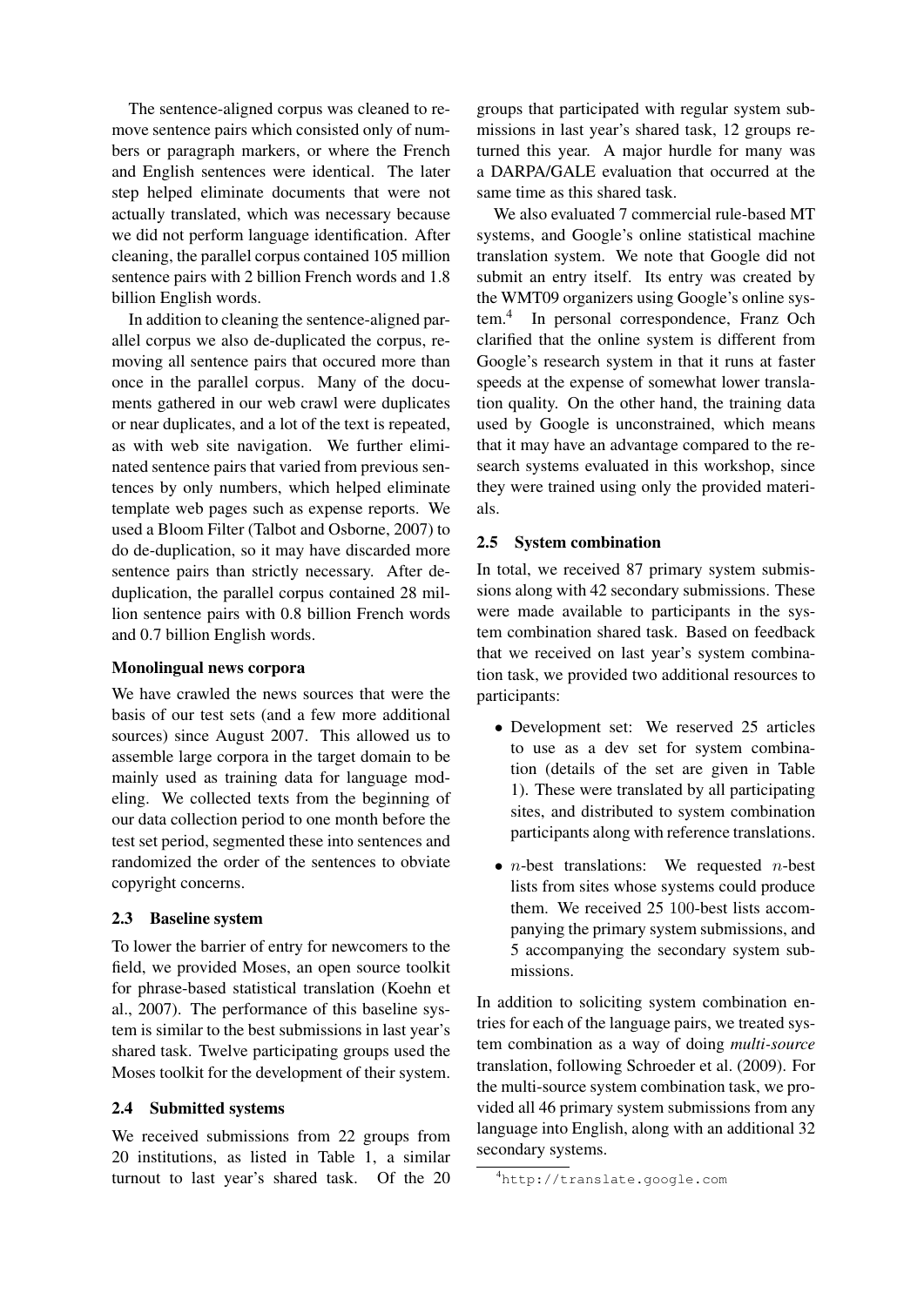The sentence-aligned corpus was cleaned to remove sentence pairs which consisted only of numbers or paragraph markers, or where the French and English sentences were identical. The later step helped eliminate documents that were not actually translated, which was necessary because we did not perform language identification. After cleaning, the parallel corpus contained 105 million sentence pairs with 2 billion French words and 1.8 billion English words.

In addition to cleaning the sentence-aligned parallel corpus we also de-duplicated the corpus, removing all sentence pairs that occured more than once in the parallel corpus. Many of the documents gathered in our web crawl were duplicates or near duplicates, and a lot of the text is repeated, as with web site navigation. We further eliminated sentence pairs that varied from previous sentences by only numbers, which helped eliminate template web pages such as expense reports. We used a Bloom Filter (Talbot and Osborne, 2007) to do de-duplication, so it may have discarded more sentence pairs than strictly necessary. After de-duplication, the parallel corpus contained 28 million sentence pairs with 0.8 billion French words and 0.7 billion English words.

**Monolingual news corpora**

We have crawled the news sources that were the basis of our test sets (and a few more additional sources) since August 2007. This allowed us to assemble large corpora in the target domain to be mainly used as training data for language modeling. We collected texts from the beginning of our data collection period to one month before the test set period, segmented these into sentences and randomized the order of the sentences to obviate copyright concerns.

### 2.3 Baseline system

To lower the barrier of entry for newcomers to the field, we provided Moses, an open source toolkit for phrase-based statistical translation (Koehn et al., 2007). The performance of this baseline system is similar to the best submissions in last year's shared task. Twelve participating groups used the Moses toolkit for the development of their system.

### 2.4 Submitted systems

We received submissions from 22 groups from 20 institutions, as listed in Table 1, a similar turnout to last year's shared task. Of the 20 groups that participated with regular system submissions in last year's shared task, 12 groups returned this year. A major hurdle for many was a DARPA/GALE evaluation that occurred at the same time as this shared task.

We also evaluated 7 commercial rule-based MT systems, and Google's online statistical machine translation system. We note that Google did not submit an entry itself. Its entry was created by the WMT09 organizers using Google's online system.[4] In personal correspondence, Franz Och clarified that the online system is different from Google's research system in that it runs at faster speeds at the expense of somewhat lower translation quality. On the other hand, the training data used by Google is unconstrained, which means that it may have an advantage compared to the research systems evaluated in this workshop, since they were trained using only the provided materials.

### 2.5 System combination

In total, we received 87 primary system submissions along with 42 secondary submissions. These were made available to participants in the system combination shared task. Based on feedback that we received on last year's system combination task, we provided two additional resources to participants:

- Development set: We reserved 25 articles to use as a dev set for system combination (details of the set are given in Table 1). These were translated by all participating sites, and distributed to system combination participants along with reference translations.
- $n$-best translations: We requested $n$-best lists from sites whose systems could produce them. We received 25 100-best lists accompanying the primary system submissions, and 5 accompanying the secondary system submissions.

In addition to soliciting system combination entries for each of the language pairs, we treated system combination as a way of doing *multi-source* translation, following Schroeder et al. (2009). For the multi-source system combination task, we provided all 46 primary system submissions from any language into English, along with an additional 32 secondary systems.

[4] http://translate.google.com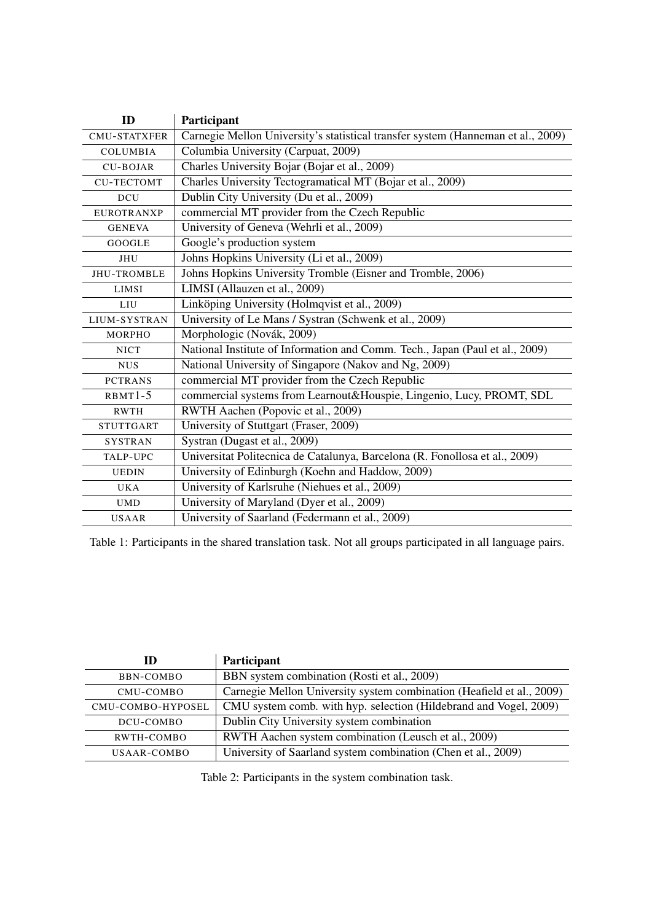| ID | Participant |
| --- | --- |
| CMU-STATXFER | Carnegie Mellon University's statistical transfer system (Hanneman et al., 2009) |
| COLUMBIA | Columbia University (Carpuat, 2009) |
| CU-BOJAR | Charles University Bojar (Bojar et al., 2009) |
| CU-TECTOMT | Charles University Tectogramatical MT (Bojar et al., 2009) |
| DCU | Dublin City University (Du et al., 2009) |
| EUROTRANXP | commercial MT provider from the Czech Republic |
| GENEVA | University of Geneva (Wehrli et al., 2009) |
| GOOGLE | Google's production system |
| JHU | Johns Hopkins University (Li et al., 2009) |
| JHU-TROMBLE | Johns Hopkins University Tromble (Eisner and Tromble, 2006) |
| LIMSI | LIMSI (Allauzen et al., 2009) |
| LIU | Linköping University (Holmqvist et al., 2009) |
| LIUM-SYSTRAN | University of Le Mans / Systran (Schwenk et al., 2009) |
| MORPHO | Morphologic (Novák, 2009) |
| NICT | National Institute of Information and Comm. Tech., Japan (Paul et al., 2009) |
| NUS | National University of Singapore (Nakov and Ng, 2009) |
| PCTRANS | commercial MT provider from the Czech Republic |
| RBMT1-5 | commercial systems from Learnout&Houspie, Lingenio, Lucy, PROMT, SDL |
| RWTH | RWTH Aachen (Popovic et al., 2009) |
| STUTTGART | University of Stuttgart (Fraser, 2009) |
| SYSTRAN | Systran (Dugast et al., 2009) |
| TALP-UPC | Universitat Politecnica de Catalunya, Barcelona (R. Fonollosa et al., 2009) |
| UEDIN | University of Edinburgh (Koehn and Haddow, 2009) |
| UKA | University of Karlsruhe (Niehues et al., 2009) |
| UMD | University of Maryland (Dyer et al., 2009) |
| USAAR | University of Saarland (Federmann et al., 2009) |

Table 1: Participants in the shared translation task. Not all groups participated in all language pairs.

| ID | Participant |
| --- | --- |
| BBN-COMBO | BBN system combination (Rosti et al., 2009) |
| CMU-COMBO | Carnegie Mellon University system combination (Heafield et al., 2009) |
| CMU-COMBO-HYPOSEL | CMU system comb. with hyp. selection (Hildebrand and Vogel, 2009) |
| DCU-COMBO | Dublin City University system combination |
| RWTH-COMBO | RWTH Aachen system combination (Leusch et al., 2009) |
| USAAR-COMBO | University of Saarland system combination (Chen et al., 2009) |

Table 2: Participants in the system combination task.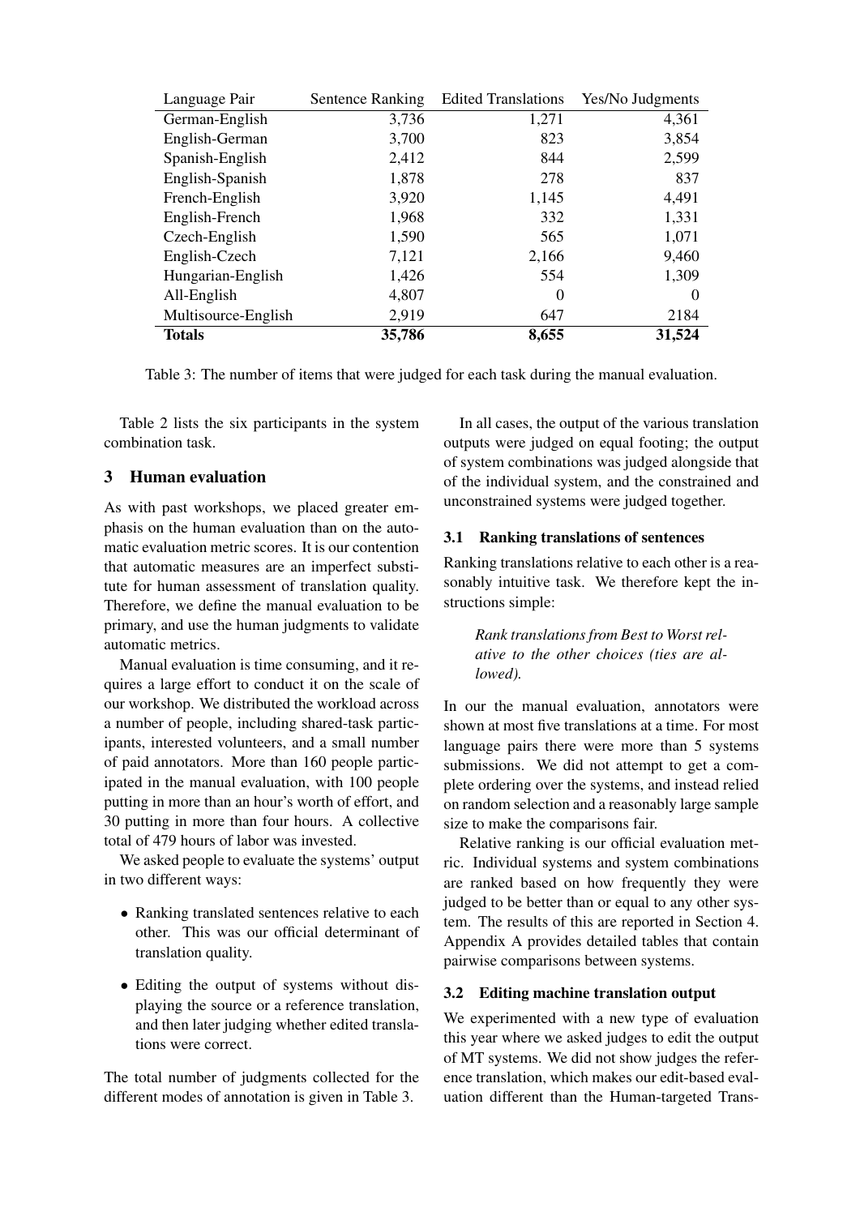| Language Pair | Sentence Ranking | Edited Translations | Yes/No Judgments |
|---|---|---|---|
| German-English | 3,736 | 1,271 | 4,361 |
| English-German | 3,700 | 823 | 3,854 |
| Spanish-English | 2,412 | 844 | 2,599 |
| English-Spanish | 1,878 | 278 | 837 |
| French-English | 3,920 | 1,145 | 4,491 |
| English-French | 1,968 | 332 | 1,331 |
| Czech-English | 1,590 | 565 | 1,071 |
| English-Czech | 7,121 | 2,166 | 9,460 |
| Hungarian-English | 1,426 | 554 | 1,309 |
| All-English | 4,807 | 0 | 0 |
| Multisource-English | 2,919 | 647 | 2184 |
| **Totals** | **35,786** | **8,655** | **31,524** |

Table 3: The number of items that were judged for each task during the manual evaluation.

Table 2 lists the six participants in the system combination task.

## 3 Human evaluation

As with past workshops, we placed greater emphasis on the human evaluation than on the automatic evaluation metric scores. It is our contention that automatic measures are an imperfect substitute for human assessment of translation quality. Therefore, we define the manual evaluation to be primary, and use the human judgments to validate automatic metrics.

Manual evaluation is time consuming, and it requires a large effort to conduct it on the scale of our workshop. We distributed the workload across a number of people, including shared-task participants, interested volunteers, and a small number of paid annotators. More than 160 people participated in the manual evaluation, with 100 people putting in more than an hour's worth of effort, and 30 putting in more than four hours. A collective total of 479 hours of labor was invested.

We asked people to evaluate the systems' output in two different ways:

- Ranking translated sentences relative to each other. This was our official determinant of translation quality.
- Editing the output of systems without displaying the source or a reference translation, and then later judging whether edited translations were correct.

The total number of judgments collected for the different modes of annotation is given in Table 3.

In all cases, the output of the various translation outputs were judged on equal footing; the output of system combinations was judged alongside that of the individual system, and the constrained and unconstrained systems were judged together.

### 3.1 Ranking translations of sentences

Ranking translations relative to each other is a reasonably intuitive task. We therefore kept the instructions simple:

> *Rank translations from Best to Worst relative to the other choices (ties are allowed).*

In our the manual evaluation, annotators were shown at most five translations at a time. For most language pairs there were more than 5 systems submissions. We did not attempt to get a complete ordering over the systems, and instead relied on random selection and a reasonably large sample size to make the comparisons fair.

Relative ranking is our official evaluation metric. Individual systems and system combinations are ranked based on how frequently they were judged to be better than or equal to any other system. The results of this are reported in Section 4. Appendix A provides detailed tables that contain pairwise comparisons between systems.

### 3.2 Editing machine translation output

We experimented with a new type of evaluation this year where we asked judges to edit the output of MT systems. We did not show judges the reference translation, which makes our edit-based evaluation different than the Human-targeted Trans-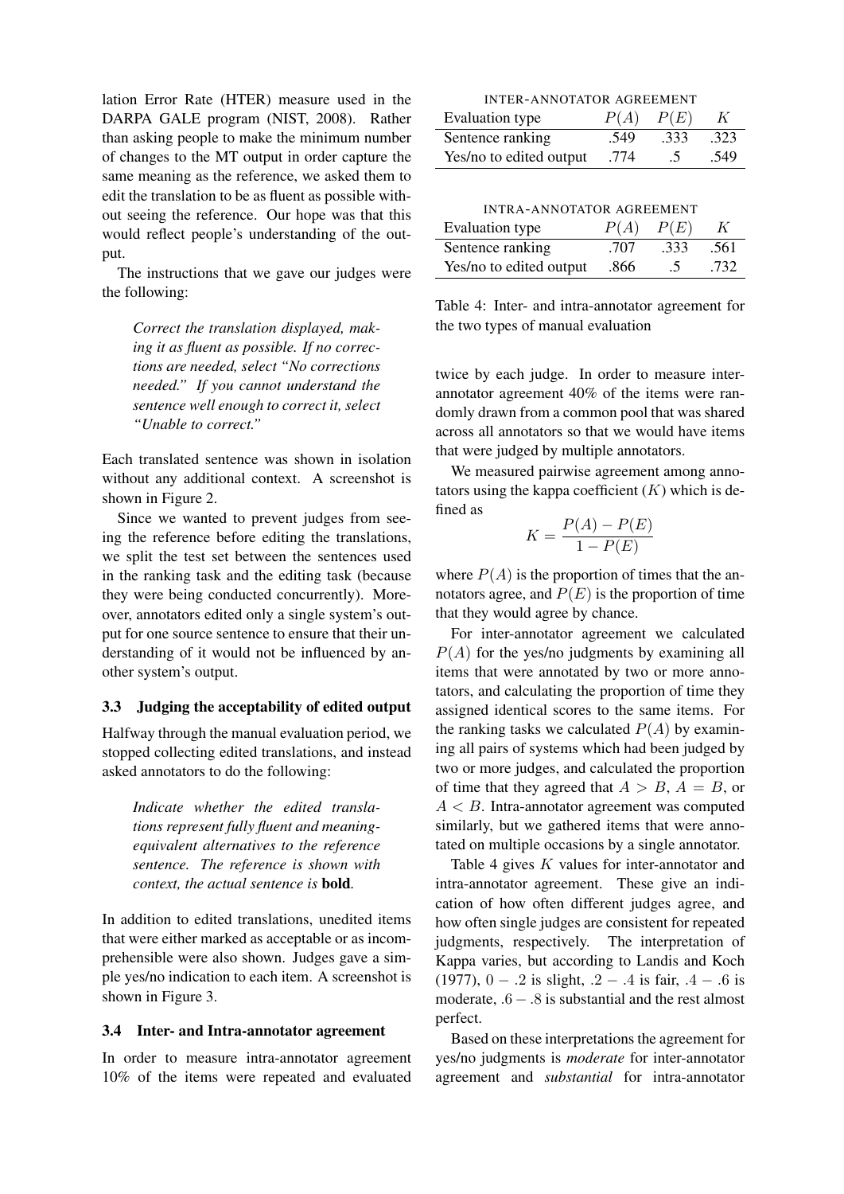lation Error Rate (HTER) measure used in the DARPA GALE program (NIST, 2008). Rather than asking people to make the minimum number of changes to the MT output in order capture the same meaning as the reference, we asked them to edit the translation to be as fluent as possible without seeing the reference. Our hope was that this would reflect people's understanding of the output.

The instructions that we gave our judges were the following:

> *Correct the translation displayed, making it as fluent as possible. If no corrections are needed, select "No corrections needed." If you cannot understand the sentence well enough to correct it, select "Unable to correct."*

Each translated sentence was shown in isolation without any additional context. A screenshot is shown in Figure 2.

Since we wanted to prevent judges from seeing the reference before editing the translations, we split the test set between the sentences used in the ranking task and the editing task (because they were being conducted concurrently). Moreover, annotators edited only a single system's output for one source sentence to ensure that their understanding of it would not be influenced by another system's output.

### 3.3 Judging the acceptability of edited output

Halfway through the manual evaluation period, we stopped collecting edited translations, and instead asked annotators to do the following:

> *Indicate whether the edited translations represent fully fluent and meaning-equivalent alternatives to the reference sentence. The reference is shown with context, the actual sentence is* **bold***.*

In addition to edited translations, unedited items that were either marked as acceptable or as incomprehensible were also shown. Judges gave a simple yes/no indication to each item. A screenshot is shown in Figure 3.

### 3.4 Inter- and Intra-annotator agreement

In order to measure intra-annotator agreement 10% of the items were repeated and evaluated twice by each judge. In order to measure inter-annotator agreement 40% of the items were randomly drawn from a common pool that was shared across all annotators so that we would have items that were judged by multiple annotators.

INTER-ANNOTATOR AGREEMENT

| Evaluation type | $P(A)$ | $P(E)$ | $K$ |
|---|---|---|---|
| Sentence ranking | .549 | .333 | .323 |
| Yes/no to edited output | .774 | .5 | .549 |

INTRA-ANNOTATOR AGREEMENT

| Evaluation type | $P(A)$ | $P(E)$ | $K$ |
|---|---|---|---|
| Sentence ranking | .707 | .333 | .561 |
| Yes/no to edited output | .866 | .5 | .732 |

Table 4: Inter- and intra-annotator agreement for the two types of manual evaluation

We measured pairwise agreement among annotators using the kappa coefficient ($K$) which is defined as

$$K = \frac{P(A) - P(E)}{1 - P(E)}$$

where $P(A)$ is the proportion of times that the annotators agree, and $P(E)$ is the proportion of time that they would agree by chance.

For inter-annotator agreement we calculated $P(A)$ for the yes/no judgments by examining all items that were annotated by two or more annotators, and calculating the proportion of time they assigned identical scores to the same items. For the ranking tasks we calculated $P(A)$ by examining all pairs of systems which had been judged by two or more judges, and calculated the proportion of time that they agreed that $A > B$, $A = B$, or $A < B$. Intra-annotator agreement was computed similarly, but we gathered items that were annotated on multiple occasions by a single annotator.

Table 4 gives $K$ values for inter-annotator and intra-annotator agreement. These give an indication of how often different judges agree, and how often single judges are consistent for repeated judgments, respectively. The interpretation of Kappa varies, but according to Landis and Koch (1977), $0 - .2$ is slight, $.2 - .4$ is fair, $.4 - .6$ is moderate, $.6 - .8$ is substantial and the rest almost perfect.

Based on these interpretations the agreement for yes/no judgments is *moderate* for inter-annotator agreement and *substantial* for intra-annotator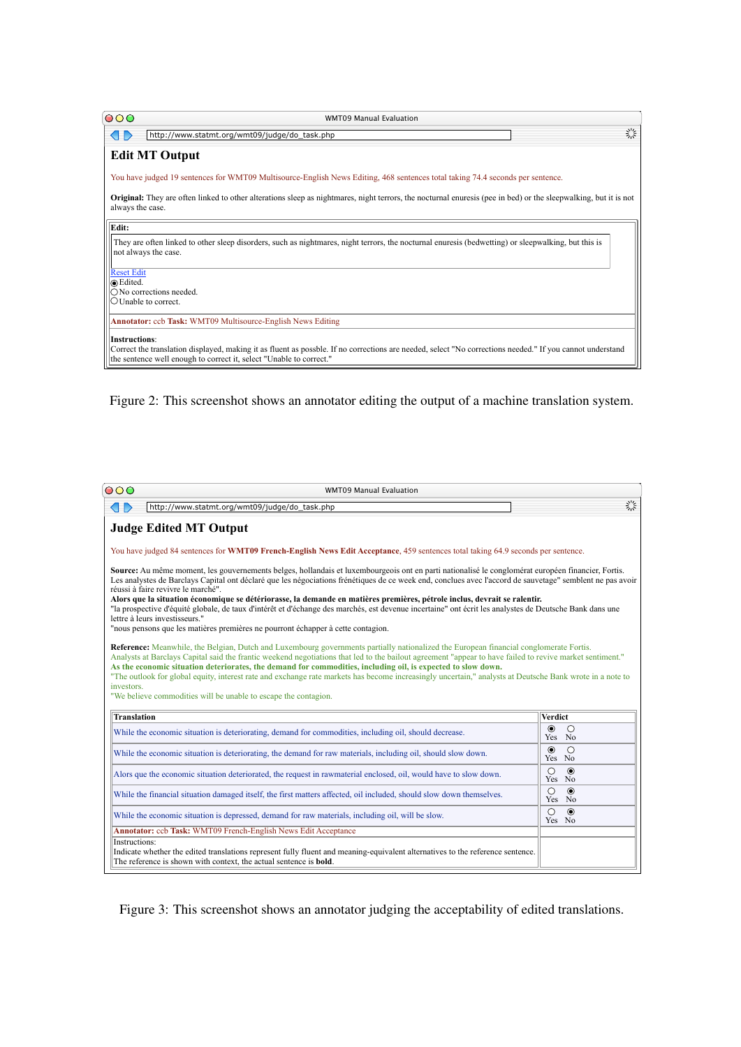WMT09 Manual Evaluation

http://www.statmt.org/wmt09/judge/do_task.php

## Edit MT Output

You have judged 19 sentences for WMT09 Multisource-English News Editing, 468 sentences total taking 74.4 seconds per sentence.

**Original:** They are often linked to other alterations sleep as nightmares, night terrors, the nocturnal enuresis (pee in bed) or the sleepwalking, but it is not always the case.

**Edit:**

They are often linked to other sleep disorders, such as nightmares, night terrors, the nocturnal enuresis (bedwetting) or sleepwalking, but this is not always the case.

Reset Edit

- (•) Edited.
- ( ) No corrections needed.
- ( ) Unable to correct.

**Annotator:** ccb **Task:** WMT09 Multisource-English News Editing

**Instructions**:
Correct the translation displayed, making it as fluent as possble. If no corrections are needed, select "No corrections needed." If you cannot understand the sentence well enough to correct it, select "Unable to correct."

Figure 2: This screenshot shows an annotator editing the output of a machine translation system.

WMT09 Manual Evaluation

http://www.statmt.org/wmt09/judge/do_task.php

## Judge Edited MT Output

You have judged 84 sentences for **WMT09 French-English News Edit Acceptance**, 459 sentences total taking 64.9 seconds per sentence.

**Source:** Au même moment, les gouvernements belges, hollandais et luxembourgeois ont en parti nationalisé le conglomérat européen financier, Fortis.
Les analystes de Barclays Capital ont déclaré que les négociations frénétiques de ce week end, conclues avec l'accord de sauvetage" semblent ne pas avoir réussi à faire revivre le marché".
**Alors que la situation économique se détériorasse, la demande en matières premières, pétrole inclus, devrait se ralentir.**
"la prospective d'équité globale, de taux d'intérêt et d'échange des marchés, est devenue incertaine" ont écrit les analystes de Deutsche Bank dans une lettre à leurs investisseurs."
"nous pensons que les matières premières ne pourront échapper à cette contagion.

**Reference:** Meanwhile, the Belgian, Dutch and Luxembourg governments partially nationalized the European financial conglomerate Fortis.
Analysts at Barclays Capital said the frantic weekend negotiations that led to the bailout agreement "appear to have failed to revive market sentiment."
**As the economic situation deteriorates, the demand for commodities, including oil, is expected to slow down.**
"The outlook for global equity, interest rate and exchange rate markets has become increasingly uncertain," analysts at Deutsche Bank wrote in a note to investors.
"We believe commodities will be unable to escape the contagion."

| Translation | Verdict |
|---|---|
| While the economic situation is deteriorating, demand for commodities, including oil, should decrease. | (•) Yes ( ) No |
| While the economic situation is deteriorating, the demand for raw materials, including oil, should slow down. | (•) Yes ( ) No |
| Alors que the economic situation deteriorated, the request in rawmaterial enclosed, oil, would have to slow down. | ( ) Yes (•) No |
| While the financial situation damaged itself, the first matters affected, oil included, should slow down themselves. | ( ) Yes (•) No |
| While the economic situation is depressed, demand for raw materials, including oil, will be slow. | ( ) Yes (•) No |
| **Annotator:** ccb **Task:** WMT09 French-English News Edit Acceptance | |
| Instructions:<br>Indicate whether the edited translations represent fully fluent and meaning-equivalent alternatives to the reference sentence. The reference is shown with context, the actual sentence is **bold**. | |

Figure 3: This screenshot shows an annotator judging the acceptability of edited translations.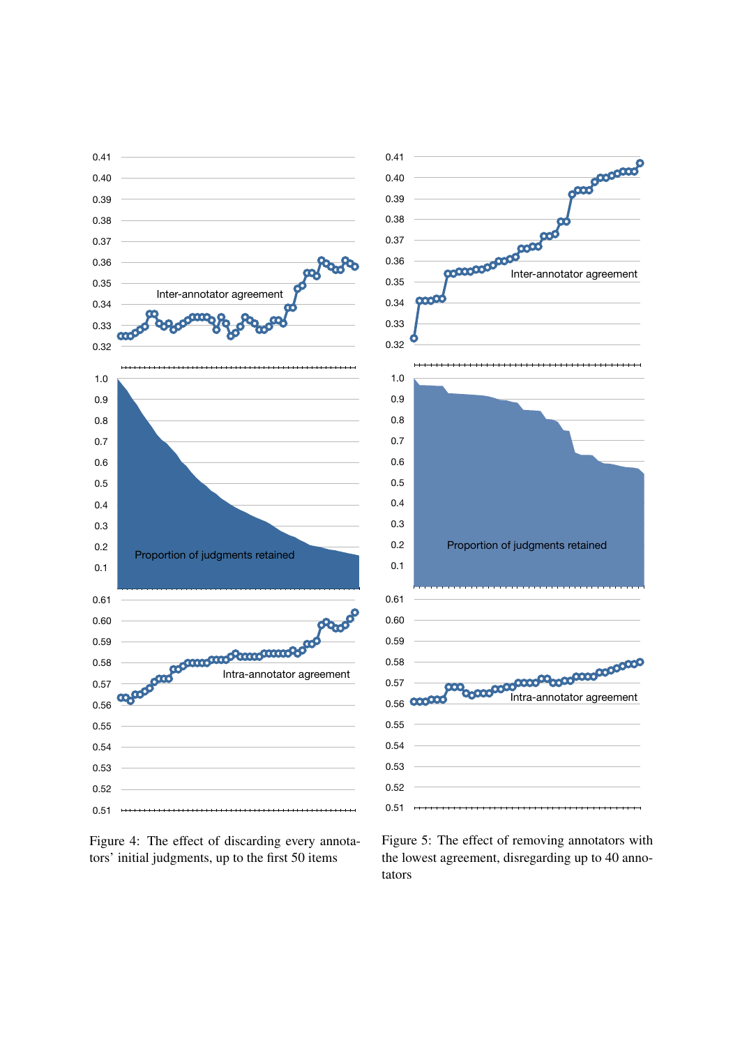Figure 4: The effect of discarding every annotators' initial judgments, up to the first 50 items

Figure 5: The effect of removing annotators with the lowest agreement, disregarding up to 40 annotators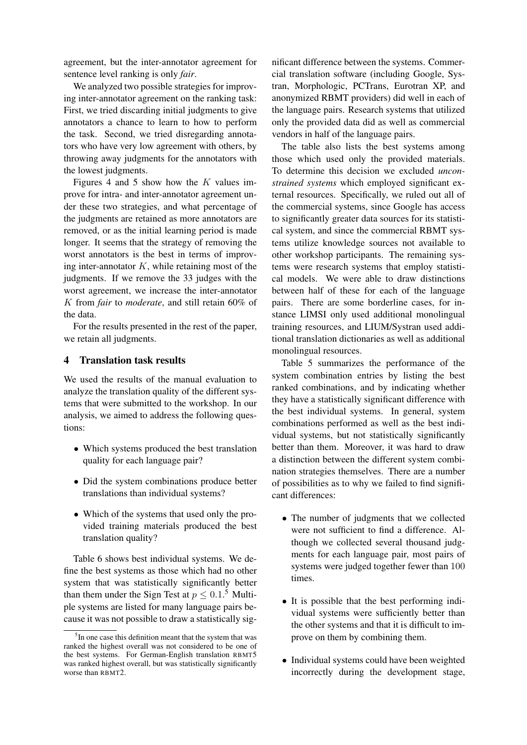agreement, but the inter-annotator agreement for sentence level ranking is only *fair*.

We analyzed two possible strategies for improving inter-annotator agreement on the ranking task: First, we tried discarding initial judgments to give annotators a chance to learn to how to perform the task. Second, we tried disregarding annotators who have very low agreement with others, by throwing away judgments for the annotators with the lowest judgments.

Figures 4 and 5 show how the $K$ values improve for intra- and inter-annotator agreement under these two strategies, and what percentage of the judgments are retained as more annotators are removed, or as the initial learning period is made longer. It seems that the strategy of removing the worst annotators is the best in terms of improving inter-annotator $K$, while retaining most of the judgments. If we remove the 33 judges with the worst agreement, we increase the inter-annotator $K$ from *fair* to *moderate*, and still retain 60% of the data.

For the results presented in the rest of the paper, we retain all judgments.

## 4 Translation task results

We used the results of the manual evaluation to analyze the translation quality of the different systems that were submitted to the workshop. In our analysis, we aimed to address the following questions:

- Which systems produced the best translation quality for each language pair?
- Did the system combinations produce better translations than individual systems?
- Which of the systems that used only the provided training materials produced the best translation quality?

Table 6 shows best individual systems. We define the best systems as those which had no other system that was statistically significantly better than them under the Sign Test at $p \leq 0.1$.[5] Multiple systems are listed for many language pairs because it was not possible to draw a statistically significant difference between the systems. Commercial translation software (including Google, Systran, Morphologic, PCTrans, Eurotran XP, and anonymized RBMT providers) did well in each of the language pairs. Research systems that utilized only the provided data did as well as commercial vendors in half of the language pairs.

The table also lists the best systems among those which used only the provided materials. To determine this decision we excluded *unconstrained systems* which employed significant external resources. Specifically, we ruled out all of the commercial systems, since Google has access to significantly greater data sources for its statistical system, and since the commercial RBMT systems utilize knowledge sources not available to other workshop participants. The remaining systems were research systems that employ statistical models. We were able to draw distinctions between half of these for each of the language pairs. There are some borderline cases, for instance LIMSI only used additional monolingual training resources, and LIUM/Systran used additional translation dictionaries as well as additional monolingual resources.

Table 5 summarizes the performance of the system combination entries by listing the best ranked combinations, and by indicating whether they have a statistically significant difference with the best individual systems. In general, system combinations performed as well as the best individual systems, but not statistically significantly better than them. Moreover, it was hard to draw a distinction between the different system combination strategies themselves. There are a number of possibilities as to why we failed to find significant differences:

- The number of judgments that we collected were not sufficient to find a difference. Although we collected several thousand judgments for each language pair, most pairs of systems were judged together fewer than 100 times.
- It is possible that the best performing individual systems were sufficiently better than the other systems and that it is difficult to improve on them by combining them.
- Individual systems could have been weighted incorrectly during the development stage,

[5] In one case this definition meant that the system that was ranked the highest overall was not considered to be one of the best systems. For German-English translation RBMT5 was ranked highest overall, but was statistically significantly worse than RBMT2.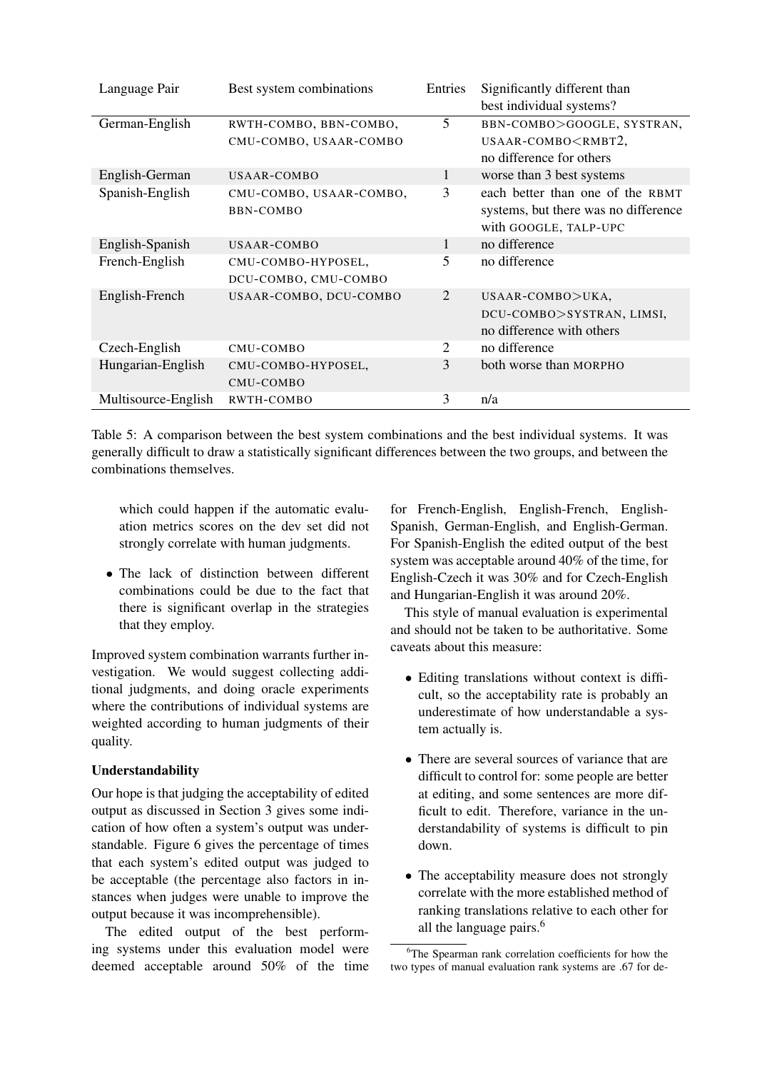| Language Pair | Best system combinations | Entries | Significantly different than best individual systems? |
|---|---|---|---|
| German-English | RWTH-COMBO, BBN-COMBO, CMU-COMBO, USAAR-COMBO | 5 | BBN-COMBO>GOOGLE, SYSTRAN, USAAR-COMBO<RMBT2, no difference for others |
| English-German | USAAR-COMBO | 1 | worse than 3 best systems |
| Spanish-English | CMU-COMBO, USAAR-COMBO, BBN-COMBO | 3 | each better than one of the RBMT systems, but there was no difference with GOOGLE, TALP-UPC |
| English-Spanish | USAAR-COMBO | 1 | no difference |
| French-English | CMU-COMBO-HYPOSEL, DCU-COMBO, CMU-COMBO | 5 | no difference |
| English-French | USAAR-COMBO, DCU-COMBO | 2 | USAAR-COMBO>UKA, DCU-COMBO>SYSTRAN, LIMSI, no difference with others |
| Czech-English | CMU-COMBO | 2 | no difference |
| Hungarian-English | CMU-COMBO-HYPOSEL, CMU-COMBO | 3 | both worse than MORPHO |
| Multisource-English | RWTH-COMBO | 3 | n/a |

Table 5: A comparison between the best system combinations and the best individual systems. It was generally difficult to draw a statistically significant differences between the two groups, and between the combinations themselves.

which could happen if the automatic evaluation metrics scores on the dev set did not strongly correlate with human judgments.

- The lack of distinction between different combinations could be due to the fact that there is significant overlap in the strategies that they employ.

Improved system combination warrants further investigation. We would suggest collecting additional judgments, and doing oracle experiments where the contributions of individual systems are weighted according to human judgments of their quality.

**Understandability**

Our hope is that judging the acceptability of edited output as discussed in Section 3 gives some indication of how often a system's output was understandable. Figure 6 gives the percentage of times that each system's edited output was judged to be acceptable (the percentage also factors in instances when judges were unable to improve the output because it was incomprehensible).

The edited output of the best performing systems under this evaluation model were deemed acceptable around 50% of the time for French-English, English-French, English-Spanish, German-English, and English-German. For Spanish-English the edited output of the best system was acceptable around 40% of the time, for English-Czech it was 30% and for Czech-English and Hungarian-English it was around 20%.

This style of manual evaluation is experimental and should not be taken to be authoritative. Some caveats about this measure:

- Editing translations without context is difficult, so the acceptability rate is probably an underestimate of how understandable a system actually is.
- There are several sources of variance that are difficult to control for: some people are better at editing, and some sentences are more difficult to edit. Therefore, variance in the understandability of systems is difficult to pin down.
- The acceptability measure does not strongly correlate with the more established method of ranking translations relative to each other for all the language pairs.[6]

[6]The Spearman rank correlation coefficients for how the two types of manual evaluation rank systems are .67 for de-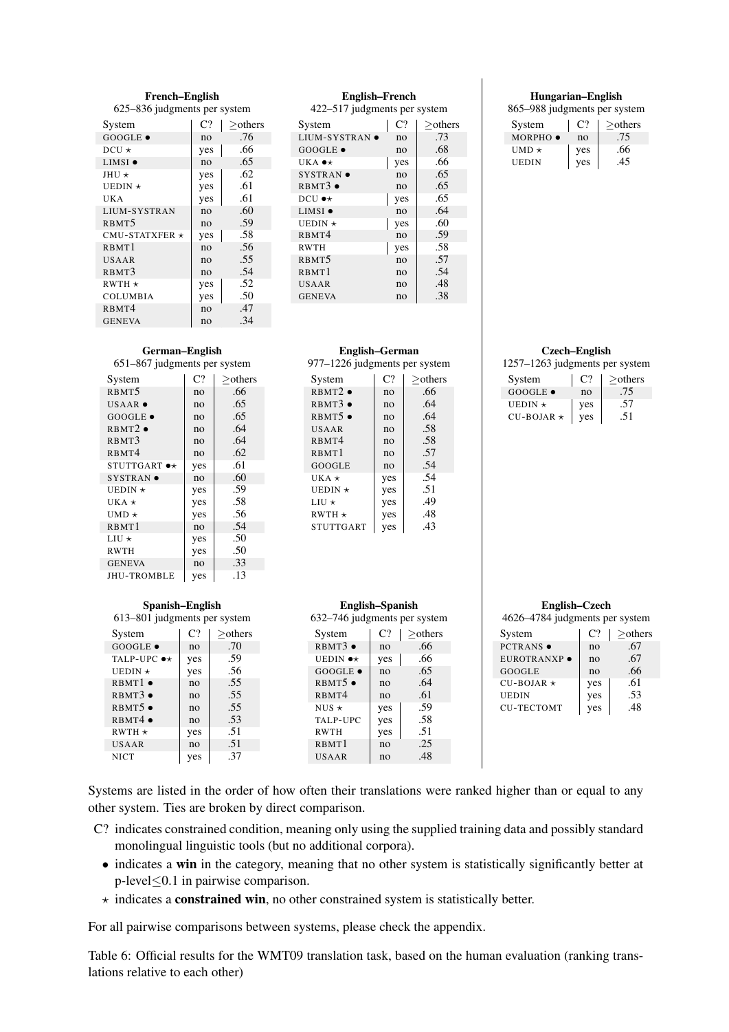**French–English**
625–836 judgments per system

| System | C? | ≥others |
|---|---|---|
| GOOGLE • | no | .76 |
| DCU ⋆ | yes | .66 |
| LIMSI • | no | .65 |
| JHU ⋆ | yes | .62 |
| UEDIN ⋆ | yes | .61 |
| UKA | yes | .61 |
| LIUM-SYSTRAN | no | .60 |
| RBMT5 | no | .59 |
| CMU-STATXFER ⋆ | yes | .58 |
| RBMT1 | no | .56 |
| USAAR | no | .55 |
| RBMT3 | no | .54 |
| RWTH ⋆ | yes | .52 |
| COLUMBIA | yes | .50 |
| RBMT4 | no | .47 |
| GENEVA | no | .34 |

**English–French**
422–517 judgments per system

| System | C? | ≥others |
|---|---|---|
| LIUM-SYSTRAN • | no | .73 |
| GOOGLE • | no | .68 |
| UKA •⋆ | yes | .66 |
| SYSTRAN • | no | .65 |
| RBMT3 • | no | .65 |
| DCU •⋆ | yes | .65 |
| LIMSI • | no | .64 |
| UEDIN ⋆ | yes | .60 |
| RBMT4 | no | .59 |
| RWTH | yes | .58 |
| RBMT5 | no | .57 |
| RBMT1 | no | .54 |
| USAAR | no | .48 |
| GENEVA | no | .38 |

**Hungarian–English**
865–988 judgments per system

| System | C? | ≥others |
|---|---|---|
| MORPHO • | no | .75 |
| UMD ⋆ | yes | .66 |
| UEDIN | yes | .45 |

**German–English**
651–867 judgments per system

| System | C? | ≥others |
|---|---|---|
| RBMT5 | no | .66 |
| USAAR • | no | .65 |
| GOOGLE • | no | .65 |
| RBMT2 • | no | .64 |
| RBMT3 | no | .64 |
| RBMT4 | no | .62 |
| STUTTGART •⋆ | yes | .61 |
| SYSTRAN • | no | .60 |
| UEDIN ⋆ | yes | .59 |
| UKA ⋆ | yes | .58 |
| UMD ⋆ | yes | .56 |
| RBMT1 | no | .54 |
| LIU ⋆ | yes | .50 |
| RWTH | yes | .50 |
| GENEVA | no | .33 |
| JHU-TROMBLE | yes | .13 |

**English–German**
977–1226 judgments per system

| System | C? | ≥others |
|---|---|---|
| RBMT2 • | no | .66 |
| RBMT3 • | no | .64 |
| RBMT5 • | no | .64 |
| USAAR | no | .58 |
| RBMT4 | no | .58 |
| RBMT1 | no | .57 |
| GOOGLE | no | .54 |
| UKA ⋆ | yes | .54 |
| UEDIN ⋆ | yes | .51 |
| LIU ⋆ | yes | .49 |
| RWTH ⋆ | yes | .48 |
| STUTTGART | yes | .43 |

**Czech–English**
1257–1263 judgments per system

| System | C? | ≥others |
|---|---|---|
| GOOGLE • | no | .75 |
| UEDIN ⋆ | yes | .57 |
| CU-BOJAR ⋆ | yes | .51 |

**Spanish–English**
613–801 judgments per system

| System | C? | ≥others |
|---|---|---|
| GOOGLE • | no | .70 |
| TALP-UPC •⋆ | yes | .59 |
| UEDIN ⋆ | yes | .56 |
| RBMT1 • | no | .55 |
| RBMT3 • | no | .55 |
| RBMT5 • | no | .55 |
| RBMT4 • | no | .53 |
| RWTH ⋆ | yes | .51 |
| USAAR | no | .51 |
| NICT | yes | .37 |

**English–Spanish**
632–746 judgments per system

| System | C? | ≥others |
|---|---|---|
| RBMT3 • | no | .66 |
| UEDIN •⋆ | yes | .66 |
| GOOGLE • | no | .65 |
| RBMT5 • | no | .64 |
| RBMT4 | no | .61 |
| NUS ⋆ | yes | .59 |
| TALP-UPC | yes | .58 |
| RWTH | yes | .51 |
| RBMT1 | no | .25 |
| USAAR | no | .48 |

**English–Czech**
4626–4784 judgments per system

| System | C? | ≥others |
|---|---|---|
| PCTRANS • | no | .67 |
| EUROTRANXP • | no | .67 |
| GOOGLE | no | .66 |
| CU-BOJAR ⋆ | yes | .61 |
| UEDIN | yes | .53 |
| CU-TECTOMT | yes | .48 |

Systems are listed in the order of how often their translations were ranked higher than or equal to any other system. Ties are broken by direct comparison.

C? indicates constrained condition, meaning only using the supplied training data and possibly standard monolingual linguistic tools (but no additional corpora).

- • indicates a **win** in the category, meaning that no other system is statistically significantly better at p-level≤0.1 in pairwise comparison.
- ⋆ indicates a **constrained win**, no other constrained system is statistically better.

For all pairwise comparisons between systems, please check the appendix.

Table 6: Official results for the WMT09 translation task, based on the human evaluation (ranking translations relative to each other)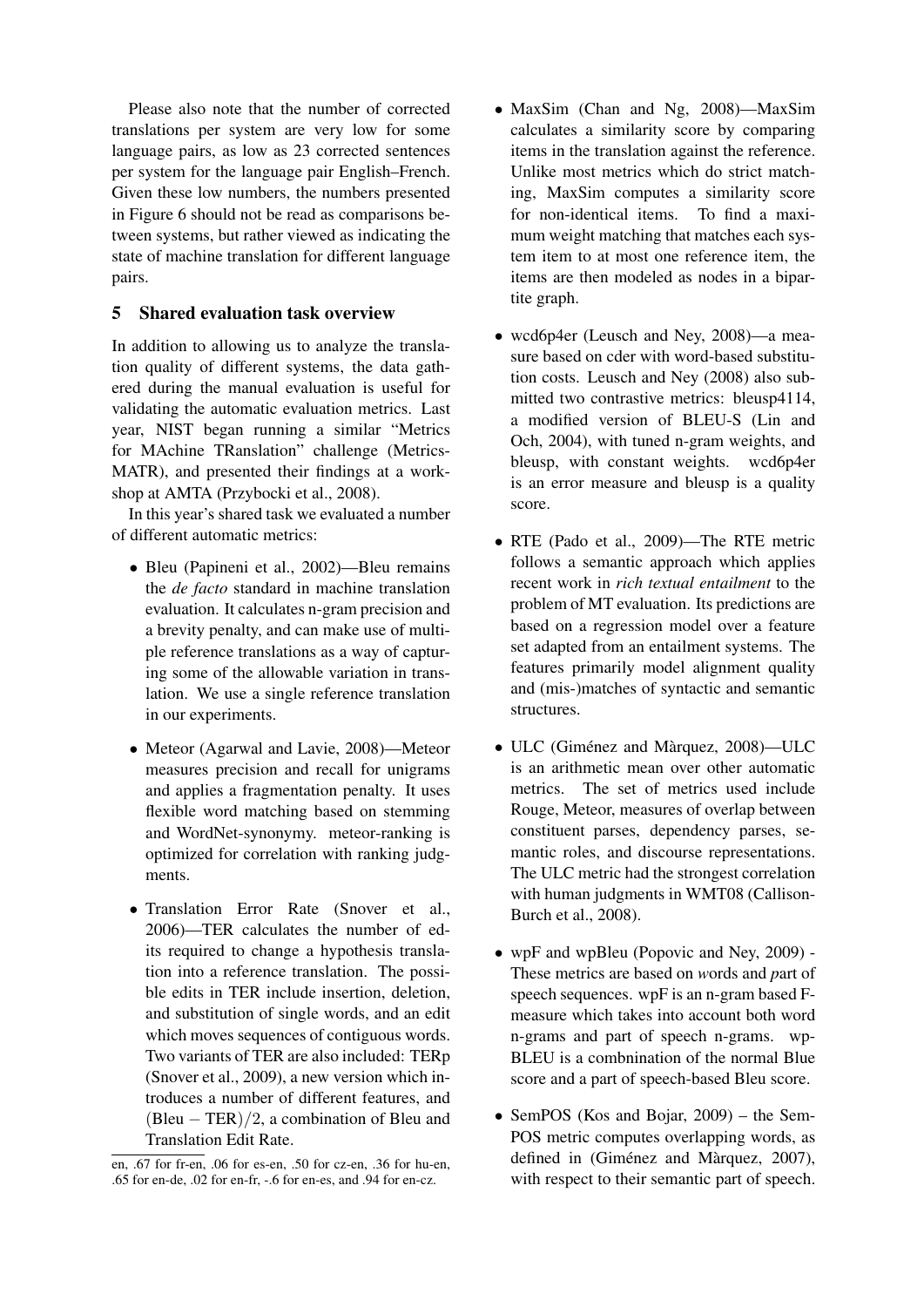Please also note that the number of corrected translations per system are very low for some language pairs, as low as 23 corrected sentences per system for the language pair English–French. Given these low numbers, the numbers presented in Figure 6 should not be read as comparisons between systems, but rather viewed as indicating the state of machine translation for different language pairs.

## 5 Shared evaluation task overview

In addition to allowing us to analyze the translation quality of different systems, the data gathered during the manual evaluation is useful for validating the automatic evaluation metrics. Last year, NIST began running a similar "Metrics for MAchine TRanslation" challenge (MetricsMATR), and presented their findings at a workshop at AMTA (Przybocki et al., 2008).

In this year's shared task we evaluated a number of different automatic metrics:

- Bleu (Papineni et al., 2002)—Bleu remains the *de facto* standard in machine translation evaluation. It calculates n-gram precision and a brevity penalty, and can make use of multiple reference translations as a way of capturing some of the allowable variation in translation. We use a single reference translation in our experiments.
- Meteor (Agarwal and Lavie, 2008)—Meteor measures precision and recall for unigrams and applies a fragmentation penalty. It uses flexible word matching based on stemming and WordNet-synonymy. meteor-ranking is optimized for correlation with ranking judgments.
- Translation Error Rate (Snover et al., 2006)—TER calculates the number of edits required to change a hypothesis translation into a reference translation. The possible edits in TER include insertion, deletion, and substitution of single words, and an edit which moves sequences of contiguous words. Two variants of TER are also included: TERp (Snover et al., 2009), a new version which introduces a number of different features, and $(\text{Bleu} - \text{TER})/2$, a combination of Bleu and Translation Edit Rate.
- MaxSim (Chan and Ng, 2008)—MaxSim calculates a similarity score by comparing items in the translation against the reference. Unlike most metrics which do strict matching, MaxSim computes a similarity score for non-identical items. To find a maximum weight matching that matches each system item to at most one reference item, the items are then modeled as nodes in a bipartite graph.
- wcd6p4er (Leusch and Ney, 2008)—a measure based on cder with word-based substitution costs. Leusch and Ney (2008) also submitted two contrastive metrics: bleusp4114, a modified version of BLEU-S (Lin and Och, 2004), with tuned n-gram weights, and bleusp, with constant weights. wcd6p4er is an error measure and bleusp is a quality score.
- RTE (Pado et al., 2009)—The RTE metric follows a semantic approach which applies recent work in *rich textual entailment* to the problem of MT evaluation. Its predictions are based on a regression model over a feature set adapted from an entailment systems. The features primarily model alignment quality and (mis-)matches of syntactic and semantic structures.
- ULC (Giménez and Màrquez, 2008)—ULC is an arithmetic mean over other automatic metrics. The set of metrics used include Rouge, Meteor, measures of overlap between constituent parses, dependency parses, semantic roles, and discourse representations. The ULC metric had the strongest correlation with human judgments in WMT08 (Callison-Burch et al., 2008).
- wpF and wpBleu (Popovic and Ney, 2009) - These metrics are based on *w*ords and *p*art of speech sequences. wpF is an n-gram based F-measure which takes into account both word n-grams and part of speech n-grams. wpBLEU is a combnination of the normal Blue score and a part of speech-based Bleu score.
- SemPOS (Kos and Bojar, 2009) – the SemPOS metric computes overlapping words, as defined in (Giménez and Màrquez, 2007), with respect to their semantic part of speech.

en, .67 for fr-en, .06 for es-en, .50 for cz-en, .36 for hu-en, .65 for en-de, .02 for en-fr, -.6 for en-es, and .94 for en-cz.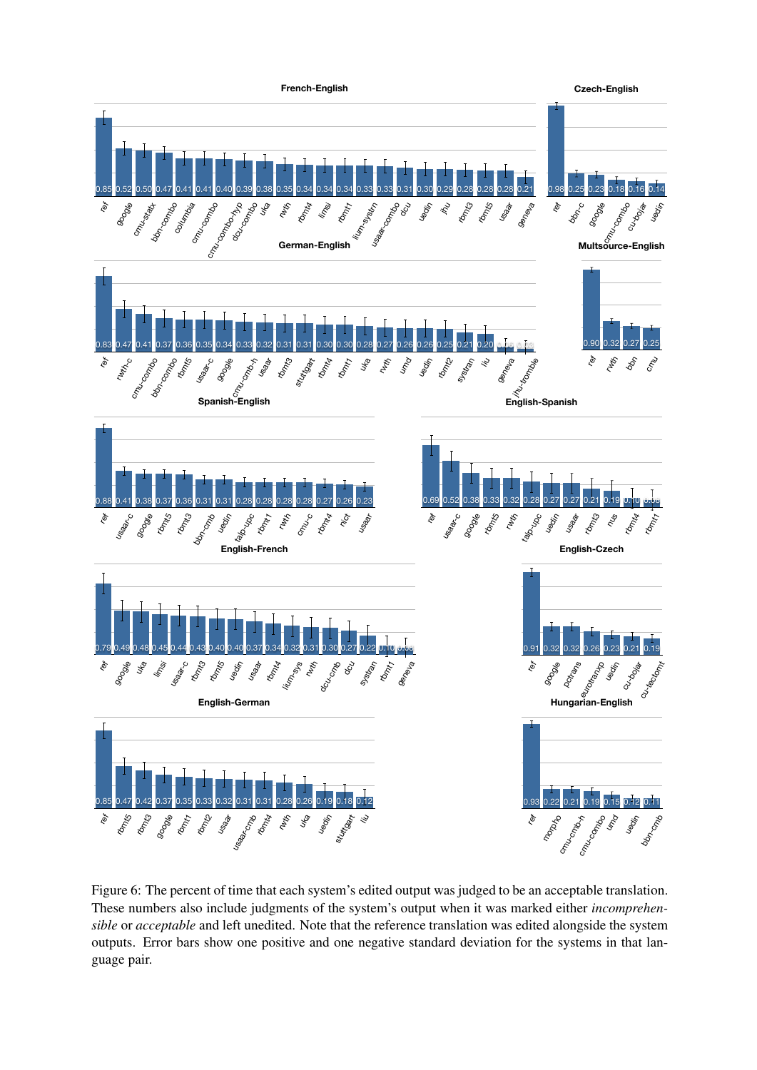Figure 6: The percent of time that each system's edited output was judged to be an acceptable translation. These numbers also include judgments of the system's output when it was marked either *incomprehensible* or *acceptable* and left unedited. Note that the reference translation was edited alongside the system outputs. Error bars show one positive and one negative standard deviation for the systems in that language pair.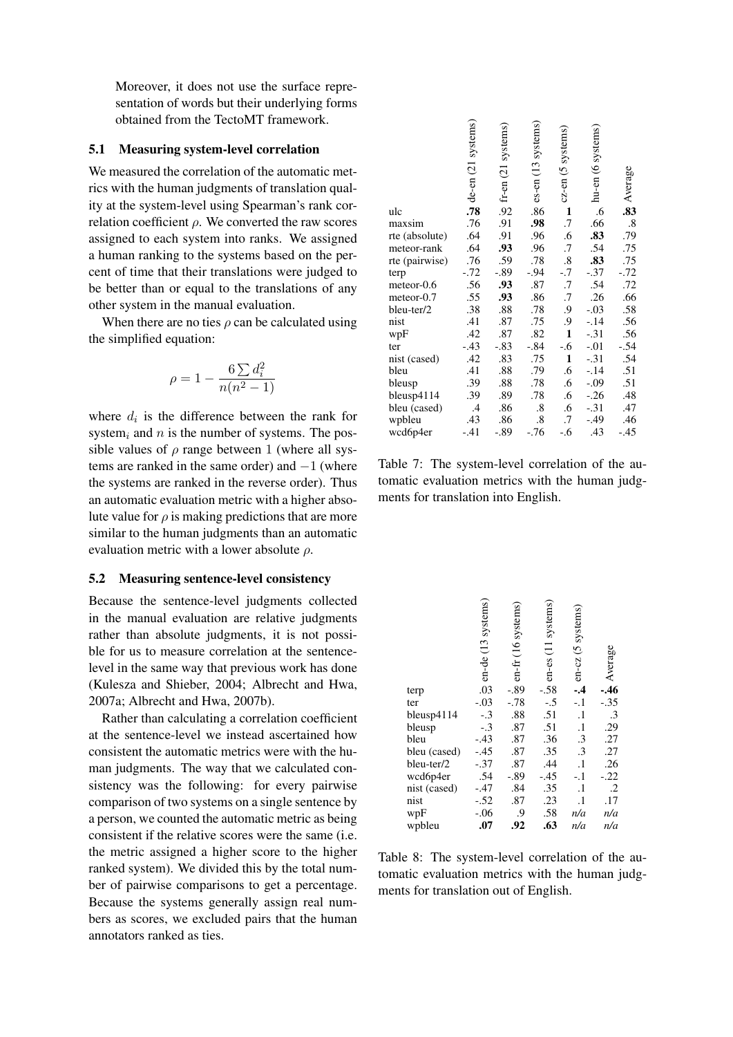Moreover, it does not use the surface representation of words but their underlying forms obtained from the TectoMT framework.

### 5.1 Measuring system-level correlation

We measured the correlation of the automatic metrics with the human judgments of translation quality at the system-level using Spearman's rank correlation coefficient $\rho$. We converted the raw scores assigned to each system into ranks. We assigned a human ranking to the systems based on the percent of time that their translations were judged to be better than or equal to the translations of any other system in the manual evaluation.

When there are no ties $\rho$ can be calculated using the simplified equation:

$$\rho = 1 - \frac{6 \sum d_i^2}{n(n^2 - 1)}$$

where $d_i$ is the difference between the rank for system$_i$ and $n$ is the number of systems. The possible values of $\rho$ range between 1 (where all systems are ranked in the same order) and $-1$ (where the systems are ranked in the reverse order). Thus an automatic evaluation metric with a higher absolute value for $\rho$ is making predictions that are more similar to the human judgments than an automatic evaluation metric with a lower absolute $\rho$.

### 5.2 Measuring sentence-level consistency

Because the sentence-level judgments collected in the manual evaluation are relative judgments rather than absolute judgments, it is not possible for us to measure correlation at the sentence-level in the same way that previous work has done (Kulesza and Shieber, 2004; Albrecht and Hwa, 2007a; Albrecht and Hwa, 2007b).

Rather than calculating a correlation coefficient at the sentence-level we instead ascertained how consistent the automatic metrics were with the human judgments. The way that we calculated consistency was the following: for every pairwise comparison of two systems on a single sentence by a person, we counted the automatic metric as being consistent if the relative scores were the same (i.e. the metric assigned a higher score to the higher ranked system). We divided this by the total number of pairwise comparisons to get a percentage. Because the systems generally assign real numbers as scores, we excluded pairs that the human annotators ranked as ties.

| | de-en (21 systems) | fr-en (21 systems) | es-en (13 systems) | cz-en (5 systems) | hu-en (6 systems) | Average |
|---|---|---|---|---|---|---|
| ulc | **.78** | .92 | .86 | **1** | .6 | **.83** |
| maxsim | .76 | .91 | **.98** | .7 | .66 | .8 |
| rte (absolute) | .64 | .91 | .96 | .6 | **.83** | .79 |
| meteor-rank | .64 | **.93** | .96 | .7 | .54 | .75 |
| rte (pairwise) | .76 | .59 | .78 | .8 | **.83** | .75 |
| terp | -.72 | -.89 | -.94 | -.7 | -.37 | -.72 |
| meteor-0.6 | .56 | **.93** | .87 | .7 | .54 | .72 |
| meteor-0.7 | .55 | **.93** | .86 | .7 | .26 | .66 |
| bleu-ter/2 | .38 | .88 | .78 | .9 | -.03 | .58 |
| nist | .41 | .87 | .75 | .9 | -.14 | .56 |
| wpF | .42 | .87 | .82 | **1** | -.31 | .56 |
| ter | -.43 | -.83 | -.84 | -.6 | -.01 | -.54 |
| nist (cased) | .42 | .83 | .75 | **1** | -.31 | .54 |
| bleu | .41 | .88 | .79 | .6 | -.14 | .51 |
| bleusp | .39 | .88 | .78 | .6 | -.09 | .51 |
| bleusp4114 | .39 | .89 | .78 | .6 | -.26 | .48 |
| bleu (cased) | .4 | .86 | .8 | .6 | -.31 | .47 |
| wpbleu | .43 | .86 | .8 | .7 | -.49 | .46 |
| wcd6p4er | -.41 | -.89 | -.76 | -.6 | .43 | -.45 |

Table 7: The system-level correlation of the automatic evaluation metrics with the human judgments for translation into English.

| | en-de (13 systems) | en-fr (16 systems) | en-es (11 systems) | en-cz (5 systems) | Average |
|---|---|---|---|---|---|
| terp | .03 | -.89 | -.58 | **-.4** | **-.46** |
| ter | -.03 | -.78 | -.5 | -.1 | -.35 |
| bleusp4114 | -.3 | .88 | .51 | .1 | .3 |
| bleusp | -.3 | .87 | .51 | .1 | .29 |
| bleu | -.43 | .87 | .36 | .3 | .27 |
| bleu (cased) | -.45 | .87 | .35 | .3 | .27 |
| bleu-ter/2 | -.37 | .87 | .44 | .1 | .26 |
| wcd6p4er | .54 | -.89 | -.45 | -.1 | -.22 |
| nist (cased) | -.47 | .84 | .35 | .1 | .2 |
| nist | -.52 | .87 | .23 | .1 | .17 |
| wpF | -.06 | .9 | .58 | *n/a* | *n/a* |
| wpbleu | **.07** | **.92** | **.63** | *n/a* | *n/a* |

Table 8: The system-level correlation of the automatic evaluation metrics with the human judgments for translation out of English.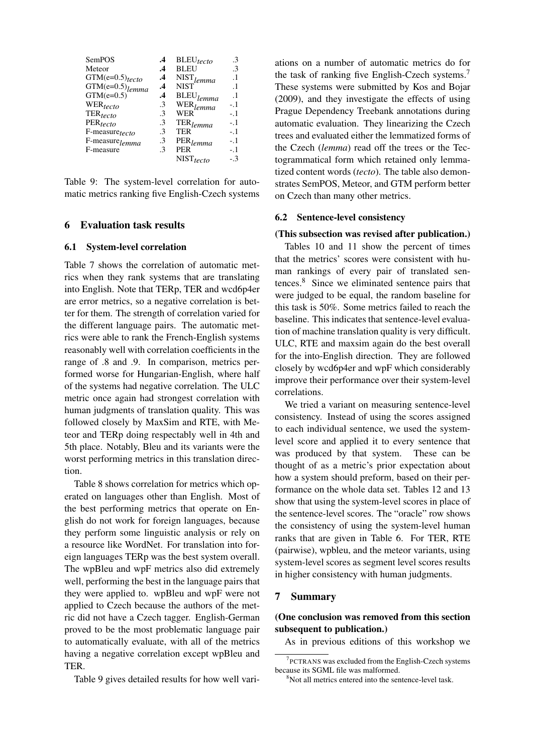| SemPOS | **.4** | $BLEU_{tecto}$ | .3 |
|---|---|---|---|
| Meteor | **.4** | BLEU | .3 |
| $GTM(e{=}0.5)_{tecto}$ | **.4** | $NIST_{lemma}$ | .1 |
| $GTM(e{=}0.5)_{lemma}$ | **.4** | NIST | .1 |
| GTM(e=0.5) | **.4** | $BLEU_{lemma}$ | .1 |
| $WER_{tecto}$ | .3 | $WER_{lemma}$ | -.1 |
| $TER_{tecto}$ | .3 | WER | -.1 |
| $PER_{tecto}$ | .3 | $TER_{lemma}$ | -.1 |
| $F\text{-}measure_{tecto}$ | .3 | TER | -.1 |
| $F\text{-}measure_{lemma}$ | .3 | $PER_{lemma}$ | -.1 |
| F-measure | .3 | PER | -.1 |
| | | $NIST_{tecto}$ | -.3 |

Table 9: The system-level correlation for automatic metrics ranking five English-Czech systems

## 6 Evaluation task results

### 6.1 System-level correlation

Table 7 shows the correlation of automatic metrics when they rank systems that are translating into English. Note that TERp, TER and wcd6p4er are error metrics, so a negative correlation is better for them. The strength of correlation varied for the different language pairs. The automatic metrics were able to rank the French-English systems reasonably well with correlation coefficients in the range of .8 and .9. In comparison, metrics performed worse for Hungarian-English, where half of the systems had negative correlation. The ULC metric once again had strongest correlation with human judgments of translation quality. This was followed closely by MaxSim and RTE, with Meteor and TERp doing respectably well in 4th and 5th place. Notably, Bleu and its variants were the worst performing metrics in this translation direction.

Table 8 shows correlation for metrics which operated on languages other than English. Most of the best performing metrics that operate on English do not work for foreign languages, because they perform some linguistic analysis or rely on a resource like WordNet. For translation into foreign languages TERp was the best system overall. The wpBleu and wpF metrics also did extremely well, performing the best in the language pairs that they were applied to. wpBleu and wpF were not applied to Czech because the authors of the metric did not have a Czech tagger. English-German proved to be the most problematic language pair to automatically evaluate, with all of the metrics having a negative correlation except wpBleu and TER.

Table 9 gives detailed results for how well variations on a number of automatic metrics do for the task of ranking five English-Czech systems.[7] These systems were submitted by Kos and Bojar (2009), and they investigate the effects of using Prague Dependency Treebank annotations during automatic evaluation. They linearizing the Czech trees and evaluated either the lemmatized forms of the Czech (*lemma*) read off the trees or the Tectogrammatical form which retained only lemmatized content words (*tecto*). The table also demonstrates SemPOS, Meteor, and GTM perform better on Czech than many other metrics.

### 6.2 Sentence-level consistency

**(This subsection was revised after publication.)**

Tables 10 and 11 show the percent of times that the metrics' scores were consistent with human rankings of every pair of translated sentences.[8] Since we eliminated sentence pairs that were judged to be equal, the random baseline for this task is 50%. Some metrics failed to reach the baseline. This indicates that sentence-level evaluation of machine translation quality is very difficult. ULC, RTE and maxsim again do the best overall for the into-English direction. They are followed closely by wcd6p4er and wpF which considerably improve their performance over their system-level correlations.

We tried a variant on measuring sentence-level consistency. Instead of using the scores assigned to each individual sentence, we used the system-level score and applied it to every sentence that was produced by that system. These can be thought of as a metric's prior expectation about how a system should preform, based on their performance on the whole data set. Tables 12 and 13 show that using the system-level scores in place of the sentence-level scores. The "oracle" row shows the consistency of using the system-level human ranks that are given in Table 6. For TER, RTE (pairwise), wpbleu, and the meteor variants, using system-level scores as segment level scores results in higher consistency with human judgments.

## 7 Summary

**(One conclusion was removed from this section subsequent to publication.)**

As in previous editions of this workshop we

[7] PCTRANS was excluded from the English-Czech systems because its SGML file was malformed.

[8] Not all metrics entered into the sentence-level task.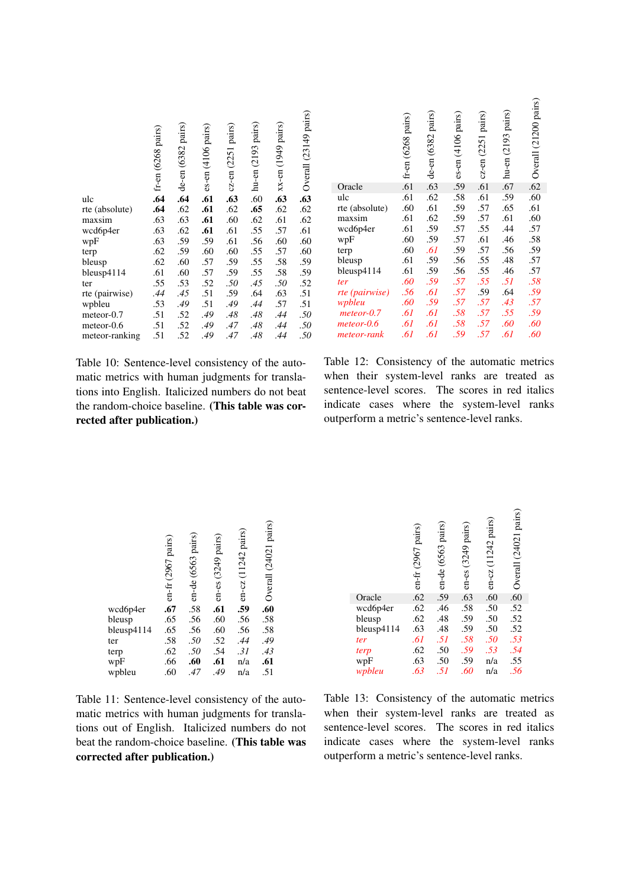|  | fr-en (6268 pairs) | de-en (6382 pairs) | es-en (4106 pairs) | cz-en (2251 pairs) | hu-en (2193 pairs) | xx-en (1949 pairs) | Overall (23149 pairs) |
|---|---|---|---|---|---|---|---|
| ulc | **.64** | **.64** | **.61** | **.63** | .60 | **.63** | **.63** |
| rte (absolute) | **.64** | .62 | **.61** | .62 | **.65** | .62 | .62 |
| maxsim | .63 | .63 | **.61** | .60 | .62 | .61 | .62 |
| wcd6p4er | .63 | .62 | **.61** | .61 | .55 | .57 | .61 |
| wpF | .63 | .59 | .59 | .61 | .56 | .60 | .60 |
| terp | .62 | .59 | .60 | .60 | .55 | .57 | .60 |
| bleusp | .62 | .60 | .57 | .59 | .55 | .58 | .59 |
| bleusp4114 | .61 | .60 | .57 | .59 | .55 | .58 | .59 |
| ter | .55 | .53 | .52 | *.50* | *.45* | *.50* | .52 |
| rte (pairwise) | *.44* | *.45* | .51 | .59 | .64 | .63 | .51 |
| wpbleu | .53 | *.49* | .51 | *.49* | *.44* | .57 | .51 |
| meteor-0.7 | .51 | .52 | *.49* | *.48* | *.48* | *.44* | *.50* |
| meteor-0.6 | .51 | .52 | *.49* | *.47* | *.48* | *.44* | *.50* |
| meteor-ranking | .51 | .52 | *.49* | *.47* | *.48* | *.44* | *.50* |

Table 10: Sentence-level consistency of the automatic metrics with human judgments for translations into English. Italicized numbers do not beat the random-choice baseline. **(This table was corrected after publication.)**

|  | fr-en (6268 pairs) | de-en (6382 pairs) | es-en (4106 pairs) | cz-en (2251 pairs) | hu-en (2193 pairs) | Overall (21200 pairs) |
|---|---|---|---|---|---|---|
| Oracle | .61 | .63 | .59 | .61 | .67 | .62 |
| ulc | .61 | .62 | .58 | .61 | .59 | .60 |
| rte (absolute) | .60 | .61 | .59 | .57 | .65 | .61 |
| maxsim | .61 | .62 | .59 | .57 | .61 | .60 |
| wcd6p4er | .61 | .59 | .57 | .55 | .44 | .57 |
| wpF | .60 | .59 | .57 | .61 | .46 | .58 |
| terp | .60 | *.61* | .59 | .57 | .56 | .59 |
| bleusp | .61 | .59 | .56 | .55 | .48 | .57 |
| bleusp4114 | .61 | .59 | .56 | .55 | .46 | .57 |
| *ter* | *.60* | *.59* | *.57* | *.55* | *.51* | *.58* |
| *rte (pairwise)* | *.56* | *.61* | *.57* | .59 | .64 | *.59* |
| *wpbleu* | *.60* | *.59* | *.57* | *.57* | *.43* | *.57* |
| *meteor-0.7* | *.61* | *.61* | *.58* | *.57* | *.55* | *.59* |
| *meteor-0.6* | *.61* | *.61* | *.58* | *.57* | *.60* | *.60* |
| *meteor-rank* | *.61* | *.61* | *.59* | *.57* | *.61* | *.60* |

Table 12: Consistency of the automatic metrics when their system-level ranks are treated as sentence-level scores. The scores in red italics indicate cases where the system-level ranks outperform a metric's sentence-level ranks.

|  | en-fr (2967 pairs) | en-de (6563 pairs) | en-es (3249 pairs) | en-cz (11242 pairs) | Overall (24021 pairs) |
|---|---|---|---|---|---|
| wcd6p4er | **.67** | .58 | **.61** | **.59** | **.60** |
| bleusp | .65 | .56 | .60 | .56 | .58 |
| bleusp4114 | .65 | .56 | .60 | .56 | .58 |
| ter | .58 | *.50* | .52 | *.44* | *.49* |
| terp | .62 | *.50* | .54 | *.31* | *.43* |
| wpF | .66 | **.60** | **.61** | n/a | **.61** |
| wpbleu | .60 | *.47* | *.49* | n/a | .51 |

Table 11: Sentence-level consistency of the automatic metrics with human judgments for translations out of English. Italicized numbers do not beat the random-choice baseline. **(This table was corrected after publication.)**

|  | en-fr (2967 pairs) | en-de (6563 pairs) | en-es (3249 pairs) | en-cz (11242 pairs) | Overall (24021 pairs) |
|---|---|---|---|---|---|
| Oracle | .62 | .59 | .63 | .60 | .60 |
| wcd6p4er | .62 | .46 | .58 | .50 | .52 |
| bleusp | .62 | .48 | .59 | .50 | .52 |
| bleusp4114 | .63 | .48 | .59 | .50 | .52 |
| *ter* | *.61* | *.51* | *.58* | *.50* | *.53* |
| *terp* | .62 | .50 | *.59* | *.53* | *.54* |
| wpF | .63 | .50 | .59 | n/a | .55 |
| *wpbleu* | *.63* | *.51* | *.60* | n/a | *.56* |

Table 13: Consistency of the automatic metrics when their system-level ranks are treated as sentence-level scores. The scores in red italics indicate cases where the system-level ranks outperform a metric's sentence-level ranks.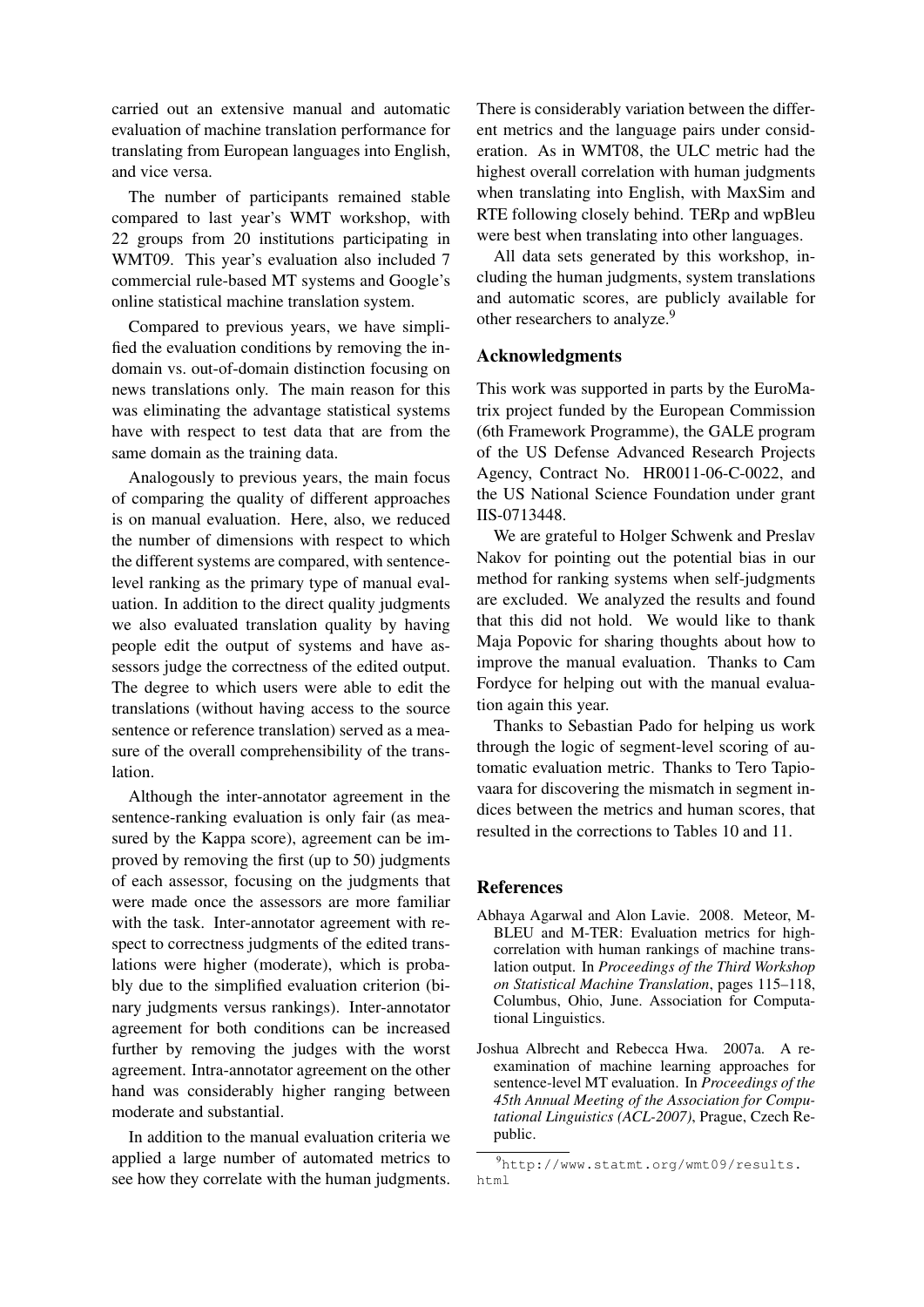carried out an extensive manual and automatic evaluation of machine translation performance for translating from European languages into English, and vice versa.

The number of participants remained stable compared to last year's WMT workshop, with 22 groups from 20 institutions participating in WMT09. This year's evaluation also included 7 commercial rule-based MT systems and Google's online statistical machine translation system.

Compared to previous years, we have simplified the evaluation conditions by removing the in-domain vs. out-of-domain distinction focusing on news translations only. The main reason for this was eliminating the advantage statistical systems have with respect to test data that are from the same domain as the training data.

Analogously to previous years, the main focus of comparing the quality of different approaches is on manual evaluation. Here, also, we reduced the number of dimensions with respect to which the different systems are compared, with sentence-level ranking as the primary type of manual evaluation. In addition to the direct quality judgments we also evaluated translation quality by having people edit the output of systems and have assessors judge the correctness of the edited output. The degree to which users were able to edit the translations (without having access to the source sentence or reference translation) served as a measure of the overall comprehensibility of the translation.

Although the inter-annotator agreement in the sentence-ranking evaluation is only fair (as measured by the Kappa score), agreement can be improved by removing the first (up to 50) judgments of each assessor, focusing on the judgments that were made once the assessors are more familiar with the task. Inter-annotator agreement with respect to correctness judgments of the edited translations were higher (moderate), which is probably due to the simplified evaluation criterion (binary judgments versus rankings). Inter-annotator agreement for both conditions can be increased further by removing the judges with the worst agreement. Intra-annotator agreement on the other hand was considerably higher ranging between moderate and substantial.

In addition to the manual evaluation criteria we applied a large number of automated metrics to see how they correlate with the human judgments. There is considerably variation between the different metrics and the language pairs under consideration. As in WMT08, the ULC metric had the highest overall correlation with human judgments when translating into English, with MaxSim and RTE following closely behind. TERp and wpBleu were best when translating into other languages.

All data sets generated by this workshop, including the human judgments, system translations and automatic scores, are publicly available for other researchers to analyze.[9]

## Acknowledgments

This work was supported in parts by the EuroMatrix project funded by the European Commission (6th Framework Programme), the GALE program of the US Defense Advanced Research Projects Agency, Contract No. HR0011-06-C-0022, and the US National Science Foundation under grant IIS-0713448.

We are grateful to Holger Schwenk and Preslav Nakov for pointing out the potential bias in our method for ranking systems when self-judgments are excluded. We analyzed the results and found that this did not hold. We would like to thank Maja Popovic for sharing thoughts about how to improve the manual evaluation. Thanks to Cam Fordyce for helping out with the manual evaluation again this year.

Thanks to Sebastian Pado for helping us work through the logic of segment-level scoring of automatic evaluation metric. Thanks to Tero Tapiovaara for discovering the mismatch in segment indices between the metrics and human scores, that resulted in the corrections to Tables 10 and 11.

## References

Abhaya Agarwal and Alon Lavie. 2008. Meteor, M-BLEU and M-TER: Evaluation metrics for high-correlation with human rankings of machine translation output. In *Proceedings of the Third Workshop on Statistical Machine Translation*, pages 115–118, Columbus, Ohio, June. Association for Computational Linguistics.

Joshua Albrecht and Rebecca Hwa. 2007a. A re-examination of machine learning approaches for sentence-level MT evaluation. In *Proceedings of the 45th Annual Meeting of the Association for Computational Linguistics (ACL-2007)*, Prague, Czech Republic.

[9] http://www.statmt.org/wmt09/results.html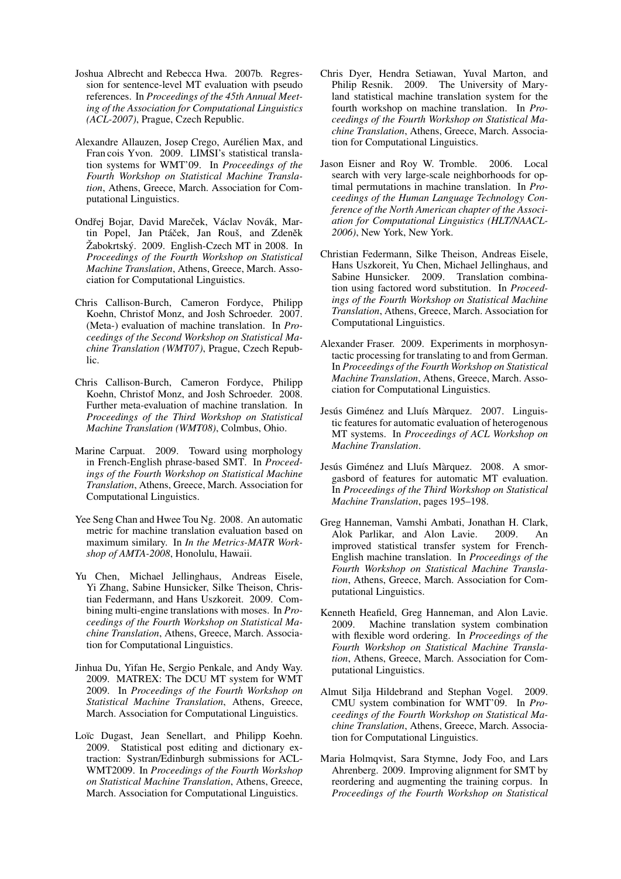Joshua Albrecht and Rebecca Hwa. 2007b. Regression for sentence-level MT evaluation with pseudo references. In *Proceedings of the 45th Annual Meeting of the Association for Computational Linguistics (ACL-2007)*, Prague, Czech Republic.

Alexandre Allauzen, Josep Crego, Aurélien Max, and Fran cois Yvon. 2009. LIMSI's statistical translation systems for WMT'09. In *Proceedings of the Fourth Workshop on Statistical Machine Translation*, Athens, Greece, March. Association for Computational Linguistics.

Ondřej Bojar, David Mareček, Václav Novák, Martin Popel, Jan Ptáček, Jan Rouš, and Zdeněk Žabokrtský. 2009. English-Czech MT in 2008. In *Proceedings of the Fourth Workshop on Statistical Machine Translation*, Athens, Greece, March. Association for Computational Linguistics.

Chris Callison-Burch, Cameron Fordyce, Philipp Koehn, Christof Monz, and Josh Schroeder. 2007. (Meta-) evaluation of machine translation. In *Proceedings of the Second Workshop on Statistical Machine Translation (WMT07)*, Prague, Czech Republic.

Chris Callison-Burch, Cameron Fordyce, Philipp Koehn, Christof Monz, and Josh Schroeder. 2008. Further meta-evaluation of machine translation. In *Proceedings of the Third Workshop on Statistical Machine Translation (WMT08)*, Colmbus, Ohio.

Marine Carpuat. 2009. Toward using morphology in French-English phrase-based SMT. In *Proceedings of the Fourth Workshop on Statistical Machine Translation*, Athens, Greece, March. Association for Computational Linguistics.

Yee Seng Chan and Hwee Tou Ng. 2008. An automatic metric for machine translation evaluation based on maximum similary. In *In the Metrics-MATR Workshop of AMTA-2008*, Honolulu, Hawaii.

Yu Chen, Michael Jellinghaus, Andreas Eisele, Yi Zhang, Sabine Hunsicker, Silke Theison, Christian Federmann, and Hans Uszkoreit. 2009. Combining multi-engine translations with moses. In *Proceedings of the Fourth Workshop on Statistical Machine Translation*, Athens, Greece, March. Association for Computational Linguistics.

Jinhua Du, Yifan He, Sergio Penkale, and Andy Way. 2009. MATREX: The DCU MT system for WMT 2009. In *Proceedings of the Fourth Workshop on Statistical Machine Translation*, Athens, Greece, March. Association for Computational Linguistics.

Loïc Dugast, Jean Senellart, and Philipp Koehn. 2009. Statistical post editing and dictionary extraction: Systran/Edinburgh submissions for ACL-WMT2009. In *Proceedings of the Fourth Workshop on Statistical Machine Translation*, Athens, Greece, March. Association for Computational Linguistics.

Chris Dyer, Hendra Setiawan, Yuval Marton, and Philip Resnik. 2009. The University of Maryland statistical machine translation system for the fourth workshop on machine translation. In *Proceedings of the Fourth Workshop on Statistical Machine Translation*, Athens, Greece, March. Association for Computational Linguistics.

Jason Eisner and Roy W. Tromble. 2006. Local search with very large-scale neighborhoods for optimal permutations in machine translation. In *Proceedings of the Human Language Technology Conference of the North American chapter of the Association for Computational Linguistics (HLT/NAACL-2006)*, New York, New York.

Christian Federmann, Silke Theison, Andreas Eisele, Hans Uszkoreit, Yu Chen, Michael Jellinghaus, and Sabine Hunsicker. 2009. Translation combination using factored word substitution. In *Proceedings of the Fourth Workshop on Statistical Machine Translation*, Athens, Greece, March. Association for Computational Linguistics.

Alexander Fraser. 2009. Experiments in morphosyntactic processing for translating to and from German. In *Proceedings of the Fourth Workshop on Statistical Machine Translation*, Athens, Greece, March. Association for Computational Linguistics.

Jesús Giménez and Lluís Màrquez. 2007. Linguistic features for automatic evaluation of heterogenous MT systems. In *Proceedings of ACL Workshop on Machine Translation*.

Jesús Giménez and Lluís Màrquez. 2008. A smorgasbord of features for automatic MT evaluation. In *Proceedings of the Third Workshop on Statistical Machine Translation*, pages 195–198.

Greg Hanneman, Vamshi Ambati, Jonathan H. Clark, Alok Parlikar, and Alon Lavie. 2009. An improved statistical transfer system for French-English machine translation. In *Proceedings of the Fourth Workshop on Statistical Machine Translation*, Athens, Greece, March. Association for Computational Linguistics.

Kenneth Heafield, Greg Hanneman, and Alon Lavie. 2009. Machine translation system combination with flexible word ordering. In *Proceedings of the Fourth Workshop on Statistical Machine Translation*, Athens, Greece, March. Association for Computational Linguistics.

Almut Silja Hildebrand and Stephan Vogel. 2009. CMU system combination for WMT'09. In *Proceedings of the Fourth Workshop on Statistical Machine Translation*, Athens, Greece, March. Association for Computational Linguistics.

Maria Holmqvist, Sara Stymne, Jody Foo, and Lars Ahrenberg. 2009. Improving alignment for SMT by reordering and augmenting the training corpus. In *Proceedings of the Fourth Workshop on Statistical*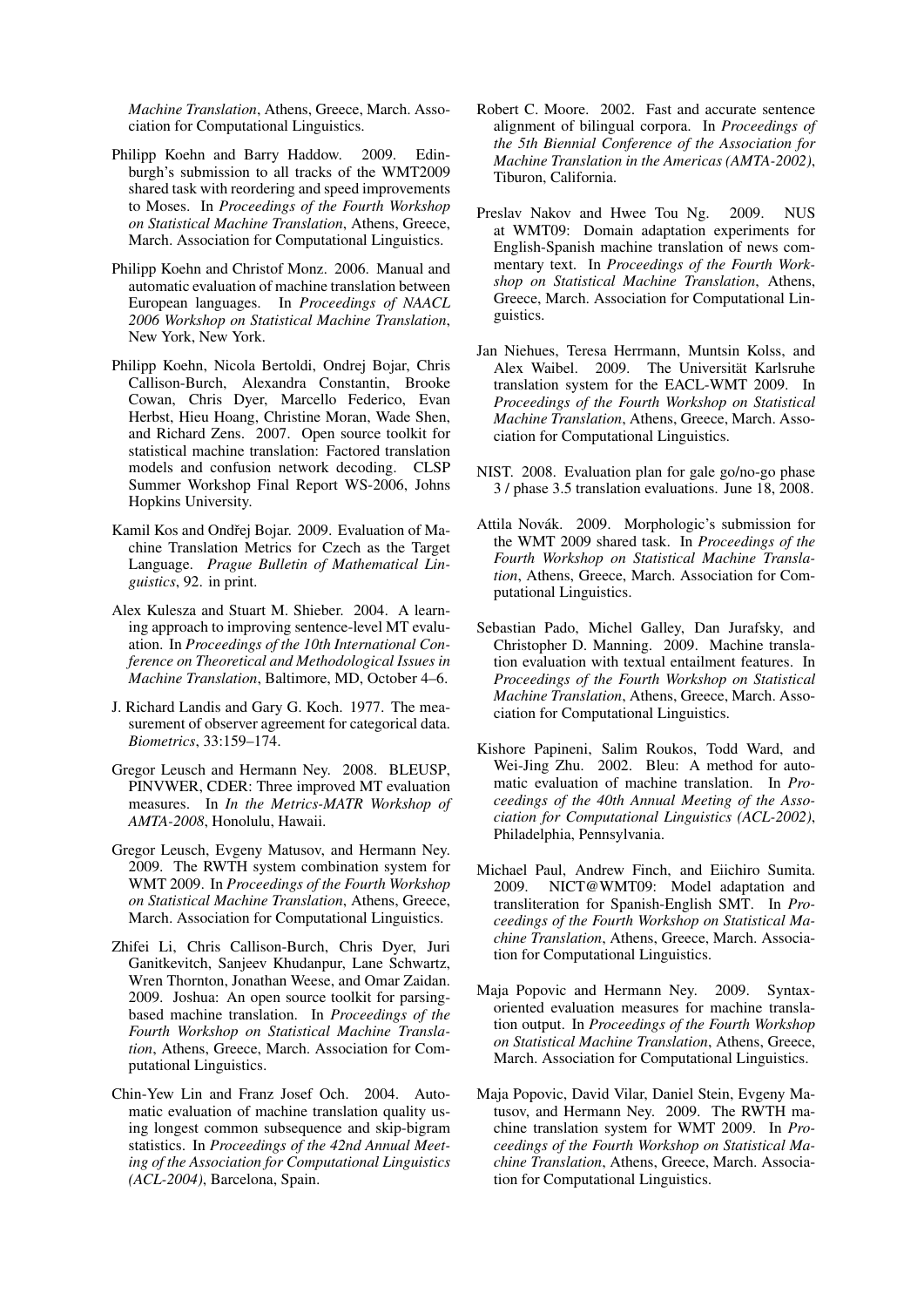*Machine Translation*, Athens, Greece, March. Association for Computational Linguistics.

Philipp Koehn and Barry Haddow. 2009. Edinburgh's submission to all tracks of the WMT2009 shared task with reordering and speed improvements to Moses. In *Proceedings of the Fourth Workshop on Statistical Machine Translation*, Athens, Greece, March. Association for Computational Linguistics.

Philipp Koehn and Christof Monz. 2006. Manual and automatic evaluation of machine translation between European languages. In *Proceedings of NAACL 2006 Workshop on Statistical Machine Translation*, New York, New York.

Philipp Koehn, Nicola Bertoldi, Ondrej Bojar, Chris Callison-Burch, Alexandra Constantin, Brooke Cowan, Chris Dyer, Marcello Federico, Evan Herbst, Hieu Hoang, Christine Moran, Wade Shen, and Richard Zens. 2007. Open source toolkit for statistical machine translation: Factored translation models and confusion network decoding. CLSP Summer Workshop Final Report WS-2006, Johns Hopkins University.

Kamil Kos and Ondřej Bojar. 2009. Evaluation of Machine Translation Metrics for Czech as the Target Language. *Prague Bulletin of Mathematical Linguistics*, 92. in print.

Alex Kulesza and Stuart M. Shieber. 2004. A learning approach to improving sentence-level MT evaluation. In *Proceedings of the 10th International Conference on Theoretical and Methodological Issues in Machine Translation*, Baltimore, MD, October 4–6.

J. Richard Landis and Gary G. Koch. 1977. The measurement of observer agreement for categorical data. *Biometrics*, 33:159–174.

Gregor Leusch and Hermann Ney. 2008. BLEUSP, PINVWER, CDER: Three improved MT evaluation measures. In *In the Metrics-MATR Workshop of AMTA-2008*, Honolulu, Hawaii.

Gregor Leusch, Evgeny Matusov, and Hermann Ney. 2009. The RWTH system combination system for WMT 2009. In *Proceedings of the Fourth Workshop on Statistical Machine Translation*, Athens, Greece, March. Association for Computational Linguistics.

Zhifei Li, Chris Callison-Burch, Chris Dyer, Juri Ganitkevitch, Sanjeev Khudanpur, Lane Schwartz, Wren Thornton, Jonathan Weese, and Omar Zaidan. 2009. Joshua: An open source toolkit for parsing-based machine translation. In *Proceedings of the Fourth Workshop on Statistical Machine Translation*, Athens, Greece, March. Association for Computational Linguistics.

Chin-Yew Lin and Franz Josef Och. 2004. Automatic evaluation of machine translation quality using longest common subsequence and skip-bigram statistics. In *Proceedings of the 42nd Annual Meeting of the Association for Computational Linguistics (ACL-2004)*, Barcelona, Spain.

Robert C. Moore. 2002. Fast and accurate sentence alignment of bilingual corpora. In *Proceedings of the 5th Biennial Conference of the Association for Machine Translation in the Americas (AMTA-2002)*, Tiburon, California.

Preslav Nakov and Hwee Tou Ng. 2009. NUS at WMT09: Domain adaptation experiments for English-Spanish machine translation of news commentary text. In *Proceedings of the Fourth Workshop on Statistical Machine Translation*, Athens, Greece, March. Association for Computational Linguistics.

Jan Niehues, Teresa Herrmann, Muntsin Kolss, and Alex Waibel. 2009. The Universität Karlsruhe translation system for the EACL-WMT 2009. In *Proceedings of the Fourth Workshop on Statistical Machine Translation*, Athens, Greece, March. Association for Computational Linguistics.

NIST. 2008. Evaluation plan for gale go/no-go phase 3 / phase 3.5 translation evaluations. June 18, 2008.

Attila Novák. 2009. Morphologic's submission for the WMT 2009 shared task. In *Proceedings of the Fourth Workshop on Statistical Machine Translation*, Athens, Greece, March. Association for Computational Linguistics.

Sebastian Pado, Michel Galley, Dan Jurafsky, and Christopher D. Manning. 2009. Machine translation evaluation with textual entailment features. In *Proceedings of the Fourth Workshop on Statistical Machine Translation*, Athens, Greece, March. Association for Computational Linguistics.

Kishore Papineni, Salim Roukos, Todd Ward, and Wei-Jing Zhu. 2002. Bleu: A method for automatic evaluation of machine translation. In *Proceedings of the 40th Annual Meeting of the Association for Computational Linguistics (ACL-2002)*, Philadelphia, Pennsylvania.

Michael Paul, Andrew Finch, and Eiichiro Sumita. 2009. NICT@WMT09: Model adaptation and transliteration for Spanish-English SMT. In *Proceedings of the Fourth Workshop on Statistical Machine Translation*, Athens, Greece, March. Association for Computational Linguistics.

Maja Popovic and Hermann Ney. 2009. Syntax-oriented evaluation measures for machine translation output. In *Proceedings of the Fourth Workshop on Statistical Machine Translation*, Athens, Greece, March. Association for Computational Linguistics.

Maja Popovic, David Vilar, Daniel Stein, Evgeny Matusov, and Hermann Ney. 2009. The RWTH machine translation system for WMT 2009. In *Proceedings of the Fourth Workshop on Statistical Machine Translation*, Athens, Greece, March. Association for Computational Linguistics.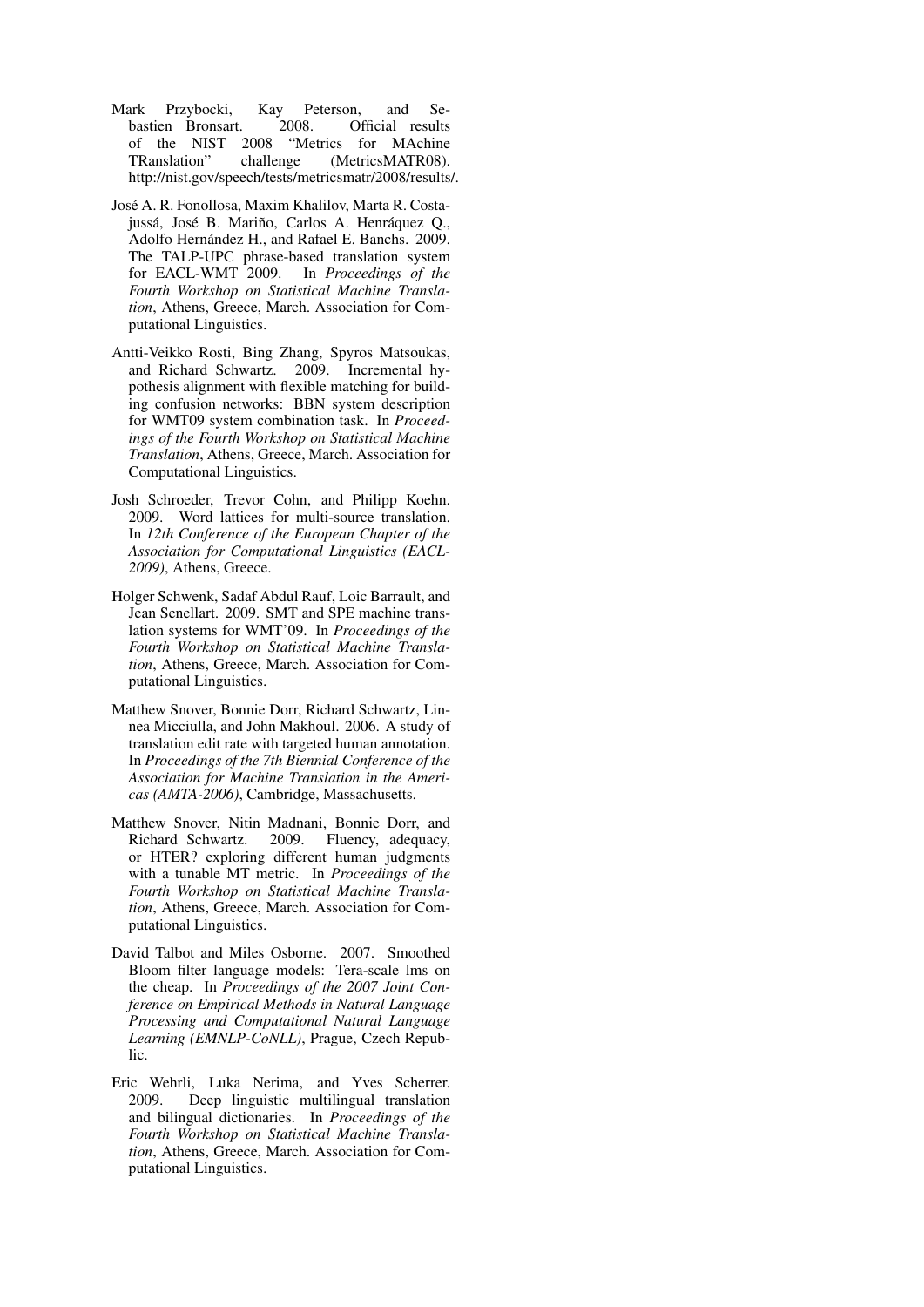Mark Przybocki, Kay Peterson, and Sebastien Bronsart. 2008. Official results of the NIST 2008 "Metrics for MAchine TRanslation" challenge (MetricsMATR08). http://nist.gov/speech/tests/metricsmatr/2008/results/.

José A. R. Fonollosa, Maxim Khalilov, Marta R. Costa-jussá, José B. Mariño, Carlos A. Henráquez Q., Adolfo Hernández H., and Rafael E. Banchs. 2009. The TALP-UPC phrase-based translation system for EACL-WMT 2009. In *Proceedings of the Fourth Workshop on Statistical Machine Translation*, Athens, Greece, March. Association for Computational Linguistics.

Antti-Veikko Rosti, Bing Zhang, Spyros Matsoukas, and Richard Schwartz. 2009. Incremental hypothesis alignment with flexible matching for building confusion networks: BBN system description for WMT09 system combination task. In *Proceedings of the Fourth Workshop on Statistical Machine Translation*, Athens, Greece, March. Association for Computational Linguistics.

Josh Schroeder, Trevor Cohn, and Philipp Koehn. 2009. Word lattices for multi-source translation. In *12th Conference of the European Chapter of the Association for Computational Linguistics (EACL-2009)*, Athens, Greece.

Holger Schwenk, Sadaf Abdul Rauf, Loic Barrault, and Jean Senellart. 2009. SMT and SPE machine translation systems for WMT'09. In *Proceedings of the Fourth Workshop on Statistical Machine Translation*, Athens, Greece, March. Association for Computational Linguistics.

Matthew Snover, Bonnie Dorr, Richard Schwartz, Linnea Micciulla, and John Makhoul. 2006. A study of translation edit rate with targeted human annotation. In *Proceedings of the 7th Biennial Conference of the Association for Machine Translation in the Americas (AMTA-2006)*, Cambridge, Massachusetts.

Matthew Snover, Nitin Madnani, Bonnie Dorr, and Richard Schwartz. 2009. Fluency, adequacy, or HTER? exploring different human judgments with a tunable MT metric. In *Proceedings of the Fourth Workshop on Statistical Machine Translation*, Athens, Greece, March. Association for Computational Linguistics.

David Talbot and Miles Osborne. 2007. Smoothed Bloom filter language models: Tera-scale lms on the cheap. In *Proceedings of the 2007 Joint Conference on Empirical Methods in Natural Language Processing and Computational Natural Language Learning (EMNLP-CoNLL)*, Prague, Czech Republic.

Eric Wehrli, Luka Nerima, and Yves Scherrer. 2009. Deep linguistic multilingual translation and bilingual dictionaries. In *Proceedings of the Fourth Workshop on Statistical Machine Translation*, Athens, Greece, March. Association for Computational Linguistics.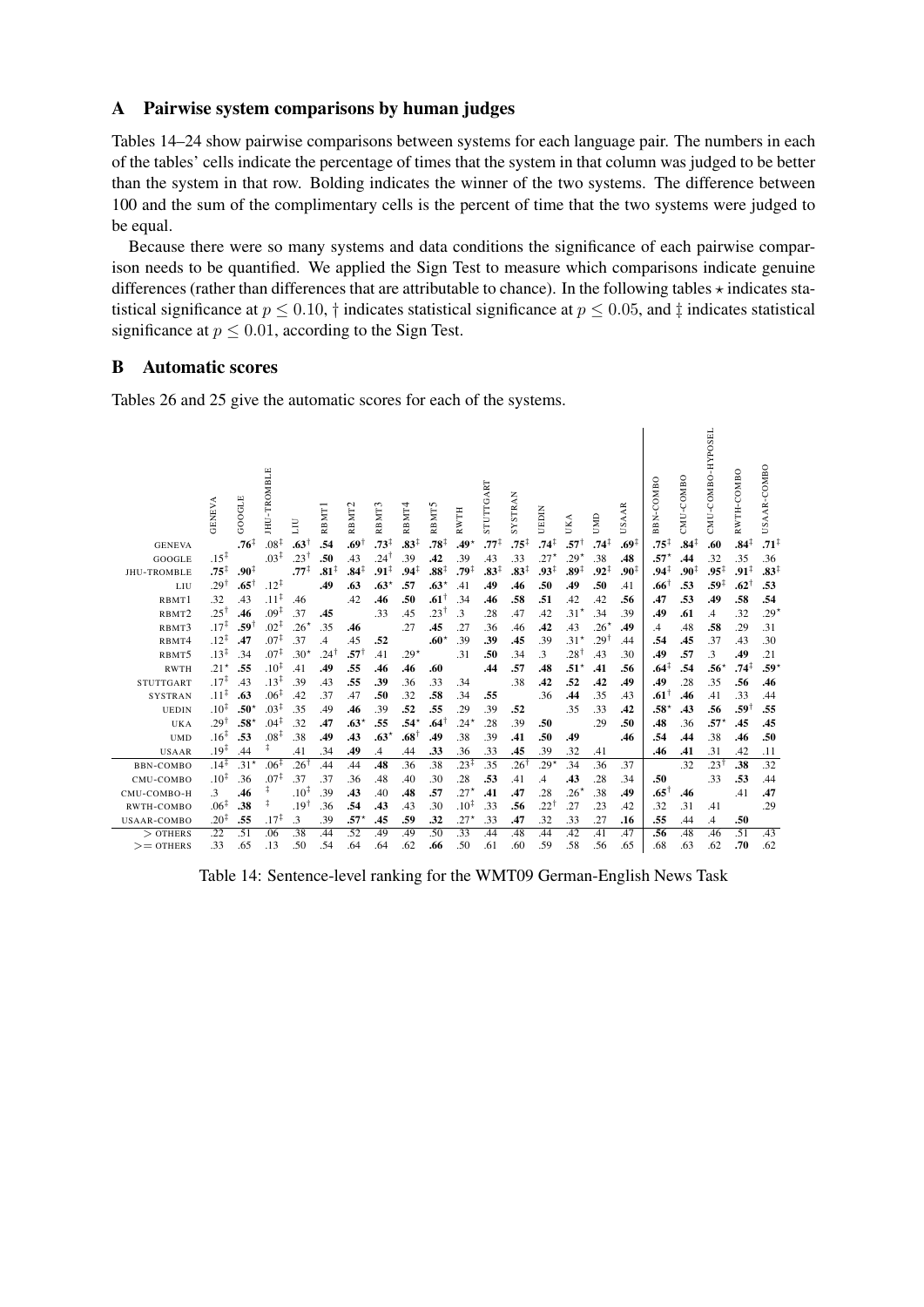## A Pairwise system comparisons by human judges

Tables 14–24 show pairwise comparisons between systems for each language pair. The numbers in each of the tables' cells indicate the percentage of times that the system in that column was judged to be better than the system in that row. Bolding indicates the winner of the two systems. The difference between 100 and the sum of the complimentary cells is the percent of time that the two systems were judged to be equal.

Because there were so many systems and data conditions the significance of each pairwise comparison needs to be quantified. We applied the Sign Test to measure which comparisons indicate genuine differences (rather than differences that are attributable to chance). In the following tables $\star$ indicates statistical significance at $p \leq 0.10$, † indicates statistical significance at $p \leq 0.05$, and ‡ indicates statistical significance at $p \leq 0.01$, according to the Sign Test.

## B Automatic scores

Tables 26 and 25 give the automatic scores for each of the systems.

| | GENEVA | GOOGLE | JHU-TROMBLE | LIU | RBMT1 | RBMT2 | RBMT3 | RBMT4 | RBMT5 | RWTH | STUTTGART | SYSTRAN | UEDIN | UKA | UMD | USAAR | BBN-COMBO | CMU-COMBO | CMU-COMBO-HYPOSEL | RWTH-COMBO | USAAR-COMBO |
|---|---|---|---|---|---|---|---|---|---|---|---|---|---|---|---|---|---|---|---|---|---|
| GENEVA | | **.76**$^\ddagger$ | .08$^\ddagger$ | **.63**$^\dagger$ | **.54** | **.69**$^\dagger$ | **.73**$^\ddagger$ | **.83**$^\ddagger$ | **.78**$^\ddagger$ | **.49**$^\star$ | **.77**$^\ddagger$ | **.75**$^\ddagger$ | **.74**$^\ddagger$ | **.57**$^\dagger$ | **.74**$^\ddagger$ | **.69**$^\ddagger$ | **.75**$^\ddagger$ | **.84**$^\ddagger$ | **.60** | **.84**$^\ddagger$ | **.71**$^\ddagger$ |
| GOOGLE | .15$^\ddagger$ | | .03$^\ddagger$ | .23$^\dagger$ | **.50** | .43 | .24$^\dagger$ | .39 | **.42** | .39 | .43 | .33 | .27$^\star$ | .29$^\star$ | .38 | **.48** | **.57**$^\star$ | **.44** | .32 | .35 | .36 |
| JHU-TROMBLE | **.75**$^\ddagger$ | **.90**$^\ddagger$ | | **.77**$^\ddagger$ | **.81**$^\ddagger$ | **.84**$^\ddagger$ | **.91**$^\ddagger$ | **.94**$^\ddagger$ | **.88**$^\ddagger$ | **.79**$^\ddagger$ | **.83**$^\ddagger$ | **.83**$^\ddagger$ | **.93**$^\ddagger$ | **.89**$^\ddagger$ | **.92**$^\ddagger$ | **.90**$^\ddagger$ | **.94**$^\ddagger$ | **.90**$^\ddagger$ | **.95**$^\ddagger$ | **.91**$^\ddagger$ | **.83**$^\ddagger$ |
| LIU | .29$^\dagger$ | **.65**$^\dagger$ | .12$^\ddagger$ | | **.49** | **.63** | **.63**$^\star$ | **.57** | **.63**$^\star$ | .41 | **.49** | **.46** | **.50** | **.49** | **.50** | .41 | **.66**$^\dagger$ | **.53** | **.59**$^\ddagger$ | **.62**$^\dagger$ | **.53** |
| RBMT1 | .32 | .43 | .11$^\ddagger$ | .46 | | .42 | **.46** | **.50** | **.61**$^\dagger$ | .34 | **.46** | **.58** | **.51** | .42 | .42 | **.56** | **.47** | **.53** | **.49** | **.58** | **.54** |
| RBMT2 | .25$^\dagger$ | **.46** | .09$^\ddagger$ | .37 | **.45** | | .33 | .45 | .23$^\dagger$ | .3 | .28 | .47 | .42 | .31$^\star$ | .34 | .39 | **.49** | **.61** | .4 | .32 | .29$^\star$ |
| RBMT3 | .17$^\ddagger$ | **.59**$^\dagger$ | .02$^\ddagger$ | .26$^\star$ | .35 | **.46** | | .27 | **.45** | .27 | .36 | .46 | **.42** | .43 | .26$^\star$ | **.49** | .4 | .48 | **.58** | .29 | .31 |
| RBMT4 | .12$^\ddagger$ | **.47** | .07$^\ddagger$ | .37 | .4 | .45 | **.52** | | **.60**$^\star$ | .39 | **.39** | **.45** | .39 | .31$^\star$ | .29$^\dagger$ | .44 | **.54** | **.45** | .37 | .43 | .30 |
| RBMT5 | .13$^\ddagger$ | .34 | .07$^\ddagger$ | .30$^\star$ | .24$^\dagger$ | **.57**$^\dagger$ | .41 | .29$^\star$ | | .31 | **.50** | .34 | .3 | .28$^\dagger$ | .43 | .30 | **.49** | **.57** | .3 | **.49** | .21 |
| RWTH | .21$^\star$ | **.55** | .10$^\ddagger$ | .41 | **.49** | **.55** | **.46** | **.46** | **.60** | | **.44** | **.57** | **.48** | **.51**$^\star$ | **.41** | **.56** | **.64**$^\ddagger$ | **.54** | **.56**$^\star$ | **.74**$^\ddagger$ | **.59**$^\star$ |
| STUTTGART | .17$^\ddagger$ | .43 | .13$^\ddagger$ | .39 | .43 | **.55** | **.39** | .36 | .33 | .34 | | .38 | **.42** | **.52** | **.42** | **.49** | **.49** | .28 | .35 | **.56** | **.46** |
| SYSTRAN | .11$^\ddagger$ | **.63** | .06$^\ddagger$ | .42 | .37 | .47 | **.50** | .32 | **.58** | .34 | **.55** | | .36 | **.44** | .35 | .43 | **.61**$^\dagger$ | **.46** | .41 | .33 | .44 |
| UEDIN | .10$^\ddagger$ | **.50**$^\star$ | .03$^\ddagger$ | .35 | .49 | **.46** | .39 | **.52** | **.55** | .29 | .39 | **.52** | | .35 | .33 | **.42** | **.58**$^\star$ | **.43** | **.56** | **.59**$^\dagger$ | **.55** |
| UKA | .29$^\dagger$ | **.58**$^\star$ | .04$^\ddagger$ | .32 | **.47** | **.63**$^\star$ | **.55** | **.54**$^\star$ | **.64**$^\dagger$ | .24$^\star$ | .28 | .39 | **.50** | | .29 | **.50** | **.48** | .36 | **.57**$^\star$ | **.45** | **.45** |
| UMD | .16$^\ddagger$ | **.53** | .08$^\ddagger$ | .38 | **.49** | **.43** | **.63**$^\star$ | **.68**$^\dagger$ | **.49** | .38 | .39 | **.41** | **.50** | **.49** | | **.46** | **.54** | **.44** | .38 | **.46** | **.50** |
| USAAR | .19$^\ddagger$ | .44 | ‡ | .41 | .34 | **.49** | .4 | .44 | **.33** | .36 | .33 | **.45** | .39 | .32 | .41 | | **.46** | **.41** | .31 | .42 | .11 |
| BBN-COMBO | .14$^\ddagger$ | .31$^\star$ | .06$^\ddagger$ | .26$^\dagger$ | .44 | .44 | **.48** | .36 | .38 | .23$^\dagger$ | .35 | .26$^\dagger$ | .29$^\star$ | .34 | .36 | .37 | | .32 | .23$^\dagger$ | **.38** | .32 |
| CMU-COMBO | .10$^\ddagger$ | .36 | .07$^\ddagger$ | .37 | .37 | .36 | .48 | .40 | .30 | .28 | **.53** | .41 | .4 | **.43** | .28 | .34 | **.50** | | .33 | **.53** | .44 |
| CMU-COMBO-H | .3 | **.46** | ‡ | .10$^\ddagger$ | .39 | **.43** | .40 | **.48** | **.57** | .27$^\star$ | **.41** | **.47** | .28 | .26$^\star$ | .38 | **.49** | **.65**$^\dagger$ | **.46** | | .41 | **.47** |
| RWTH-COMBO | .06$^\ddagger$ | **.38** | ‡ | .19$^\dagger$ | .36 | **.54** | **.43** | .43 | .30 | .10$^\ddagger$ | .33 | **.56** | .22$^\dagger$ | .27 | .23 | .42 | .32 | .31 | .41 | | .29 |
| USAAR-COMBO | .20$^\ddagger$ | **.55** | .17$^\ddagger$ | .3 | .39 | **.57**$^\star$ | **.45** | **.59** | **.32** | .27$^\star$ | .33 | **.47** | .32 | .33 | .27 | **.16** | **.55** | .44 | .4 | **.50** | |
| > OTHERS | .22 | .51 | .06 | .38 | .44 | .52 | .49 | .49 | .50 | .33 | .44 | .48 | .44 | .42 | .41 | .47 | **.56** | .48 | .46 | .51 | .43 |
| >= OTHERS | .33 | .65 | .13 | .50 | .54 | .64 | .64 | .62 | **.66** | .50 | .61 | .60 | .59 | .58 | .56 | .65 | .68 | .63 | .62 | **.70** | .62 |

Table 14: Sentence-level ranking for the WMT09 German-English News Task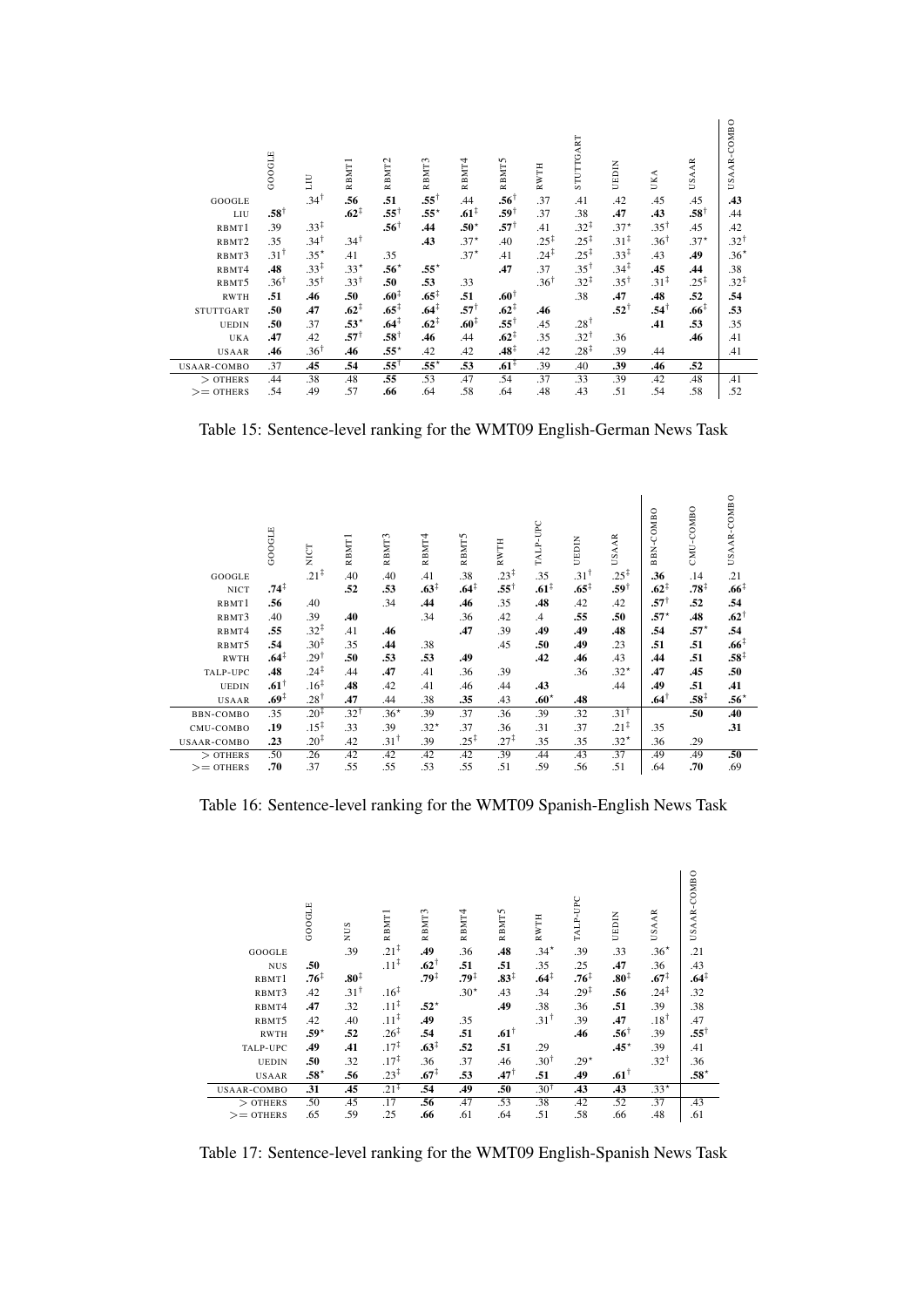| | GOOGLE | LIU | RBMT1 | RBMT2 | RBMT3 | RBMT4 | RBMT5 | RWTH | STUTTGART | UEDIN | UKA | USAAR | USAAR-COMBO |
|---|---|---|---|---|---|---|---|---|---|---|---|---|---|
| GOOGLE | | .34$^\dagger$ | **.56** | **.51** | **.55**$^\dagger$ | .44 | **.56**$^\dagger$ | .37 | .41 | .42 | .45 | .45 | **.43** |
| LIU | **.58**$^\dagger$ | | **.62**$^\ddagger$ | **.55**$^\dagger$ | **.55**$^\star$ | **.61**$^\ddagger$ | **.59**$^\dagger$ | .37 | .38 | **.47** | **.43** | **.58**$^\dagger$ | .44 |
| RBMT1 | .39 | .33$^\ddagger$ | | **.56**$^\dagger$ | **.44** | **.50**$^\star$ | **.57**$^\dagger$ | .41 | .32$^\ddagger$ | .37$^\star$ | .35$^\dagger$ | .45 | .42 |
| RBMT2 | .35 | .34$^\dagger$ | .34$^\dagger$ | | **.43** | .37$^\star$ | .40 | .25$^\ddagger$ | .25$^\ddagger$ | .31$^\ddagger$ | .36$^\dagger$ | .37$^\star$ | .32$^\dagger$ |
| RBMT3 | .31$^\dagger$ | .35$^\star$ | .41 | .35 | | .37$^\star$ | .41 | .24$^\ddagger$ | .25$^\ddagger$ | .33$^\ddagger$ | .43 | **.49** | .36$^\star$ |
| RBMT4 | **.48** | .33$^\ddagger$ | .33$^\star$ | **.56**$^\star$ | **.55**$^\star$ | | **.47** | .37 | .35$^\dagger$ | .34$^\ddagger$ | **.45** | **.44** | .38 |
| RBMT5 | .36$^\dagger$ | .35$^\dagger$ | .33$^\dagger$ | **.50** | **.53** | .33 | | .36$^\dagger$ | .32$^\ddagger$ | .35$^\dagger$ | .31$^\ddagger$ | .25$^\ddagger$ | .32$^\ddagger$ |
| RWTH | **.51** | **.46** | **.50** | **.60**$^\ddagger$ | **.65**$^\ddagger$ | **.51** | **.60**$^\dagger$ | | .38 | **.47** | **.48** | **.52** | **.54** |
| STUTTGART | **.50** | **.47** | **.62**$^\ddagger$ | **.65**$^\ddagger$ | **.64**$^\ddagger$ | **.57**$^\dagger$ | **.62**$^\ddagger$ | **.46** | | **.52**$^\dagger$ | **.54**$^\dagger$ | **.66**$^\ddagger$ | **.53** |
| UEDIN | **.50** | .37 | **.53**$^\star$ | **.64**$^\ddagger$ | **.62**$^\ddagger$ | **.60**$^\ddagger$ | **.55**$^\dagger$ | .45 | .28$^\dagger$ | | **.41** | **.53** | .35 |
| UKA | **.47** | .42 | **.57**$^\dagger$ | **.58**$^\dagger$ | **.46** | .44 | **.62**$^\ddagger$ | .35 | .32$^\dagger$ | .36 | | **.46** | .41 |
| USAAR | **.46** | .36$^\dagger$ | **.46** | **.55**$^\star$ | .42 | .42 | **.48**$^\ddagger$ | .42 | .28$^\ddagger$ | .39 | .44 | | .41 |
| USAAR-COMBO | .37 | **.45** | **.54** | **.55**$^\dagger$ | **.55**$^\star$ | **.53** | **.61**$^\ddagger$ | .39 | .40 | **.39** | **.46** | **.52** | |
| > OTHERS | .44 | .38 | .48 | **.55** | .53 | .47 | .54 | .37 | .33 | .39 | .42 | .48 | .41 |
| >= OTHERS | .54 | .49 | .57 | **.66** | .64 | .58 | .64 | .48 | .43 | .51 | .54 | .58 | .52 |

Table 15: Sentence-level ranking for the WMT09 English-German News Task

| | GOOGLE | NICT | RBMT1 | RBMT3 | RBMT4 | RBMT5 | RWTH | TALP-UPC | UEDIN | USAAR | BBN-COMBO | CMU-COMBO | USAAR-COMBO |
|---|---|---|---|---|---|---|---|---|---|---|---|---|---|
| GOOGLE | | .21$^\ddagger$ | .40 | .40 | .41 | .38 | .23$^\ddagger$ | .35 | .31$^\dagger$ | .25$^\ddagger$ | **.36** | .14 | .21 |
| NICT | **.74**$^\ddagger$ | | **.52** | **.53** | **.63**$^\ddagger$ | **.64**$^\ddagger$ | **.55**$^\dagger$ | **.61**$^\ddagger$ | **.65**$^\ddagger$ | **.59**$^\dagger$ | **.62**$^\ddagger$ | **.78**$^\ddagger$ | **.66**$^\ddagger$ |
| RBMT1 | **.56** | .40 | | .34 | **.44** | **.46** | .35 | **.48** | .42 | .42 | **.57**$^\dagger$ | **.52** | **.54** |
| RBMT3 | .40 | .39 | **.40** | | .34 | .36 | .42 | .4 | **.55** | **.50** | **.57**$^\star$ | **.48** | **.62**$^\dagger$ |
| RBMT4 | **.55** | .32$^\ddagger$ | .41 | **.46** | | **.47** | .39 | **.49** | **.49** | **.48** | **.54** | **.57**$^\star$ | **.54** |
| RBMT5 | **.54** | .30$^\ddagger$ | .35 | **.44** | .38 | | .45 | **.50** | **.49** | .23 | **.51** | **.51** | **.66**$^\ddagger$ |
| RWTH | **.64**$^\ddagger$ | .29$^\dagger$ | **.50** | **.53** | **.53** | **.49** | | **.42** | **.46** | .43 | **.44** | **.51** | **.58**$^\ddagger$ |
| TALP-UPC | **.48** | .24$^\ddagger$ | .44 | **.47** | .41 | .36 | .39 | | .36 | .32$^\star$ | **.47** | **.45** | **.50** |
| UEDIN | **.61**$^\dagger$ | .16$^\ddagger$ | **.48** | .42 | .41 | .46 | .44 | **.43** | | .44 | **.49** | **.51** | **.41** |
| USAAR | **.69**$^\ddagger$ | .28$^\dagger$ | **.47** | .44 | .38 | **.35** | .43 | **.60**$^\star$ | **.48** | | **.64**$^\dagger$ | **.58**$^\ddagger$ | **.56**$^\star$ |
| BBN-COMBO | .35 | .20$^\ddagger$ | .32$^\dagger$ | .36$^\star$ | .39 | .37 | .36 | .39 | .32 | .31$^\dagger$ | | **.50** | **.40** |
| CMU-COMBO | **.19** | .15$^\ddagger$ | .33 | .39 | .32$^\star$ | .37 | .36 | .31 | .37 | .21$^\ddagger$ | .35 | | **.31** |
| USAAR-COMBO | **.23** | .20$^\ddagger$ | .42 | .31$^\dagger$ | .39 | .25$^\ddagger$ | .27$^\ddagger$ | .35 | .35 | .32$^\star$ | .36 | .29 | |
| > OTHERS | .50 | .26 | .42 | .42 | .42 | .42 | .39 | .44 | .43 | .37 | .49 | .49 | **.50** |
| >= OTHERS | **.70** | .37 | .55 | .55 | .53 | .55 | .51 | .59 | .56 | .51 | .64 | **.70** | .69 |

Table 16: Sentence-level ranking for the WMT09 Spanish-English News Task

| | GOOGLE | NUS | RBMT1 | RBMT3 | RBMT4 | RBMT5 | RWTH | TALP-UPC | UEDIN | USAAR | USAAR-COMBO |
|---|---|---|---|---|---|---|---|---|---|---|---|
| GOOGLE | | .39 | .21$^\ddagger$ | **.49** | .36 | **.48** | .34$^\star$ | .39 | .33 | .36$^\star$ | .21 |
| NUS | **.50** | | .11$^\ddagger$ | **.62**$^\dagger$ | **.51** | **.51** | .35 | .25 | **.47** | .36 | .43 |
| RBMT1 | **.76**$^\ddagger$ | **.80**$^\ddagger$ | | **.79**$^\ddagger$ | **.79**$^\ddagger$ | **.83**$^\ddagger$ | **.64**$^\ddagger$ | **.76**$^\ddagger$ | **.80**$^\ddagger$ | **.67**$^\ddagger$ | **.64**$^\ddagger$ |
| RBMT3 | .42 | .31$^\dagger$ | .16$^\ddagger$ | | .30$^\star$ | .43 | .34 | .29$^\ddagger$ | **.56** | .24$^\ddagger$ | .32 |
| RBMT4 | **.47** | .32 | .11$^\ddagger$ | **.52**$^\star$ | | **.49** | .38 | .36 | **.51** | .39 | .38 |
| RBMT5 | .42 | .40 | .11$^\ddagger$ | **.49** | .35 | | .31$^\dagger$ | .39 | **.47** | .18$^\dagger$ | .47 |
| RWTH | **.59**$^\star$ | **.52** | .26$^\ddagger$ | **.54** | **.51** | **.61**$^\dagger$ | | **.46** | **.56**$^\dagger$ | .39 | **.55**$^\dagger$ |
| TALP-UPC | **.49** | **.41** | .17$^\ddagger$ | **.63**$^\ddagger$ | **.52** | **.51** | .29 | | **.45**$^\star$ | .39 | .41 |
| UEDIN | **.50** | .32 | .17$^\ddagger$ | .36 | .37 | .46 | .30$^\dagger$ | .29$^\star$ | | .32$^\dagger$ | .36 |
| USAAR | **.58**$^\star$ | **.56** | .23$^\ddagger$ | **.67**$^\ddagger$ | **.53** | **.47**$^\dagger$ | **.51** | **.49** | **.61**$^\dagger$ | | **.58**$^\star$ |
| USAAR-COMBO | **.31** | **.45** | .21$^\ddagger$ | **.54** | **.49** | **.50** | .30$^\dagger$ | **.43** | **.43** | .33$^\star$ | |
| > OTHERS | .50 | .45 | .17 | **.56** | .47 | .53 | .38 | .42 | .52 | .37 | .43 |
| >= OTHERS | .65 | .59 | .25 | **.66** | .61 | .64 | .51 | .58 | .66 | .48 | .61 |

Table 17: Sentence-level ranking for the WMT09 English-Spanish News Task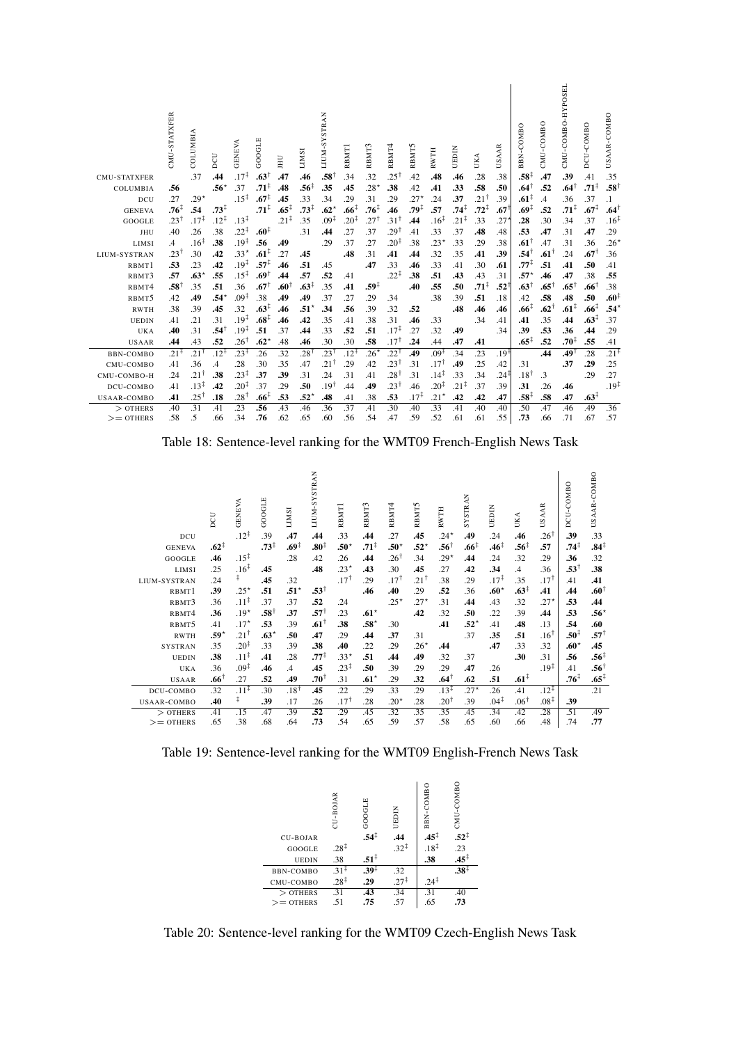| | CMU-STATXFER | COLUMBIA | DCU | GENEVA | GOOGLE | JHU | LIMSI | LIUM-SYSTRAN | RBMT1 | RBMT3 | RBMT4 | RBMT5 | RWTH | UEDIN | UKA | USAAR | BBN-COMBO | CMU-COMBO | CMU-COMBO-HYPOSEL | DCU-COMBO | USAAR-COMBO |
|---|---|---|---|---|---|---|---|---|---|---|---|---|---|---|---|---|---|---|---|---|---|
| CMU-STATXFER | | .37 | **.44** | .17‡ | **.63**† | **.47** | **.46** | **.58**† | .34 | .32 | .25† | .42 | **.48** | **.46** | .28 | .38 | **.58**‡ | **.47** | **.39** | .41 | .35 |
| COLUMBIA | **.56** | | **.56**⋆ | .37 | **.71**‡ | **.48** | **.56**‡ | .35 | **.45** | .28⋆ | **.38** | .42 | **.41** | .33 | **.58** | **.50** | **.64**† | **.52** | **.64**† | **.71**‡ | **.58**† |
| DCU | .27 | .29⋆ | | .15‡ | **.67**‡ | **.45** | .33 | .34 | .29 | .31 | .29 | .27⋆ | .24 | **.37** | .21† | .39 | **.61**‡ | .4 | .36 | .37 | .1 |
| GENEVA | **.76**‡ | **.54** | **.73**‡ | | **.71**‡ | **.65**‡ | **.73**‡ | **.62**⋆ | **.66**‡ | **.76**‡ | **.46** | **.79**‡ | **.57** | **.74**‡ | **.72**‡ | **.67**† | **.69**‡ | **.52** | **.71**‡ | **.67**‡ | **.64**† |
| GOOGLE | .23† | .17‡ | .12‡ | .13‡ | | .21‡ | .35 | .09‡ | .20‡ | .27† | .31† | **.44** | .16‡ | .21‡ | .33 | .27⋆ | **.28** | .30 | .34 | .37 | .16‡ |
| JHU | .40 | .26 | .38 | .22‡ | **.60**‡ | | .31 | **.44** | .27 | .37 | .29† | .41 | .33 | .37 | **.48** | .48 | **.53** | **.47** | .31 | **.47** | .29 |
| LIMSI | .4 | .16‡ | **.38** | .19‡ | **.56** | **.49** | | .29 | .37 | .27 | .20‡ | .38 | .23⋆ | .33 | .29 | .38 | **.61**† | .47 | .31 | .36 | .26⋆ |
| LIUM-SYSTRAN | .23† | .30 | **.42** | .33⋆ | **.61**‡ | .27 | **.45** | | **.48** | .31 | **.41** | **.44** | .32 | .35 | **.41** | **.39** | **.54**† | **.61**† | .24 | **.67**† | .36 |
| RBMT1 | **.53** | .23 | **.42** | .19‡ | **.57**‡ | **.46** | **.51** | .45 | | **.47** | .33 | **.46** | .33 | .41 | .30 | **.61** | **.77**‡ | **.51** | **.41** | **.50** | .41 |
| RBMT3 | **.57** | **.63**⋆ | **.55** | .15‡ | **.69**† | **.44** | **.57** | **.52** | .41 | | .22‡ | **.38** | **.51** | **.43** | .43 | .31 | **.57**⋆ | **.46** | **.47** | .38 | **.55** |
| RBMT4 | **.58**† | .35 | **.51** | .36 | **.67**† | **.60**† | **.63**‡ | .35 | **.41** | **.59**‡ | | **.40** | **.55** | **.50** | **.71**‡ | **.52**† | **.63**† | **.65**† | **.65**† | **.66**† | .38 |
| RBMT5 | .42 | **.49** | **.54**⋆ | .09‡ | .38 | **.49** | **.49** | .37 | .27 | .29 | .34 | | .38 | .39 | **.51** | .18 | .42 | **.58** | **.48** | **.50** | **.60**‡ |
| RWTH | .38 | .39 | **.45** | .32 | **.63**‡ | **.46** | **.51**⋆ | **.34** | **.56** | .39 | .32 | **.52** | | **.48** | **.46** | **.46** | **.66**‡ | **.62**† | **.61**‡ | **.66**‡ | **.54**⋆ |
| UEDIN | .41 | .21 | .31 | .19‡ | **.68**‡ | **.46** | **.42** | .35 | .41 | .38 | .31 | **.46** | .33 | | .34 | .41 | **.41** | .35 | **.44** | **.63**‡ | .37 |
| UKA | **.40** | .31 | **.54**† | .19‡ | **.51** | .37 | **.44** | .33 | **.52** | **.51** | .17‡ | .27 | .32 | **.49** | | .34 | **.39** | **.53** | **.36** | **.44** | .29 |
| USAAR | **.44** | .43 | **.52** | .26† | **.62**⋆ | .48 | **.46** | .30 | .30 | **.58** | .17† | **.24** | .44 | **.47** | **.41** | | **.65**‡ | **.52** | **.70**‡ | **.55** | .41 |
| BBN-COMBO | .21‡ | .21† | .12‡ | .23‡ | .26 | .32 | .28† | .23† | .12‡ | .26⋆ | .22† | **.49** | .09‡ | .34 | .23 | .19‡ | | **.44** | **.49**† | .28 | .21‡ |
| CMU-COMBO | .41 | .36 | .4 | .28 | .30 | .35 | .47 | .21† | .29 | .42 | .23† | .31 | .17† | **.49** | .25 | .42 | .31 | | **.37** | **.29** | .25 |
| CMU-COMBO-H | .24 | .21† | **.38** | .23‡ | **.37** | **.39** | .31 | .24 | .31 | .41 | .28† | .31 | .14‡ | .33 | .34 | .24‡ | .18† | .3 | | .29 | .27 |
| DCU-COMBO | .41 | .13‡ | **.42** | .20‡ | .37 | .29 | **.50** | .19† | .44 | **.49** | .23† | .46 | .20‡ | .21‡ | .37 | .39 | **.31** | .26 | **.46** | | .19‡ |
| USAAR-COMBO | **.41** | .25† | **.18** | .28† | **.66**‡ | **.53** | **.52**⋆ | **.48** | .41 | .38 | **.53** | .17‡ | .21⋆ | **.42** | **.42** | **.47** | **.58**‡ | **.58** | **.47** | **.63**‡ | |
| > OTHERS | .40 | .31 | .41 | .23 | .56 | .43 | .46 | .36 | .37 | .41 | .30 | .40 | .33 | .41 | .40 | .40 | .50 | .47 | .46 | .49 | .36 |
| >= OTHERS | .58 | .5 | .66 | .34 | **.76** | .62 | .65 | .60 | .56 | .54 | .47 | .59 | .52 | .61 | .61 | .55 | **.73** | .66 | .71 | .67 | .57 |

Table 18: Sentence-level ranking for the WMT09 French-English News Task

| | DCU | GENEVA | GOOGLE | LIMSI | LIUM-SYSTRAN | RBMT1 | RBMT3 | RBMT4 | RBMT5 | RWTH | SYSTRAN | UEDIN | UKA | USAAR | DCU-COMBO | USAAR-COMBO |
|---|---|---|---|---|---|---|---|---|---|---|---|---|---|---|---|---|
| DCU | | .12‡ | .39 | **.47** | **.44** | .33 | **.44** | .27 | **.45** | .24⋆ | **.49** | .24 | **.46** | .26† | **.39** | .33 |
| GENEVA | **.62**‡ | | **.73**‡ | **.69**‡ | **.80**‡ | **.50**⋆ | **.71**‡ | **.50**⋆ | **.52**⋆ | **.56**† | **.66**‡ | **.46**‡ | **.56**‡ | **.57** | **.74**‡ | **.84**‡ |
| GOOGLE | **.46** | .15‡ | | .28 | .42 | .26 | **.44** | .26† | .34 | .29⋆ | **.44** | .24 | .32 | .29 | **.36** | .32 |
| LIMSI | .25 | .16‡ | **.45** | | **.48** | .23⋆ | **.43** | .30 | **.45** | .27 | **.42** | **.34** | .4 | .36 | **.53**† | **.38** |
| LIUM-SYSTRAN | .24 | ‡ | **.45** | .32 | | .17† | .29 | .17† | .21† | .38 | .29 | .17‡ | .35 | .17† | .41 | **.41** |
| RBMT1 | **.39** | .25⋆ | **.51** | **.51**⋆ | **.53**† | | **.46** | **.40** | .29 | **.52** | .36 | **.60**⋆ | **.63**‡ | **.41** | **.44** | **.60**† |
| RBMT3 | .36 | .11‡ | .37 | .37 | **.52** | .24 | | .25⋆ | .27⋆ | .31 | **.44** | .43 | .32 | .27⋆ | **.53** | **.44** |
| RBMT4 | .36 | .19⋆ | **.58**† | **.37** | **.57**† | .23 | **.61**⋆ | | **.42** | .32 | **.50** | .22 | .39 | **.44** | **.53** | **.56**⋆ |
| RBMT5 | .41 | .17⋆ | **.53** | .39 | **.61**† | **.38** | **.58**⋆ | .30 | | **.41** | **.52**⋆ | .41 | **.48** | .13 | **.54** | **.60** |
| RWTH | **.59**⋆ | .21† | **.63**⋆ | **.50** | **.47** | .29 | **.44** | **.37** | .31 | | .37 | **.35** | **.51** | .16† | **.50**‡ | **.57**† |
| SYSTRAN | .35 | .20‡ | .33 | .39 | **.38** | **.40** | .22 | .29 | .26⋆ | **.44** | | **.47** | .33 | .32 | **.60**⋆ | **.45** |
| UEDIN | **.38** | .11‡ | **.41** | .28 | **.77**‡ | .33⋆ | **.51** | **.44** | **.49** | .32 | .37 | | **.30** | .31 | **.56** | **.56**‡ |
| UKA | .36 | .09‡ | **.46** | .4 | **.45** | .23‡ | **.50** | .39 | .29 | .29 | **.47** | .26 | | .19‡ | .41 | **.56**† |
| USAAR | **.66**† | .27 | **.52** | **.49** | **.70**† | .31 | **.61**⋆ | .29 | **.32** | **.64**† | **.62** | **.51** | **.61**‡ | | **.76**‡ | **.65**‡ |
| DCU-COMBO | .32 | .11‡ | .30 | .18† | **.45** | .22 | .29 | .33 | .29 | .13‡ | .27⋆ | .26 | .41 | .12‡ | | .21 |
| USAAR-COMBO | **.40** | ‡ | **.39** | .17 | .26 | .17† | .28 | .20⋆ | .28 | .20† | .39 | .04‡ | .06† | .08‡ | **.39** | |
| > OTHERS | .41 | .15 | .47 | .39 | .52 | .29 | .45 | .32 | .35 | .35 | .45 | .34 | .42 | .28 | .51 | .49 |
| >= OTHERS | .65 | .38 | .68 | .64 | **.73** | .54 | .65 | .59 | .57 | .58 | .65 | .60 | .66 | .48 | .74 | **.77** |

Table 19: Sentence-level ranking for the WMT09 English-French News Task

| | CU-BOJAR | GOOGLE | UEDIN | BBN-COMBO | CMU-COMBO |
|---|---|---|---|---|---|
| CU-BOJAR | | **.54**‡ | **.44** | **.45**‡ | **.52**‡ |
| GOOGLE | .28‡ | | .32‡ | .18‡ | .23 |
| UEDIN | .38 | **.51**‡ | | **.38** | **.45**‡ |
| BBN-COMBO | .31‡ | **.39**‡ | .32 | | **.38**‡ |
| CMU-COMBO | .28‡ | **.29** | .27‡ | .24‡ | |
| > OTHERS | .31 | **.43** | .34 | .31 | .40 |
| >= OTHERS | .51 | **.75** | .57 | .65 | **.73** |

Table 20: Sentence-level ranking for the WMT09 Czech-English News Task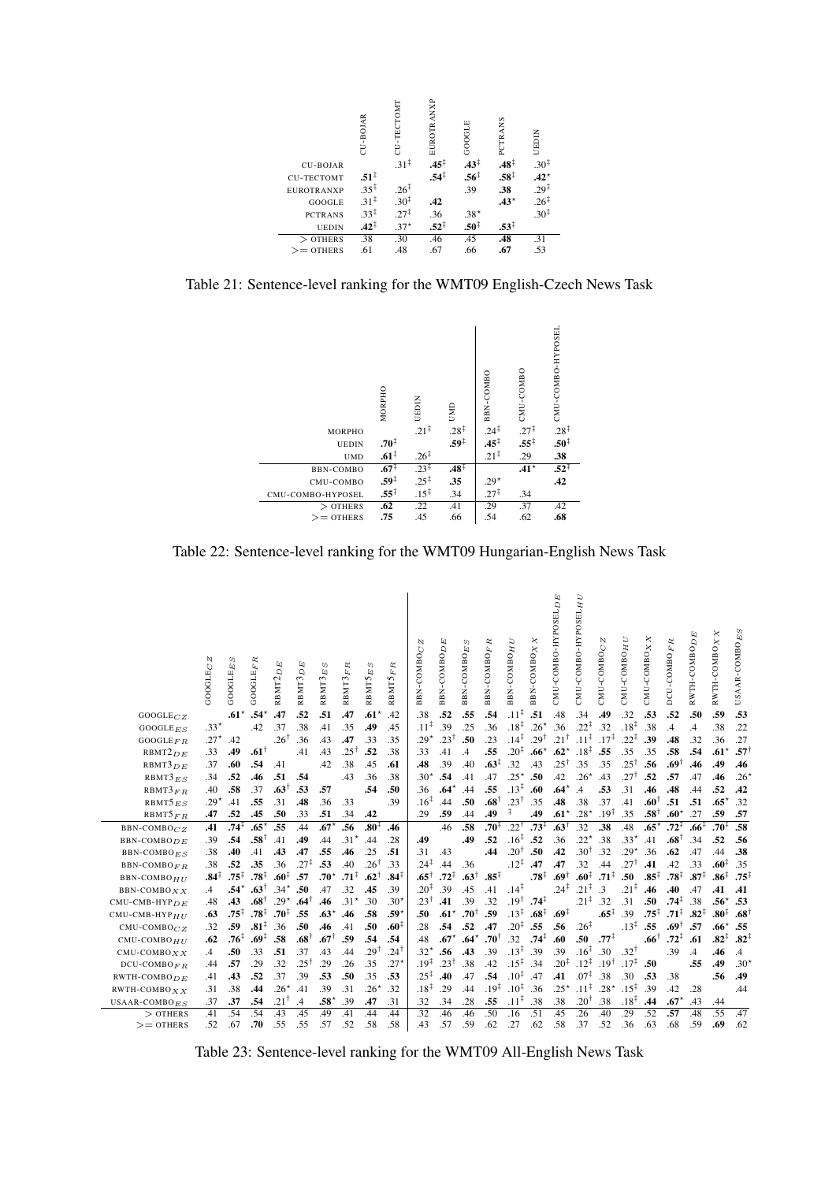| | CU-BOJAR | CU-TECTOMT | EUROTRANXP | GOOGLE | PCTRANS | UEDIN |
|---|---|---|---|---|---|---|
| CU-BOJAR | | .31‡ | **.45**‡ | **.43**‡ | **.48**‡ | .30‡ |
| CU-TECTOMT | **.51**‡ | | **.54**‡ | **.56**‡ | **.58**‡ | **.42**⋆ |
| EUROTRANXP | .35‡ | .26‡ | | .39 | **.38** | .29‡ |
| GOOGLE | .31‡ | .30‡ | **.42** | | **.43**⋆ | .26‡ |
| PCTRANS | .33‡ | .27‡ | .36 | .38⋆ | | .30‡ |
| UEDIN | **.42**‡ | .37⋆ | **.52**‡ | **.50**‡ | **.53**‡ | |
| > OTHERS | .38 | .30 | .46 | .45 | **.48** | .31 |
| >= OTHERS | .61 | .48 | .67 | .66 | **.67** | .53 |

Table 21: Sentence-level ranking for the WMT09 English-Czech News Task

| | MORPHO | UEDIN | UMD | BBN-COMBO | CMU-COMBO | CMU-COMBO-HYPOSEL |
|---|---|---|---|---|---|---|
| MORPHO | | .21‡ | .28‡ | .24‡ | .27‡ | .28‡ |
| UEDIN | **.70**‡ | | **.59**‡ | **.45**‡ | **.55**‡ | **.50**‡ |
| UMD | **.61**‡ | .26‡ | | .21‡ | .29 | **.38** |
| BBN-COMBO | **.67**† | .23‡ | **.48**‡ | | **.41**⋆ | **.52**‡ |
| CMU-COMBO | **.59**‡ | .25‡ | **.35** | .29⋆ | | **.42** |
| CMU-COMBO-HYPOSEL | **.55**‡ | .15‡ | .34 | .27‡ | .34 | |
| > OTHERS | **.62** | .22 | .41 | .29 | .37 | .42 |
| >= OTHERS | **.75** | .45 | .66 | .54 | .62 | **.68** |

Table 22: Sentence-level ranking for the WMT09 Hungarian-English News Task

| | GOOGLE$_{CZ}$ | GOOGLE$_{ES}$ | GOOGLE$_{FR}$ | RBMT2$_{DE}$ | RBMT3$_{DE}$ | RBMT3$_{ES}$ | RBMT3$_{FR}$ | RBMT5$_{ES}$ | RBMT5$_{FR}$ | BBN-COMBO$_{CZ}$ | BBN-COMBO$_{DE}$ | BBN-COMBO$_{ES}$ | BBN-COMBO$_{FR}$ | BBN-COMBO$_{HU}$ | BBN-COMBO$_{XX}$ | CMU-COMBO-HYPOSEL$_{DE}$ | CMU-COMBO-HYPOSEL$_{HU}$ | CMU-COMBO$_{CZ}$ | CMU-COMBO$_{HU}$ | CMU-COMBO$_{XX}$ | DCU-COMBO$_{FR}$ | RWTH-COMBO$_{DE}$ | RWTH-COMBO$_{XX}$ | USAAR-COMBO$_{ES}$ |
|---|---|---|---|---|---|---|---|---|---|---|---|---|---|---|---|---|---|---|---|---|---|---|---|---|
| GOOGLE$_{CZ}$ | | **.61**⋆ | **.54**⋆ | **.47** | .52 | **.51** | **.47** | **.61**⋆ | .42 | .38 | **.52** | **.55** | **.54** | .11‡ | **.51** | .48 | .34 | **.49** | .32 | **.53** | **.52** | **.50** | **.59** | **.53** |
| GOOGLE$_{ES}$ | .33⋆ | | .42 | .37 | .38 | .41 | .35 | **.49** | .45 | .11‡ | .39 | .25 | .36 | .18‡ | .26⋆ | .36 | .22‡ | .32 | .18‡ | .38 | .4 | .4 | .38 | .22 |
| GOOGLE$_{FR}$ | .27⋆ | .42 | | .26† | .36 | .43 | **.47** | .33 | .35 | .29⋆ | .23† | **.50** | .23 | .14‡ | .29† | .21† | .11‡ | .17‡ | .22‡ | **.39** | **.48** | .32 | .36 | .27 |
| RBMT2$_{DE}$ | .33 | **.49** | **.61**† | | .41 | .43 | .25† | **.52** | .38 | .33 | .41 | .4 | **.55** | .20‡ | **.66**⋆ | **.62**⋆ | .18‡ | **.55** | .35 | .35 | **.58** | **.54** | **.61**⋆ | **.57**† |
| RBMT3$_{DE}$ | .37 | **.60** | **.54** | .41 | | .42 | .38 | .45 | **.61** | **.48** | .39 | .40 | **.63**‡ | .32 | .43 | .25† | .35 | .35 | .25† | **.56** | **.69**† | **.46** | **.49** | **.46** |
| RBMT3$_{ES}$ | .34 | **.52** | **.46** | **.51** | **.54** | | .43 | .36 | .38 | .30⋆ | **.54** | .41 | .47 | .25⋆ | **.50** | .42 | .26⋆ | .43 | .27† | **.52** | **.57** | .47 | **.46** | .26⋆ |
| RBMT3$_{FR}$ | .40 | **.58** | .37 | **.63**† | **.53** | **.57** | | **.54** | **.50** | .36 | **.64**⋆ | .44 | **.55** | .13‡ | **.60** | **.64**⋆ | .4 | **.53** | .31 | .46 | **.48** | .44 | **.52** | **.42** |
| RBMT5$_{ES}$ | .29⋆ | .41 | **.55** | .31 | **.48** | .36 | .33 | | .39 | .16‡ | .44 | **.50** | **.68**† | .23† | .35 | **.48** | .38 | .37 | .41 | **.60**† | **.51** | **.51** | **.65**⋆ | .32 |
| RBMT5$_{FR}$ | **.47** | **.52** | .45 | **.50** | .33 | **.51** | .34 | **.42** | | .29 | **.59** | .44 | **.49** | ‡ | **.49** | **.61**⋆ | .28⋆ | .19‡ | .35 | **.58**† | **.60**⋆ | .27 | **.59** | **.57** |
| BBN-COMBO$_{CZ}$ | **.41** | **.74**‡ | **.65**⋆ | **.55** | .44 | **.67**⋆ | **.56** | **.80**‡ | **.46** | | .46 | **.58** | **.70**‡ | .22† | **.73**‡ | **.63**† | .32 | **.38** | .48 | **.65**⋆ | **.72**‡ | **.66**† | **.70**† | **.58** |
| BBN-COMBO$_{DE}$ | .39 | **.54** | **.58**† | .41 | **.49** | .44 | .31⋆ | .44 | .28 | **.49** | | **.49** | **.52** | .16‡ | **.52** | .36 | .22⋆ | .38 | .33⋆ | .41 | **.68**† | .34 | **.52** | **.56** |
| BBN-COMBO$_{ES}$ | .38 | **.40** | .41 | **.43** | **.47** | **.55** | **.46** | .25 | **.51** | .31 | .43 | | **.44** | .20† | **.50** | **.42** | .30† | .32 | .29⋆ | .36 | **.62** | .47 | .44 | **.38** |
| BBN-COMBO$_{FR}$ | .38 | **.52** | **.35** | .36 | .27‡ | **.53** | .40 | .26† | .33 | .24‡ | .44 | .36 | | .12‡ | **.47** | **.47** | .32 | .44 | .27† | **.41** | .42 | .33 | **.60**‡ | .35 |
| BBN-COMBO$_{HU}$ | **.84**‡ | **.75**‡ | **.78**‡ | **.60**‡ | **.57** | **.70**⋆ | **.71**‡ | **.62**† | **.84**‡ | **.65**† | **.72**‡ | **.63**† | **.85**‡ | | **.78**‡ | **.69**† | **.60**‡ | **.71**‡ | **.50** | **.85**‡ | **.78**‡ | **.87**‡ | **.86**‡ | **.75**‡ |
| BBN-COMBO$_{XX}$ | .4 | **.54**⋆ | **.63**† | .34⋆ | **.50** | .47 | .32 | **.45** | .39 | .20‡ | .39 | .45 | .41 | .14‡ | | .24‡ | .21‡ | .3 | .21‡ | **.46** | **.40** | .47 | **.41** | **.41** |
| CMU-CMB-HYP$_{DE}$ | .48 | **.43** | **.68**† | .29⋆ | **.64**† | **.46** | .31⋆ | .30 | .30⋆ | .23† | **.41** | .39 | .32 | .19† | **.74**‡ | | .21‡ | .32 | .31 | **.50** | **.74**‡ | .38 | **.56**⋆ | **.53** |
| CMU-CMB-HYP$_{HU}$ | **.63** | **.75**‡ | **.78**‡ | **.70**‡ | **.55** | **.63**⋆ | **.46** | **.58** | **.59**⋆ | **.50** | **.61**⋆ | **.70**† | **.59** | .13‡ | **.68**‡ | **.69**‡ | | **.65**‡ | .39 | **.75**‡ | **.71**‡ | **.82**‡ | **.80**‡ | **.68**† |
| CMU-COMBO$_{CZ}$ | .32 | **.59** | **.81**‡ | .36 | **.50** | **.46** | .41 | **.50** | **.60**‡ | .28 | **.54** | **.52** | **.47** | .20‡ | **.55** | **.56** | .26‡ | | .13‡ | **.55** | **.69**† | **.57** | **.66**⋆ | **.55** |
| CMU-COMBO$_{HU}$ | **.62** | **.76**‡ | **.69**‡ | **.58** | **.68**† | **.67**† | **.59** | **.54** | **.54** | .48 | **.67**⋆ | **.64**⋆ | **.70**† | .32 | **.74**‡ | **.60** | **.50** | **.77**‡ | | **.66**† | **.72**‡ | **.61** | **.82**‡ | **.82**‡ |
| CMU-COMBO$_{XX}$ | .4 | **.50** | .33 | **.51** | .37 | .43 | .44 | .29† | .24† | .32⋆ | **.56** | **.43** | .39 | .13‡ | .39 | .39 | .16‡ | .30 | .32† | | .39 | .4 | **.46** | .4 |
| DCU-COMBO$_{FR}$ | .44 | **.57** | .29 | .32 | .25† | .41 | .29 | .26 | .35 | .27⋆ | .19‡ | .23† | .38 | .42 | .15‡ | .34 | .20‡ | .12‡ | .19† | .17‡ | **.50** | | **.55** | **.49** | .30⋆ |
| RWTH-COMBO$_{DE}$ | .41 | **.43** | **.52** | .37 | .39 | **.53** | **.50** | .35 | **.53** | .25‡ | **.40** | .47 | **.54** | .10‡ | .47 | **.41** | .07‡ | .38 | .30 | **.53** | .38 | | **.56** | **.49** |
| RWTH-COMBO$_{XX}$ | .31 | .38 | **.44** | .26⋆ | .41 | .39 | .31 | .26⋆ | .32 | .18‡ | .29 | .44 | .19‡ | .10‡ | .36 | .25⋆ | .11‡ | .28⋆ | .15‡ | .39 | .42 | .28 | | .44 |
| USAAR-COMBO$_{ES}$ | .37 | **.37** | **.54** | .21† | .4 | **.58**⋆ | .39 | **.47** | .31 | .32 | .34 | .28 | **.55** | .11‡ | .38 | .38 | .20† | .38 | .18‡ | **.44** | **.67**⋆ | .43 | .44 | |
| > OTHERS | .41 | .54 | .54 | .43 | .45 | .49 | .41 | .44 | .44 | .32 | .46 | .46 | .50 | .16 | .51 | .45 | .26 | .40 | .29 | .52 | **.57** | .48 | .55 | .47 |
| >= OTHERS | .52 | .67 | **.70** | .55 | .55 | .57 | .52 | .58 | .58 | .43 | .57 | .59 | .62 | .27 | .62 | .58 | .37 | .52 | .36 | .63 | .68 | .59 | **.69** | .62 |

Table 23: Sentence-level ranking for the WMT09 All-English News Task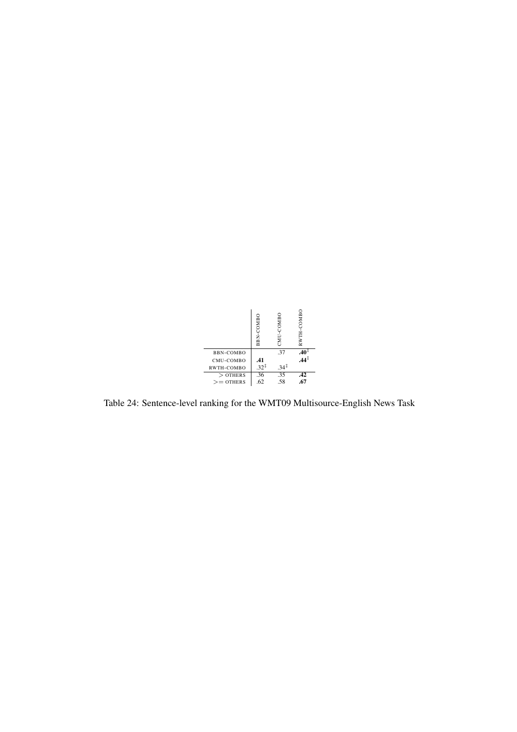| | BBN-COMBO | CMU-COMBO | RWTH-COMBO |
|---|---|---|---|
| BBN-COMBO | | .37 | **.40**‡ |
| CMU-COMBO | **.41** | | **.44**‡ |
| RWTH-COMBO | .32‡ | .34‡ | |
| > OTHERS | .36 | .35 | **.42** |
| >= OTHERS | .62 | .58 | **.67** |

Table 24: Sentence-level ranking for the WMT09 Multisource-English News Task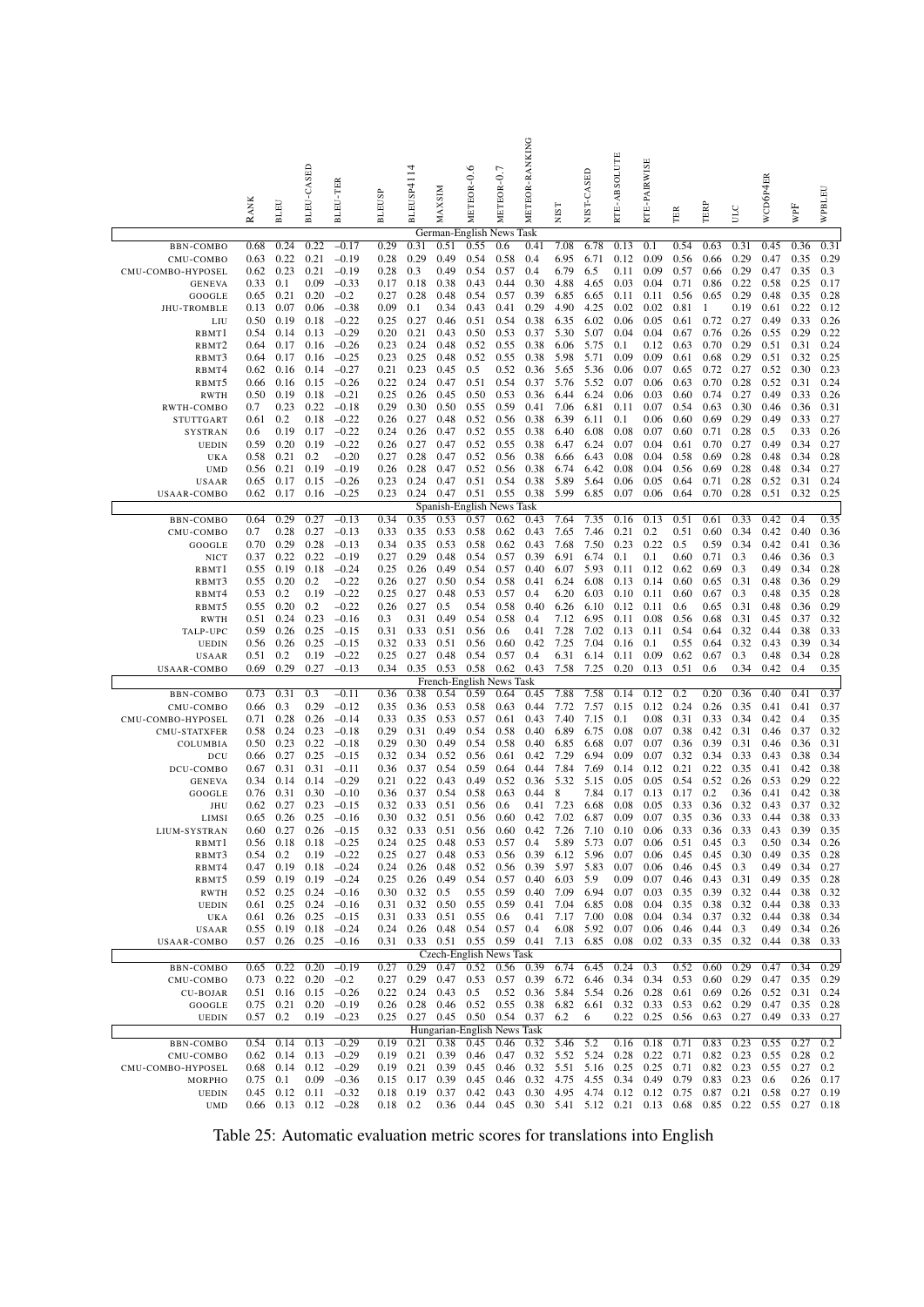| | RANK | BLEU | BLEU-CASED | BLEU-TER | BLEUSP | BLEUSP4114 | MAXSIM | METEOR-0.6 | METEOR-0.7 | METEOR-RANKING | NIST | NIST-CASED | RTE-ABSOLUTE | RTE-PAIRWISE | TER | TERP | ULC | WCD6P4ER | WPF | WPBLEU |
|---|---|---|---|---|---|---|---|---|---|---|---|---|---|---|---|---|---|---|---|---|
| **German-English News Task** | | | | | | | | | | | | | | | | | | | | |
| BBN-COMBO | 0.68 | 0.24 | 0.22 | −0.17 | 0.29 | 0.31 | 0.51 | 0.55 | 0.6 | 0.41 | 7.08 | 6.78 | 0.13 | 0.1 | 0.54 | 0.63 | 0.31 | 0.45 | 0.36 | 0.31 |
| CMU-COMBO | 0.63 | 0.22 | 0.21 | −0.19 | 0.28 | 0.29 | 0.49 | 0.54 | 0.58 | 0.4 | 6.95 | 6.71 | 0.12 | 0.09 | 0.56 | 0.66 | 0.29 | 0.47 | 0.35 | 0.29 |
| CMU-COMBO-HYPOSEL | 0.62 | 0.23 | 0.21 | −0.19 | 0.28 | 0.3 | 0.49 | 0.54 | 0.57 | 0.4 | 6.79 | 6.5 | 0.11 | 0.09 | 0.57 | 0.66 | 0.29 | 0.47 | 0.35 | 0.3 |
| GENEVA | 0.33 | 0.1 | 0.09 | −0.33 | 0.17 | 0.18 | 0.38 | 0.43 | 0.44 | 0.30 | 4.88 | 4.65 | 0.03 | 0.04 | 0.71 | 0.86 | 0.22 | 0.58 | 0.25 | 0.17 |
| GOOGLE | 0.65 | 0.21 | 0.20 | −0.2 | 0.27 | 0.28 | 0.48 | 0.54 | 0.57 | 0.39 | 6.85 | 6.65 | 0.11 | 0.11 | 0.56 | 0.65 | 0.29 | 0.48 | 0.35 | 0.28 |
| JHU-TROMBLE | 0.13 | 0.07 | 0.06 | −0.38 | 0.09 | 0.1 | 0.34 | 0.43 | 0.41 | 0.29 | 4.90 | 4.25 | 0.02 | 0.02 | 0.81 | 1 | 0.19 | 0.61 | 0.22 | 0.12 |
| LIU | 0.50 | 0.19 | 0.18 | −0.22 | 0.25 | 0.27 | 0.46 | 0.51 | 0.54 | 0.38 | 6.35 | 6.02 | 0.06 | 0.05 | 0.61 | 0.72 | 0.27 | 0.49 | 0.33 | 0.26 |
| RBMT1 | 0.54 | 0.14 | 0.13 | −0.29 | 0.20 | 0.21 | 0.43 | 0.50 | 0.53 | 0.37 | 5.30 | 5.07 | 0.04 | 0.04 | 0.67 | 0.76 | 0.26 | 0.55 | 0.29 | 0.22 |
| RBMT2 | 0.64 | 0.17 | 0.16 | −0.26 | 0.23 | 0.24 | 0.48 | 0.52 | 0.55 | 0.38 | 6.06 | 5.75 | 0.1 | 0.12 | 0.63 | 0.70 | 0.29 | 0.51 | 0.31 | 0.24 |
| RBMT3 | 0.64 | 0.17 | 0.16 | −0.25 | 0.23 | 0.25 | 0.48 | 0.52 | 0.55 | 0.38 | 5.98 | 5.71 | 0.09 | 0.09 | 0.61 | 0.68 | 0.29 | 0.51 | 0.32 | 0.25 |
| RBMT4 | 0.62 | 0.16 | 0.14 | −0.27 | 0.21 | 0.23 | 0.45 | 0.5 | 0.52 | 0.36 | 5.65 | 5.36 | 0.06 | 0.07 | 0.65 | 0.72 | 0.27 | 0.52 | 0.30 | 0.23 |
| RBMT5 | 0.66 | 0.16 | 0.15 | −0.26 | 0.22 | 0.24 | 0.47 | 0.51 | 0.54 | 0.37 | 5.76 | 5.52 | 0.07 | 0.06 | 0.63 | 0.70 | 0.28 | 0.52 | 0.31 | 0.24 |
| RWTH | 0.50 | 0.19 | 0.18 | −0.21 | 0.25 | 0.26 | 0.45 | 0.50 | 0.53 | 0.36 | 6.44 | 6.24 | 0.06 | 0.03 | 0.60 | 0.74 | 0.27 | 0.49 | 0.33 | 0.26 |
| RWTH-COMBO | 0.7 | 0.23 | 0.22 | −0.18 | 0.29 | 0.30 | 0.50 | 0.55 | 0.59 | 0.41 | 7.06 | 6.81 | 0.11 | 0.07 | 0.54 | 0.63 | 0.30 | 0.46 | 0.36 | 0.31 |
| STUTTGART | 0.61 | 0.2 | 0.18 | −0.22 | 0.26 | 0.27 | 0.48 | 0.52 | 0.56 | 0.38 | 6.39 | 6.11 | 0.1 | 0.06 | 0.60 | 0.69 | 0.29 | 0.49 | 0.33 | 0.27 |
| SYSTRAN | 0.6 | 0.19 | 0.17 | −0.22 | 0.24 | 0.26 | 0.47 | 0.52 | 0.55 | 0.38 | 6.40 | 6.08 | 0.08 | 0.07 | 0.60 | 0.71 | 0.28 | 0.5 | 0.33 | 0.26 |
| UEDIN | 0.59 | 0.20 | 0.19 | −0.22 | 0.26 | 0.27 | 0.47 | 0.52 | 0.55 | 0.38 | 6.47 | 6.24 | 0.07 | 0.04 | 0.61 | 0.70 | 0.27 | 0.49 | 0.34 | 0.27 |
| UKA | 0.58 | 0.21 | 0.2 | −0.20 | 0.27 | 0.28 | 0.47 | 0.52 | 0.56 | 0.38 | 6.66 | 6.43 | 0.08 | 0.04 | 0.58 | 0.69 | 0.28 | 0.48 | 0.34 | 0.28 |
| UMD | 0.56 | 0.21 | 0.19 | −0.19 | 0.26 | 0.28 | 0.47 | 0.52 | 0.56 | 0.38 | 6.74 | 6.42 | 0.08 | 0.04 | 0.56 | 0.69 | 0.28 | 0.48 | 0.34 | 0.27 |
| USAAR | 0.65 | 0.17 | 0.15 | −0.26 | 0.23 | 0.24 | 0.47 | 0.51 | 0.54 | 0.38 | 5.89 | 5.64 | 0.06 | 0.05 | 0.64 | 0.71 | 0.28 | 0.52 | 0.31 | 0.24 |
| USAAR-COMBO | 0.62 | 0.17 | 0.16 | −0.25 | 0.23 | 0.24 | 0.47 | 0.51 | 0.55 | 0.38 | 5.99 | 6.85 | 0.07 | 0.06 | 0.64 | 0.70 | 0.28 | 0.51 | 0.32 | 0.25 |
| **Spanish-English News Task** | | | | | | | | | | | | | | | | | | | | |
| BBN-COMBO | 0.64 | 0.29 | 0.27 | −0.13 | 0.34 | 0.35 | 0.53 | 0.57 | 0.62 | 0.43 | 7.64 | 7.35 | 0.16 | 0.13 | 0.51 | 0.61 | 0.33 | 0.42 | 0.4 | 0.35 |
| CMU-COMBO | 0.7 | 0.28 | 0.27 | −0.13 | 0.33 | 0.35 | 0.53 | 0.58 | 0.62 | 0.43 | 7.65 | 7.46 | 0.21 | 0.2 | 0.51 | 0.60 | 0.34 | 0.42 | 0.40 | 0.36 |
| GOOGLE | 0.70 | 0.29 | 0.28 | −0.13 | 0.34 | 0.35 | 0.53 | 0.58 | 0.62 | 0.43 | 7.68 | 7.50 | 0.23 | 0.22 | 0.5 | 0.59 | 0.34 | 0.42 | 0.41 | 0.36 |
| NICT | 0.37 | 0.22 | 0.22 | −0.19 | 0.27 | 0.29 | 0.48 | 0.54 | 0.57 | 0.39 | 6.91 | 6.74 | 0.1 | 0.1 | 0.60 | 0.71 | 0.3 | 0.46 | 0.36 | 0.3 |
| RBMT1 | 0.55 | 0.19 | 0.18 | −0.24 | 0.25 | 0.26 | 0.49 | 0.54 | 0.57 | 0.40 | 6.07 | 5.93 | 0.11 | 0.12 | 0.62 | 0.69 | 0.3 | 0.49 | 0.34 | 0.28 |
| RBMT3 | 0.55 | 0.20 | 0.2 | −0.22 | 0.26 | 0.27 | 0.50 | 0.54 | 0.58 | 0.41 | 6.24 | 6.08 | 0.13 | 0.14 | 0.60 | 0.65 | 0.31 | 0.48 | 0.36 | 0.29 |
| RBMT4 | 0.53 | 0.2 | 0.19 | −0.22 | 0.25 | 0.27 | 0.48 | 0.53 | 0.57 | 0.4 | 6.20 | 6.03 | 0.10 | 0.11 | 0.60 | 0.67 | 0.3 | 0.48 | 0.35 | 0.28 |
| RBMT5 | 0.55 | 0.20 | 0.2 | −0.22 | 0.26 | 0.27 | 0.5 | 0.54 | 0.58 | 0.40 | 6.26 | 6.10 | 0.12 | 0.11 | 0.6 | 0.65 | 0.31 | 0.48 | 0.36 | 0.29 |
| RWTH | 0.51 | 0.24 | 0.23 | −0.16 | 0.3 | 0.31 | 0.49 | 0.54 | 0.58 | 0.4 | 7.12 | 6.95 | 0.11 | 0.08 | 0.56 | 0.68 | 0.31 | 0.45 | 0.37 | 0.32 |
| TALP-UPC | 0.59 | 0.26 | 0.25 | −0.15 | 0.31 | 0.33 | 0.51 | 0.56 | 0.6 | 0.41 | 7.28 | 7.02 | 0.13 | 0.11 | 0.54 | 0.64 | 0.32 | 0.44 | 0.38 | 0.33 |
| UEDIN | 0.56 | 0.26 | 0.25 | −0.15 | 0.32 | 0.33 | 0.51 | 0.56 | 0.60 | 0.42 | 7.25 | 7.04 | 0.16 | 0.1 | 0.55 | 0.64 | 0.32 | 0.43 | 0.39 | 0.34 |
| USAAR | 0.51 | 0.2 | 0.19 | −0.22 | 0.25 | 0.27 | 0.48 | 0.54 | 0.57 | 0.4 | 6.31 | 6.14 | 0.11 | 0.09 | 0.62 | 0.67 | 0.3 | 0.48 | 0.34 | 0.28 |
| USAAR-COMBO | 0.69 | 0.29 | 0.27 | −0.13 | 0.34 | 0.35 | 0.53 | 0.58 | 0.62 | 0.43 | 7.58 | 7.25 | 0.20 | 0.13 | 0.51 | 0.6 | 0.34 | 0.42 | 0.4 | 0.35 |
| **French-English News Task** | | | | | | | | | | | | | | | | | | | | |
| BBN-COMBO | 0.73 | 0.31 | 0.3 | −0.11 | 0.36 | 0.38 | 0.54 | 0.59 | 0.64 | 0.45 | 7.88 | 7.58 | 0.14 | 0.12 | 0.2 | 0.20 | 0.36 | 0.40 | 0.41 | 0.37 |
| CMU-COMBO | 0.66 | 0.3 | 0.29 | −0.12 | 0.35 | 0.36 | 0.53 | 0.58 | 0.63 | 0.44 | 7.72 | 7.57 | 0.15 | 0.12 | 0.24 | 0.26 | 0.35 | 0.41 | 0.41 | 0.37 |
| CMU-COMBO-HYPOSEL | 0.71 | 0.28 | 0.26 | −0.14 | 0.33 | 0.35 | 0.53 | 0.57 | 0.61 | 0.43 | 7.40 | 7.15 | 0.1 | 0.08 | 0.31 | 0.33 | 0.34 | 0.42 | 0.4 | 0.35 |
| CMU-STATXFER | 0.58 | 0.24 | 0.23 | −0.18 | 0.29 | 0.31 | 0.49 | 0.54 | 0.58 | 0.40 | 6.89 | 6.75 | 0.08 | 0.07 | 0.38 | 0.42 | 0.31 | 0.46 | 0.37 | 0.32 |
| COLUMBIA | 0.50 | 0.23 | 0.22 | −0.18 | 0.29 | 0.30 | 0.49 | 0.54 | 0.58 | 0.40 | 6.85 | 6.68 | 0.07 | 0.07 | 0.36 | 0.39 | 0.31 | 0.46 | 0.36 | 0.31 |
| DCU | 0.66 | 0.27 | 0.25 | −0.15 | 0.32 | 0.34 | 0.52 | 0.56 | 0.61 | 0.42 | 7.29 | 6.94 | 0.09 | 0.07 | 0.32 | 0.34 | 0.33 | 0.43 | 0.38 | 0.34 |
| DCU-COMBO | 0.67 | 0.31 | 0.31 | −0.11 | 0.36 | 0.37 | 0.54 | 0.59 | 0.64 | 0.44 | 7.84 | 7.69 | 0.14 | 0.12 | 0.21 | 0.22 | 0.35 | 0.41 | 0.42 | 0.38 |
| GENEVA | 0.34 | 0.14 | 0.14 | −0.29 | 0.21 | 0.22 | 0.43 | 0.49 | 0.52 | 0.36 | 5.32 | 5.15 | 0.05 | 0.05 | 0.54 | 0.52 | 0.26 | 0.53 | 0.29 | 0.22 |
| GOOGLE | 0.76 | 0.31 | 0.30 | −0.10 | 0.36 | 0.37 | 0.54 | 0.58 | 0.63 | 0.44 | 8 | 7.84 | 0.17 | 0.13 | 0.17 | 0.2 | 0.36 | 0.41 | 0.42 | 0.38 |
| JHU | 0.62 | 0.27 | 0.23 | −0.15 | 0.32 | 0.33 | 0.51 | 0.56 | 0.6 | 0.41 | 7.23 | 6.68 | 0.08 | 0.05 | 0.33 | 0.36 | 0.32 | 0.43 | 0.37 | 0.32 |
| LIMSI | 0.65 | 0.26 | 0.25 | −0.16 | 0.30 | 0.32 | 0.51 | 0.56 | 0.60 | 0.42 | 7.02 | 6.87 | 0.09 | 0.07 | 0.35 | 0.36 | 0.33 | 0.44 | 0.38 | 0.33 |
| LIUM-SYSTRAN | 0.60 | 0.27 | 0.26 | −0.15 | 0.32 | 0.33 | 0.51 | 0.56 | 0.60 | 0.42 | 7.26 | 7.10 | 0.10 | 0.06 | 0.33 | 0.36 | 0.33 | 0.43 | 0.39 | 0.35 |
| RBMT1 | 0.56 | 0.18 | 0.18 | −0.25 | 0.24 | 0.25 | 0.48 | 0.53 | 0.57 | 0.4 | 5.89 | 5.73 | 0.07 | 0.06 | 0.51 | 0.45 | 0.3 | 0.50 | 0.34 | 0.26 |
| RBMT3 | 0.54 | 0.2 | 0.19 | −0.22 | 0.25 | 0.27 | 0.48 | 0.53 | 0.56 | 0.39 | 6.12 | 5.96 | 0.07 | 0.06 | 0.45 | 0.45 | 0.30 | 0.49 | 0.35 | 0.28 |
| RBMT4 | 0.47 | 0.19 | 0.18 | −0.24 | 0.24 | 0.26 | 0.48 | 0.52 | 0.56 | 0.39 | 5.97 | 5.83 | 0.07 | 0.06 | 0.46 | 0.45 | 0.3 | 0.49 | 0.34 | 0.27 |
| RBMT5 | 0.59 | 0.19 | 0.19 | −0.24 | 0.25 | 0.26 | 0.49 | 0.54 | 0.57 | 0.40 | 6.03 | 5.9 | 0.09 | 0.07 | 0.46 | 0.43 | 0.31 | 0.49 | 0.35 | 0.28 |
| RWTH | 0.52 | 0.25 | 0.24 | −0.16 | 0.30 | 0.32 | 0.5 | 0.55 | 0.59 | 0.40 | 7.09 | 6.94 | 0.07 | 0.03 | 0.35 | 0.39 | 0.32 | 0.44 | 0.38 | 0.32 |
| UEDIN | 0.61 | 0.25 | 0.24 | −0.16 | 0.31 | 0.32 | 0.50 | 0.55 | 0.59 | 0.41 | 7.04 | 6.85 | 0.08 | 0.04 | 0.35 | 0.38 | 0.32 | 0.44 | 0.38 | 0.33 |
| UKA | 0.61 | 0.26 | 0.25 | −0.15 | 0.31 | 0.33 | 0.51 | 0.55 | 0.6 | 0.41 | 7.17 | 7.00 | 0.08 | 0.04 | 0.34 | 0.37 | 0.32 | 0.44 | 0.38 | 0.34 |
| USAAR | 0.55 | 0.19 | 0.18 | −0.24 | 0.24 | 0.26 | 0.48 | 0.54 | 0.57 | 0.4 | 6.08 | 5.92 | 0.07 | 0.06 | 0.46 | 0.44 | 0.3 | 0.49 | 0.34 | 0.26 |
| USAAR-COMBO | 0.57 | 0.26 | 0.25 | −0.16 | 0.31 | 0.33 | 0.51 | 0.55 | 0.59 | 0.41 | 7.13 | 6.85 | 0.08 | 0.02 | 0.33 | 0.35 | 0.32 | 0.44 | 0.38 | 0.33 |
| **Czech-English News Task** | | | | | | | | | | | | | | | | | | | | |
| BBN-COMBO | 0.65 | 0.22 | 0.20 | −0.19 | 0.27 | 0.29 | 0.47 | 0.52 | 0.56 | 0.39 | 6.74 | 6.45 | 0.24 | 0.3 | 0.52 | 0.60 | 0.29 | 0.47 | 0.34 | 0.29 |
| CMU-COMBO | 0.73 | 0.22 | 0.20 | −0.2 | 0.27 | 0.29 | 0.47 | 0.53 | 0.57 | 0.39 | 6.72 | 6.46 | 0.34 | 0.34 | 0.53 | 0.60 | 0.29 | 0.47 | 0.35 | 0.29 |
| CU-BOJAR | 0.51 | 0.16 | 0.15 | −0.26 | 0.22 | 0.24 | 0.43 | 0.5 | 0.52 | 0.36 | 5.84 | 5.54 | 0.26 | 0.28 | 0.61 | 0.69 | 0.26 | 0.52 | 0.31 | 0.24 |
| GOOGLE | 0.75 | 0.21 | 0.20 | −0.19 | 0.26 | 0.28 | 0.46 | 0.52 | 0.55 | 0.38 | 6.82 | 6.61 | 0.32 | 0.33 | 0.53 | 0.62 | 0.29 | 0.47 | 0.35 | 0.28 |
| UEDIN | 0.57 | 0.2 | 0.19 | −0.23 | 0.25 | 0.27 | 0.45 | 0.50 | 0.54 | 0.37 | 6.2 | 6 | 0.22 | 0.25 | 0.56 | 0.63 | 0.27 | 0.49 | 0.33 | 0.27 |
| **Hungarian-English News Task** | | | | | | | | | | | | | | | | | | | | |
| BBN-COMBO | 0.54 | 0.14 | 0.13 | −0.29 | 0.19 | 0.21 | 0.38 | 0.45 | 0.46 | 0.32 | 5.46 | 5.2 | 0.16 | 0.18 | 0.71 | 0.83 | 0.23 | 0.55 | 0.27 | 0.2 |
| CMU-COMBO | 0.62 | 0.14 | 0.13 | −0.29 | 0.19 | 0.21 | 0.39 | 0.46 | 0.47 | 0.32 | 5.52 | 5.24 | 0.28 | 0.22 | 0.71 | 0.82 | 0.23 | 0.55 | 0.28 | 0.2 |
| CMU-COMBO-HYPOSEL | 0.68 | 0.14 | 0.12 | −0.29 | 0.19 | 0.21 | 0.39 | 0.45 | 0.46 | 0.32 | 5.51 | 5.16 | 0.25 | 0.25 | 0.71 | 0.82 | 0.23 | 0.55 | 0.27 | 0.2 |
| MORPHO | 0.75 | 0.1 | 0.09 | −0.36 | 0.15 | 0.17 | 0.39 | 0.45 | 0.46 | 0.32 | 4.75 | 4.55 | 0.34 | 0.49 | 0.79 | 0.83 | 0.23 | 0.6 | 0.26 | 0.17 |
| UEDIN | 0.45 | 0.12 | 0.11 | −0.32 | 0.18 | 0.19 | 0.37 | 0.42 | 0.43 | 0.30 | 4.95 | 4.74 | 0.12 | 0.12 | 0.75 | 0.87 | 0.21 | 0.58 | 0.27 | 0.19 |
| UMD | 0.66 | 0.13 | 0.12 | −0.28 | 0.18 | 0.2 | 0.36 | 0.44 | 0.45 | 0.30 | 5.41 | 5.12 | 0.21 | 0.13 | 0.68 | 0.85 | 0.22 | 0.55 | 0.27 | 0.18 |

Table 25: Automatic evaluation metric scores for translations into English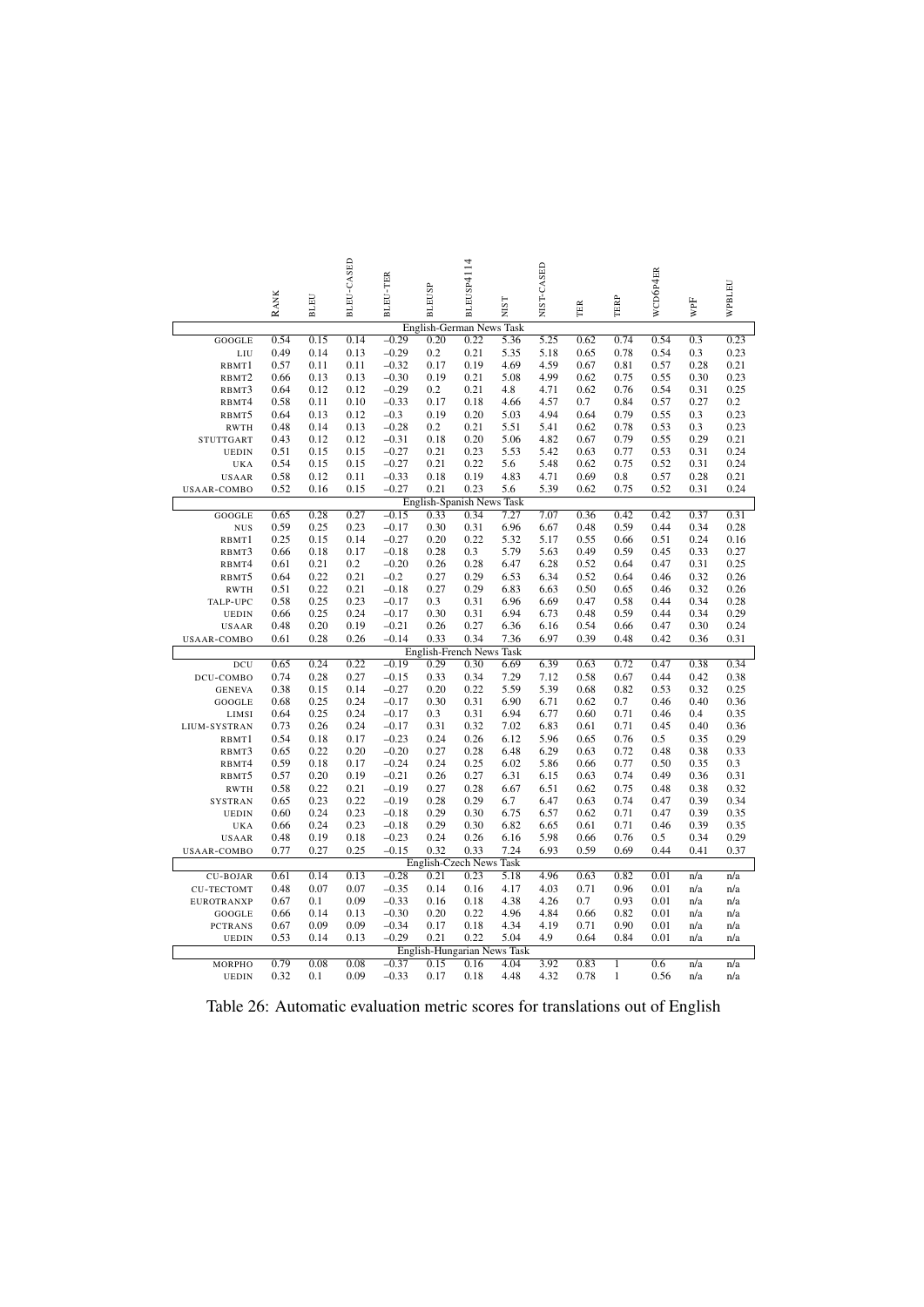| | RANK | BLEU | BLEU-CASED | BLEU-TER | BLEUSP | BLEUSP4114 | NIST | NIST-CASED | TER | TERP | WCD6P4ER | WPF | WPBLEU |
|---|---|---|---|---|---|---|---|---|---|---|---|---|---|
| English-German News Task | | | | | | | | | | | | | |
| GOOGLE | 0.54 | 0.15 | 0.14 | −0.29 | 0.20 | 0.22 | 5.36 | 5.25 | 0.62 | 0.74 | 0.54 | 0.3 | 0.23 |
| LIU | 0.49 | 0.14 | 0.13 | −0.29 | 0.2 | 0.21 | 5.35 | 5.18 | 0.65 | 0.78 | 0.54 | 0.3 | 0.23 |
| RBMT1 | 0.57 | 0.11 | 0.11 | −0.32 | 0.17 | 0.19 | 4.69 | 4.59 | 0.67 | 0.81 | 0.57 | 0.28 | 0.21 |
| RBMT2 | 0.66 | 0.13 | 0.13 | −0.30 | 0.19 | 0.21 | 5.08 | 4.99 | 0.62 | 0.75 | 0.55 | 0.30 | 0.23 |
| RBMT3 | 0.64 | 0.12 | 0.12 | −0.29 | 0.2 | 0.21 | 4.8 | 4.71 | 0.62 | 0.76 | 0.54 | 0.31 | 0.25 |
| RBMT4 | 0.58 | 0.11 | 0.10 | −0.33 | 0.17 | 0.18 | 4.66 | 4.57 | 0.7 | 0.84 | 0.57 | 0.27 | 0.2 |
| RBMT5 | 0.64 | 0.13 | 0.12 | −0.3 | 0.19 | 0.20 | 5.03 | 4.94 | 0.64 | 0.79 | 0.55 | 0.3 | 0.23 |
| RWTH | 0.48 | 0.14 | 0.13 | −0.28 | 0.2 | 0.21 | 5.51 | 5.41 | 0.62 | 0.78 | 0.53 | 0.3 | 0.23 |
| STUTTGART | 0.43 | 0.12 | 0.12 | −0.31 | 0.18 | 0.20 | 5.06 | 4.82 | 0.67 | 0.79 | 0.55 | 0.29 | 0.21 |
| UEDIN | 0.51 | 0.15 | 0.15 | −0.27 | 0.21 | 0.23 | 5.53 | 5.42 | 0.63 | 0.77 | 0.53 | 0.31 | 0.24 |
| UKA | 0.54 | 0.15 | 0.15 | −0.27 | 0.21 | 0.22 | 5.6 | 5.48 | 0.62 | 0.75 | 0.52 | 0.31 | 0.24 |
| USAAR | 0.58 | 0.12 | 0.11 | −0.33 | 0.18 | 0.19 | 4.83 | 4.71 | 0.69 | 0.8 | 0.57 | 0.28 | 0.21 |
| USAAR-COMBO | 0.52 | 0.16 | 0.15 | −0.27 | 0.21 | 0.23 | 5.6 | 5.39 | 0.62 | 0.75 | 0.52 | 0.31 | 0.24 |
| English-Spanish News Task | | | | | | | | | | | | | |
| GOOGLE | 0.65 | 0.28 | 0.27 | −0.15 | 0.33 | 0.34 | 7.27 | 7.07 | 0.36 | 0.42 | 0.42 | 0.37 | 0.31 |
| NUS | 0.59 | 0.25 | 0.23 | −0.17 | 0.30 | 0.31 | 6.96 | 6.67 | 0.48 | 0.59 | 0.44 | 0.34 | 0.28 |
| RBMT1 | 0.25 | 0.15 | 0.14 | −0.27 | 0.20 | 0.22 | 5.32 | 5.17 | 0.55 | 0.66 | 0.51 | 0.24 | 0.16 |
| RBMT3 | 0.66 | 0.18 | 0.17 | −0.18 | 0.28 | 0.3 | 5.79 | 5.63 | 0.49 | 0.59 | 0.45 | 0.33 | 0.27 |
| RBMT4 | 0.61 | 0.21 | 0.2 | −0.20 | 0.26 | 0.28 | 6.47 | 6.28 | 0.52 | 0.64 | 0.47 | 0.31 | 0.25 |
| RBMT5 | 0.64 | 0.22 | 0.21 | −0.2 | 0.27 | 0.29 | 6.53 | 6.34 | 0.52 | 0.64 | 0.46 | 0.32 | 0.26 |
| RWTH | 0.51 | 0.22 | 0.21 | −0.18 | 0.27 | 0.29 | 6.83 | 6.63 | 0.50 | 0.65 | 0.46 | 0.32 | 0.26 |
| TALP-UPC | 0.58 | 0.25 | 0.23 | −0.17 | 0.3 | 0.31 | 6.96 | 6.69 | 0.47 | 0.58 | 0.44 | 0.34 | 0.28 |
| UEDIN | 0.66 | 0.25 | 0.24 | −0.17 | 0.30 | 0.31 | 6.94 | 6.73 | 0.48 | 0.59 | 0.44 | 0.34 | 0.29 |
| USAAR | 0.48 | 0.20 | 0.19 | −0.21 | 0.26 | 0.27 | 6.36 | 6.16 | 0.54 | 0.66 | 0.47 | 0.30 | 0.24 |
| USAAR-COMBO | 0.61 | 0.28 | 0.26 | −0.14 | 0.33 | 0.34 | 7.36 | 6.97 | 0.39 | 0.48 | 0.42 | 0.36 | 0.31 |
| English-French News Task | | | | | | | | | | | | | |
| DCU | 0.65 | 0.24 | 0.22 | −0.19 | 0.29 | 0.30 | 6.69 | 6.39 | 0.63 | 0.72 | 0.47 | 0.38 | 0.34 |
| DCU-COMBO | 0.74 | 0.28 | 0.27 | −0.15 | 0.33 | 0.34 | 7.29 | 7.12 | 0.58 | 0.67 | 0.44 | 0.42 | 0.38 |
| GENEVA | 0.38 | 0.15 | 0.14 | −0.27 | 0.20 | 0.22 | 5.59 | 5.39 | 0.68 | 0.82 | 0.53 | 0.32 | 0.25 |
| GOOGLE | 0.68 | 0.25 | 0.24 | −0.17 | 0.30 | 0.31 | 6.90 | 6.71 | 0.62 | 0.7 | 0.46 | 0.40 | 0.36 |
| LIMSI | 0.64 | 0.25 | 0.24 | −0.17 | 0.3 | 0.31 | 6.94 | 6.77 | 0.60 | 0.71 | 0.46 | 0.4 | 0.35 |
| LIUM-SYSTRAN | 0.73 | 0.26 | 0.24 | −0.17 | 0.31 | 0.32 | 7.02 | 6.83 | 0.61 | 0.71 | 0.45 | 0.40 | 0.36 |
| RBMT1 | 0.54 | 0.18 | 0.17 | −0.23 | 0.24 | 0.26 | 6.12 | 5.96 | 0.65 | 0.76 | 0.5 | 0.35 | 0.29 |
| RBMT3 | 0.65 | 0.22 | 0.20 | −0.20 | 0.27 | 0.28 | 6.48 | 6.29 | 0.63 | 0.72 | 0.48 | 0.38 | 0.33 |
| RBMT4 | 0.59 | 0.18 | 0.17 | −0.24 | 0.24 | 0.25 | 6.02 | 5.86 | 0.66 | 0.77 | 0.50 | 0.35 | 0.3 |
| RBMT5 | 0.57 | 0.20 | 0.19 | −0.21 | 0.26 | 0.27 | 6.31 | 6.15 | 0.63 | 0.74 | 0.49 | 0.36 | 0.31 |
| RWTH | 0.58 | 0.22 | 0.21 | −0.19 | 0.27 | 0.28 | 6.67 | 6.51 | 0.62 | 0.75 | 0.48 | 0.38 | 0.32 |
| SYSTRAN | 0.65 | 0.23 | 0.22 | −0.19 | 0.28 | 0.29 | 6.7 | 6.47 | 0.63 | 0.74 | 0.47 | 0.39 | 0.34 |
| UEDIN | 0.60 | 0.24 | 0.23 | −0.18 | 0.29 | 0.30 | 6.75 | 6.57 | 0.62 | 0.71 | 0.47 | 0.39 | 0.35 |
| UKA | 0.66 | 0.24 | 0.23 | −0.18 | 0.29 | 0.30 | 6.82 | 6.65 | 0.61 | 0.71 | 0.46 | 0.39 | 0.35 |
| USAAR | 0.48 | 0.19 | 0.18 | −0.23 | 0.24 | 0.26 | 6.16 | 5.98 | 0.66 | 0.76 | 0.5 | 0.34 | 0.29 |
| USAAR-COMBO | 0.77 | 0.27 | 0.25 | −0.15 | 0.32 | 0.33 | 7.24 | 6.93 | 0.59 | 0.69 | 0.44 | 0.41 | 0.37 |
| English-Czech News Task | | | | | | | | | | | | | |
| CU-BOJAR | 0.61 | 0.14 | 0.13 | −0.28 | 0.21 | 0.23 | 5.18 | 4.96 | 0.63 | 0.82 | 0.01 | n/a | n/a |
| CU-TECTOMT | 0.48 | 0.07 | 0.07 | −0.35 | 0.14 | 0.16 | 4.17 | 4.03 | 0.71 | 0.96 | 0.01 | n/a | n/a |
| EUROTRANXP | 0.67 | 0.1 | 0.09 | −0.33 | 0.16 | 0.18 | 4.38 | 4.26 | 0.7 | 0.93 | 0.01 | n/a | n/a |
| GOOGLE | 0.66 | 0.14 | 0.13 | −0.30 | 0.20 | 0.22 | 4.96 | 4.84 | 0.66 | 0.82 | 0.01 | n/a | n/a |
| PCTRANS | 0.67 | 0.09 | 0.09 | −0.34 | 0.17 | 0.18 | 4.34 | 4.19 | 0.71 | 0.90 | 0.01 | n/a | n/a |
| UEDIN | 0.53 | 0.14 | 0.13 | −0.29 | 0.21 | 0.22 | 5.04 | 4.9 | 0.64 | 0.84 | 0.01 | n/a | n/a |
| English-Hungarian News Task | | | | | | | | | | | | | |
| MORPHO | 0.79 | 0.08 | 0.08 | −0.37 | 0.15 | 0.16 | 4.04 | 3.92 | 0.83 | 1 | 0.6 | n/a | n/a |
| UEDIN | 0.32 | 0.1 | 0.09 | −0.33 | 0.17 | 0.18 | 4.48 | 4.32 | 0.78 | 1 | 0.56 | n/a | n/a |

Table 26: Automatic evaluation metric scores for translations out of English